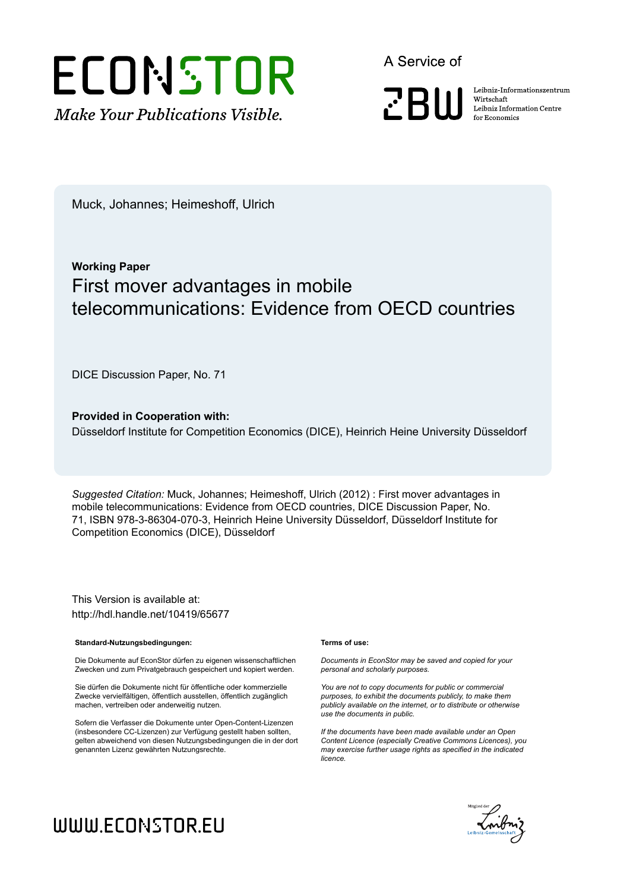ECONSTOR

*Make Your Publications Visible.*

A Service of

ZBW

Leibniz-Informationszentrum Wirtschaft
Leibniz Information Centre for Economics

Muck, Johannes; Heimeshoff, Ulrich

**Working Paper**

# First mover advantages in mobile telecommunications: Evidence from OECD countries

DICE Discussion Paper, No. 71

**Provided in Cooperation with:**

Düsseldorf Institute for Competition Economics (DICE), Heinrich Heine University Düsseldorf

*Suggested Citation:* Muck, Johannes; Heimeshoff, Ulrich (2012) : First mover advantages in mobile telecommunications: Evidence from OECD countries, DICE Discussion Paper, No. 71, ISBN 978-3-86304-070-3, Heinrich Heine University Düsseldorf, Düsseldorf Institute for Competition Economics (DICE), Düsseldorf

This Version is available at:
http://hdl.handle.net/10419/65677

**Standard-Nutzungsbedingungen:**

Die Dokumente auf EconStor dürfen zu eigenen wissenschaftlichen Zwecken und zum Privatgebrauch gespeichert und kopiert werden.

Sie dürfen die Dokumente nicht für öffentliche oder kommerzielle Zwecke vervielfältigen, öffentlich ausstellen, öffentlich zugänglich machen, vertreiben oder anderweitig nutzen.

Sofern die Verfasser die Dokumente unter Open-Content-Lizenzen (insbesondere CC-Lizenzen) zur Verfügung gestellt haben sollten, gelten abweichend von diesen Nutzungsbedingungen die in der dort genannten Lizenz gewährten Nutzungsrechte.

**Terms of use:**

*Documents in EconStor may be saved and copied for your personal and scholarly purposes.*

*You are not to copy documents for public or commercial purposes, to exhibit the documents publicly, to make them publicly available on the internet, or to distribute or otherwise use the documents in public.*

*If the documents have been made available under an Open Content Licence (especially Creative Commons Licences), you may exercise further usage rights as specified in the indicated licence.*

WWW.ECONSTOR.EU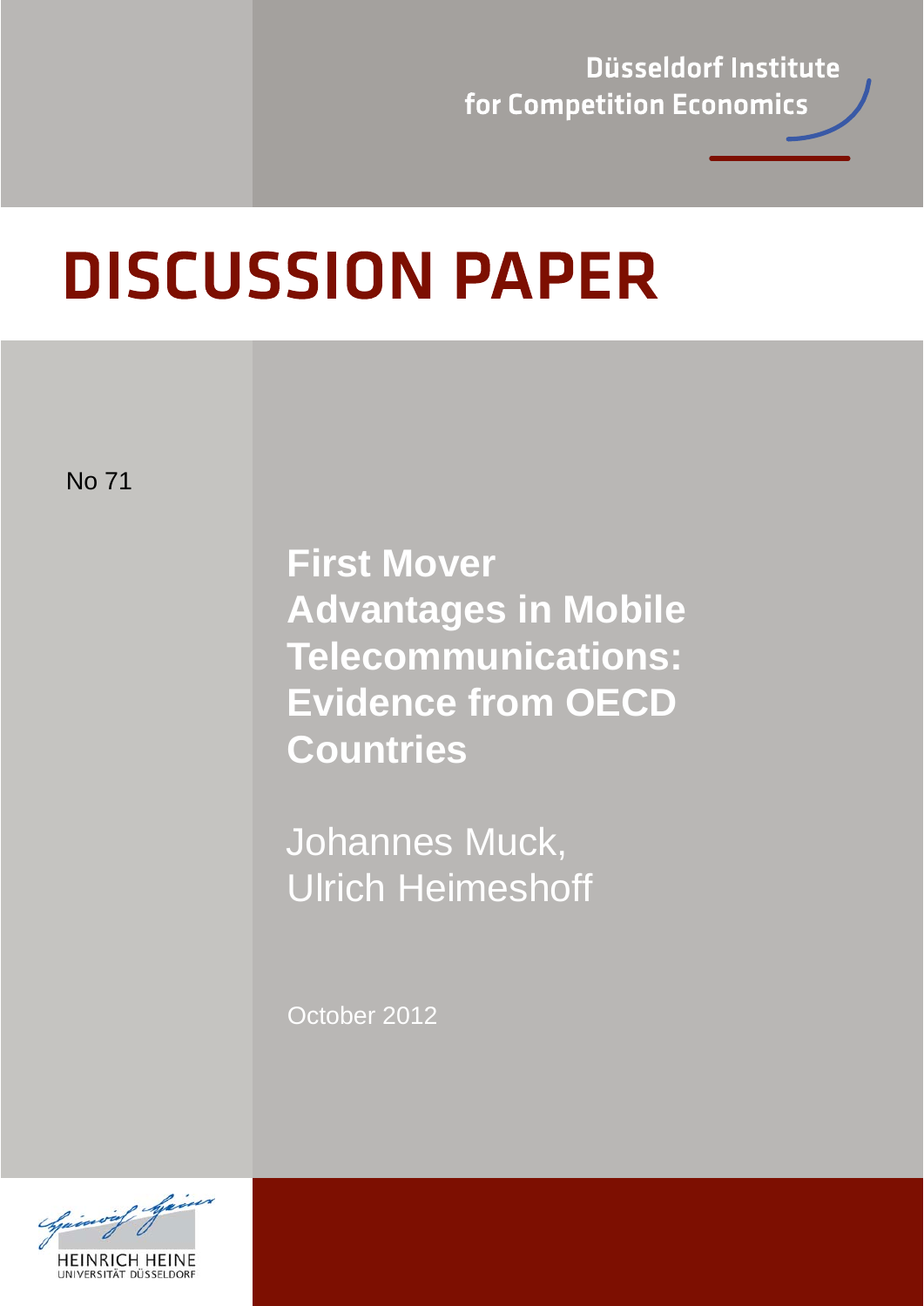Düsseldorf Institute for Competition Economics

# DISCUSSION PAPER

No 71

## First Mover Advantages in Mobile Telecommunications: Evidence from OECD Countries

Johannes Muck,
Ulrich Heimeshoff

October 2012

HEINRICH HEINE
UNIVERSITÄT DÜSSELDORF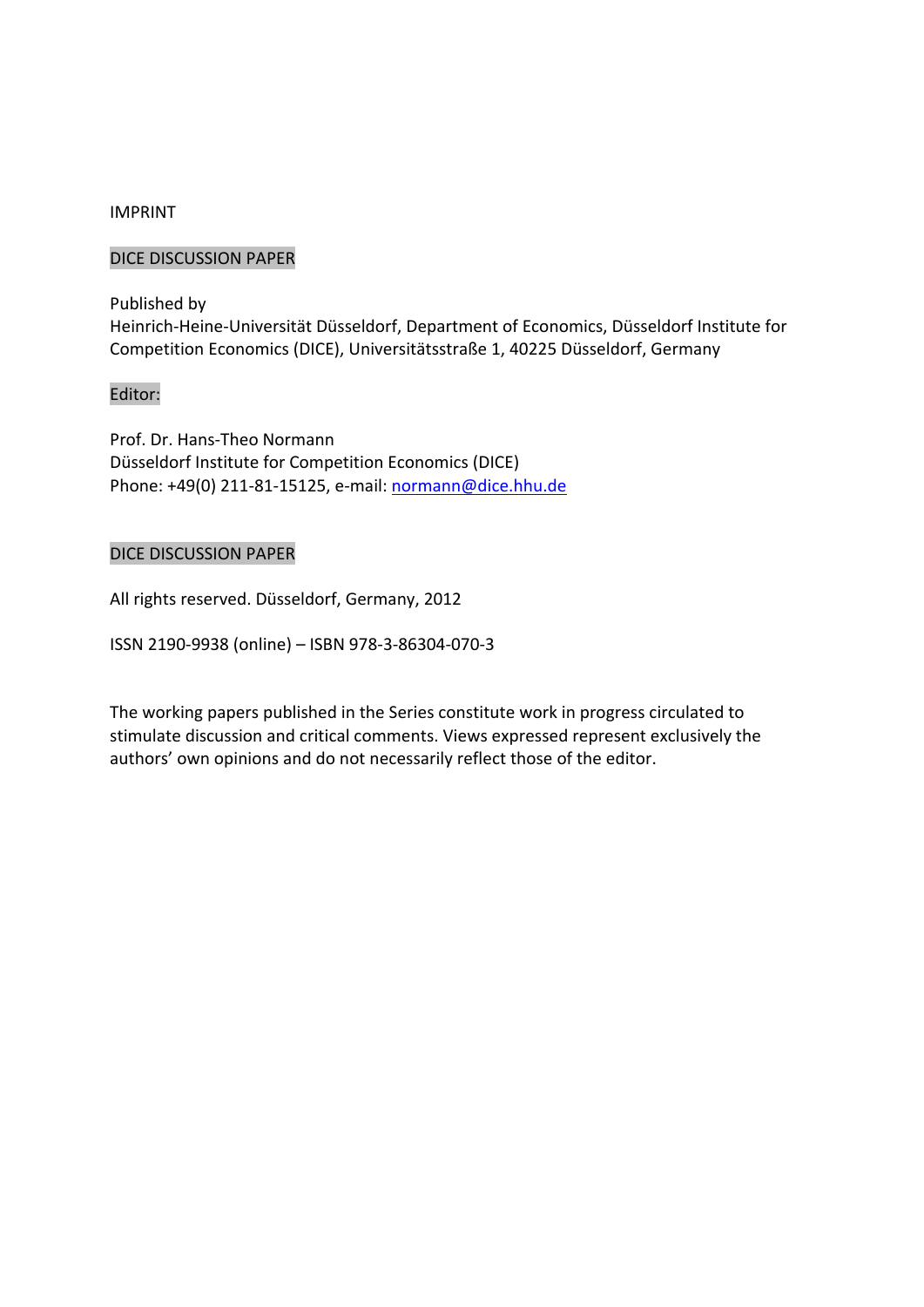IMPRINT

DICE DISCUSSION PAPER

Published by
Heinrich‐Heine‐Universität Düsseldorf, Department of Economics, Düsseldorf Institute for Competition Economics (DICE), Universitätsstraße 1, 40225 Düsseldorf, Germany

Editor:

Prof. Dr. Hans‐Theo Normann
Düsseldorf Institute for Competition Economics (DICE)
Phone: +49(0) 211‐81‐15125, e‐mail: normann@dice.hhu.de

DICE DISCUSSION PAPER

All rights reserved. Düsseldorf, Germany, 2012

ISSN 2190‐9938 (online) – ISBN 978‐3‐86304‐070‐3

The working papers published in the Series constitute work in progress circulated to stimulate discussion and critical comments. Views expressed represent exclusively the authors' own opinions and do not necessarily reflect those of the editor.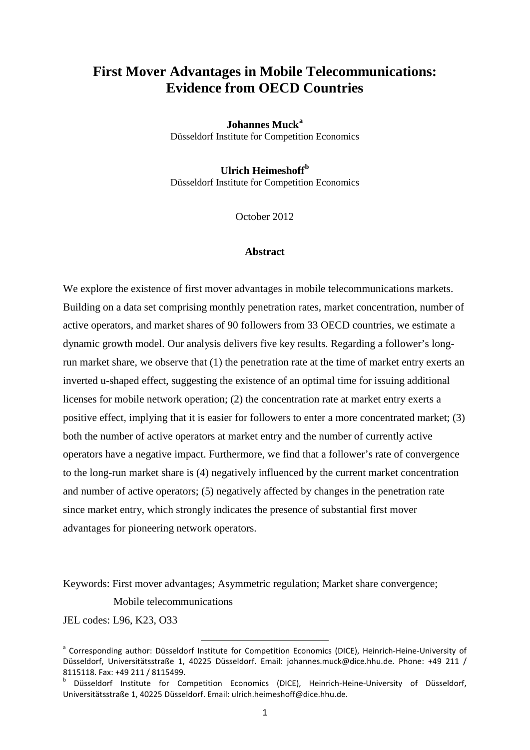# First Mover Advantages in Mobile Telecommunications: Evidence from OECD Countries

**Johannes Muck**[a]
Düsseldorf Institute for Competition Economics

**Ulrich Heimeshoff**[b]
Düsseldorf Institute for Competition Economics

October 2012

### Abstract

We explore the existence of first mover advantages in mobile telecommunications markets. Building on a data set comprising monthly penetration rates, market concentration, number of active operators, and market shares of 90 followers from 33 OECD countries, we estimate a dynamic growth model. Our analysis delivers five key results. Regarding a follower's long-run market share, we observe that (1) the penetration rate at the time of market entry exerts an inverted u-shaped effect, suggesting the existence of an optimal time for issuing additional licenses for mobile network operation; (2) the concentration rate at market entry exerts a positive effect, implying that it is easier for followers to enter a more concentrated market; (3) both the number of active operators at market entry and the number of currently active operators have a negative impact. Furthermore, we find that a follower's rate of convergence to the long-run market share is (4) negatively influenced by the current market concentration and number of active operators; (5) negatively affected by changes in the penetration rate since market entry, which strongly indicates the presence of substantial first mover advantages for pioneering network operators.

Keywords: First mover advantages; Asymmetric regulation; Market share convergence; Mobile telecommunications

JEL codes: L96, K23, O33

---

[a] Corresponding author: Düsseldorf Institute for Competition Economics (DICE), Heinrich-Heine-University of Düsseldorf, Universitätsstraße 1, 40225 Düsseldorf. Email: johannes.muck@dice.hhu.de. Phone: +49 211 / 8115118. Fax: +49 211 / 8115499.

[b] Düsseldorf Institute for Competition Economics (DICE), Heinrich-Heine-University of Düsseldorf, Universitätsstraße 1, 40225 Düsseldorf. Email: ulrich.heimeshoff@dice.hhu.de.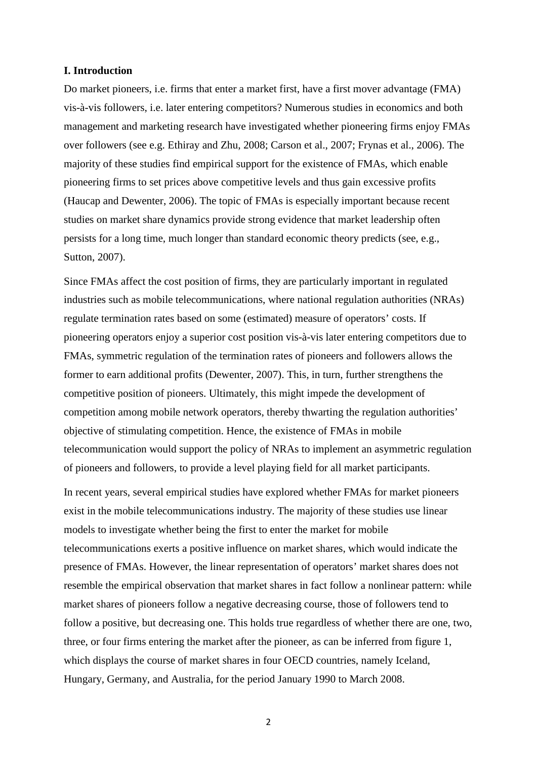### I. Introduction

Do market pioneers, i.e. firms that enter a market first, have a first mover advantage (FMA) vis-à-vis followers, i.e. later entering competitors? Numerous studies in economics and both management and marketing research have investigated whether pioneering firms enjoy FMAs over followers (see e.g. Ethiray and Zhu, 2008; Carson et al., 2007; Frynas et al., 2006). The majority of these studies find empirical support for the existence of FMAs, which enable pioneering firms to set prices above competitive levels and thus gain excessive profits (Haucap and Dewenter, 2006). The topic of FMAs is especially important because recent studies on market share dynamics provide strong evidence that market leadership often persists for a long time, much longer than standard economic theory predicts (see, e.g., Sutton, 2007).

Since FMAs affect the cost position of firms, they are particularly important in regulated industries such as mobile telecommunications, where national regulation authorities (NRAs) regulate termination rates based on some (estimated) measure of operators' costs. If pioneering operators enjoy a superior cost position vis-à-vis later entering competitors due to FMAs, symmetric regulation of the termination rates of pioneers and followers allows the former to earn additional profits (Dewenter, 2007). This, in turn, further strengthens the competitive position of pioneers. Ultimately, this might impede the development of competition among mobile network operators, thereby thwarting the regulation authorities' objective of stimulating competition. Hence, the existence of FMAs in mobile telecommunication would support the policy of NRAs to implement an asymmetric regulation of pioneers and followers, to provide a level playing field for all market participants.

In recent years, several empirical studies have explored whether FMAs for market pioneers exist in the mobile telecommunications industry. The majority of these studies use linear models to investigate whether being the first to enter the market for mobile telecommunications exerts a positive influence on market shares, which would indicate the presence of FMAs. However, the linear representation of operators' market shares does not resemble the empirical observation that market shares in fact follow a nonlinear pattern: while market shares of pioneers follow a negative decreasing course, those of followers tend to follow a positive, but decreasing one. This holds true regardless of whether there are one, two, three, or four firms entering the market after the pioneer, as can be inferred from figure 1, which displays the course of market shares in four OECD countries, namely Iceland, Hungary, Germany, and Australia, for the period January 1990 to March 2008.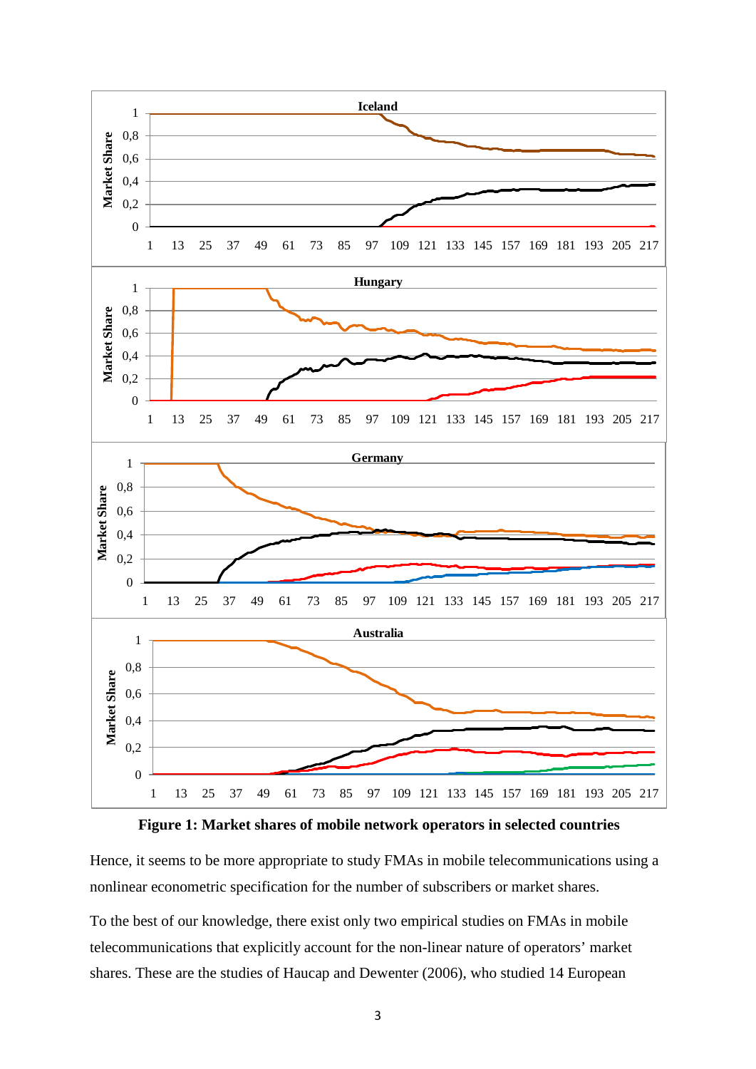**Figure 1: Market shares of mobile network operators in selected countries**

Hence, it seems to be more appropriate to study FMAs in mobile telecommunications using a nonlinear econometric specification for the number of subscribers or market shares.

To the best of our knowledge, there exist only two empirical studies on FMAs in mobile telecommunications that explicitly account for the non-linear nature of operators' market shares. These are the studies of Haucap and Dewenter (2006), who studied 14 European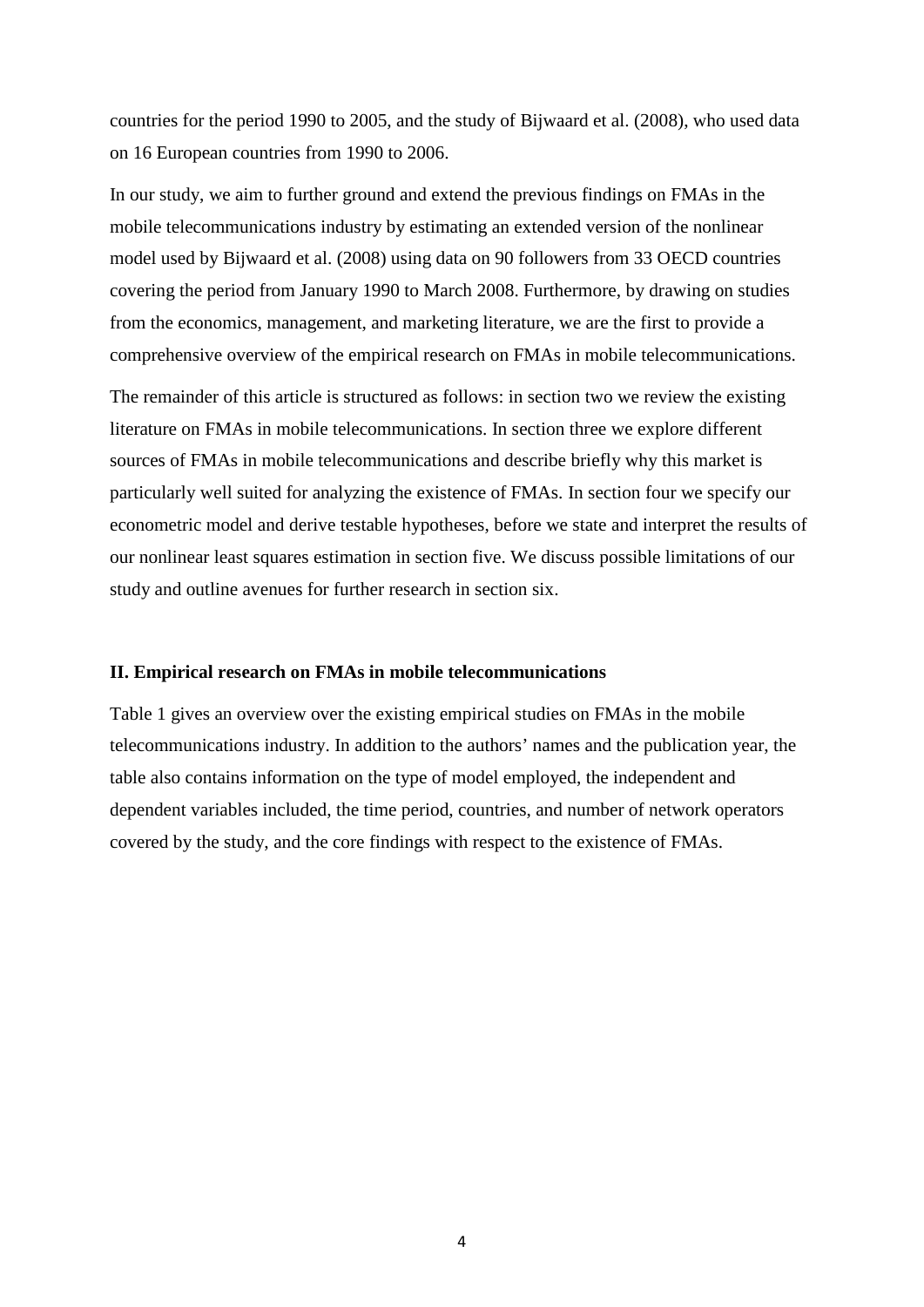countries for the period 1990 to 2005, and the study of Bijwaard et al. (2008), who used data on 16 European countries from 1990 to 2006.

In our study, we aim to further ground and extend the previous findings on FMAs in the mobile telecommunications industry by estimating an extended version of the nonlinear model used by Bijwaard et al. (2008) using data on 90 followers from 33 OECD countries covering the period from January 1990 to March 2008. Furthermore, by drawing on studies from the economics, management, and marketing literature, we are the first to provide a comprehensive overview of the empirical research on FMAs in mobile telecommunications.

The remainder of this article is structured as follows: in section two we review the existing literature on FMAs in mobile telecommunications. In section three we explore different sources of FMAs in mobile telecommunications and describe briefly why this market is particularly well suited for analyzing the existence of FMAs. In section four we specify our econometric model and derive testable hypotheses, before we state and interpret the results of our nonlinear least squares estimation in section five. We discuss possible limitations of our study and outline avenues for further research in section six.

## II. Empirical research on FMAs in mobile telecommunications

Table 1 gives an overview over the existing empirical studies on FMAs in the mobile telecommunications industry. In addition to the authors' names and the publication year, the table also contains information on the type of model employed, the independent and dependent variables included, the time period, countries, and number of network operators covered by the study, and the core findings with respect to the existence of FMAs.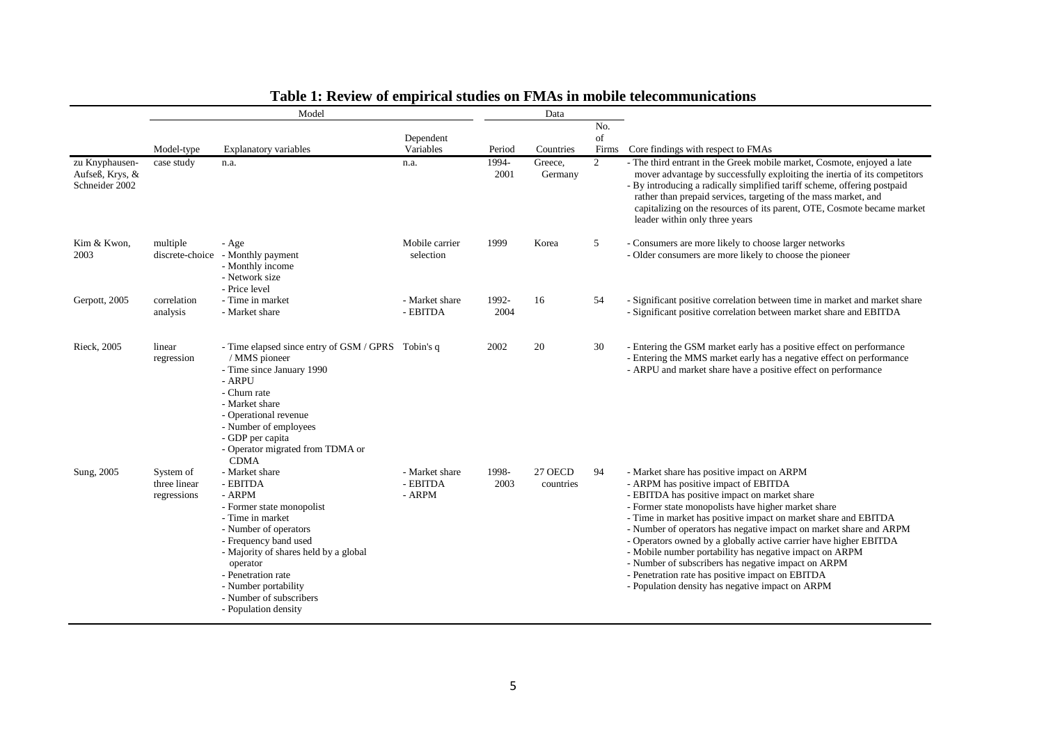**Table 1: Review of empirical studies on FMAs in mobile telecommunications**

| | Model | | | Data | | | |
|---|---|---|---|---|---|---|---|
| | Model-type | Explanatory variables | Dependent Variables | Period | Countries | No. of Firms | Core findings with respect to FMAs |
| zu Knyphausen-Aufseß, Krys, & Schneider 2002 | case study | n.a. | n.a. | 1994-2001 | Greece, Germany | 2 | - The third entrant in the Greek mobile market, Cosmote, enjoyed a late mover advantage by successfully exploiting the inertia of its competitors<br>- By introducing a radically simplified tariff scheme, offering postpaid rather than prepaid services, targeting of the mass market, and capitalizing on the resources of its parent, OTE, Cosmote became market leader within only three years |
| Kim & Kwon, 2003 | multiple discrete-choice | - Age<br>- Monthly payment<br>- Monthly income<br>- Network size<br>- Price level | Mobile carrier selection | 1999 | Korea | 5 | - Consumers are more likely to choose larger networks<br>- Older consumers are more likely to choose the pioneer |
| Gerpott, 2005 | correlation analysis | - Time in market<br>- Market share | - Market share<br>- EBITDA | 1992-2004 | 16 | 54 | - Significant positive correlation between time in market and market share<br>- Significant positive correlation between market share and EBITDA |
| Rieck, 2005 | linear regression | - Time elapsed since entry of GSM / GPRS / MMS pioneer<br>- Time since January 1990<br>- ARPU<br>- Churn rate<br>- Market share<br>- Operational revenue<br>- Number of employees<br>- GDP per capita<br>- Operator migrated from TDMA or CDMA | Tobin's q | 2002 | 20 | 30 | - Entering the GSM market early has a positive effect on performance<br>- Entering the MMS market early has a negative effect on performance<br>- ARPU and market share have a positive effect on performance |
| Sung, 2005 | System of three linear regressions | - Market share<br>- EBITDA<br>- ARPM<br>- Former state monopolist<br>- Time in market<br>- Number of operators<br>- Frequency band used<br>- Majority of shares held by a global operator<br>- Penetration rate<br>- Number portability<br>- Number of subscribers<br>- Population density | - Market share<br>- EBITDA<br>- ARPM | 1998-2003 | 27 OECD countries | 94 | - Market share has positive impact on ARPM<br>- ARPM has positive impact of EBITDA<br>- EBITDA has positive impact on market share<br>- Former state monopolists have higher market share<br>- Time in market has positive impact on market share and EBITDA<br>- Number of operators has negative impact on market share and ARPM<br>- Operators owned by a globally active carrier have higher EBITDA<br>- Mobile number portability has negative impact on ARPM<br>- Number of subscribers has negative impact on ARPM<br>- Penetration rate has positive impact on EBITDA<br>- Population density has negative impact on ARPM |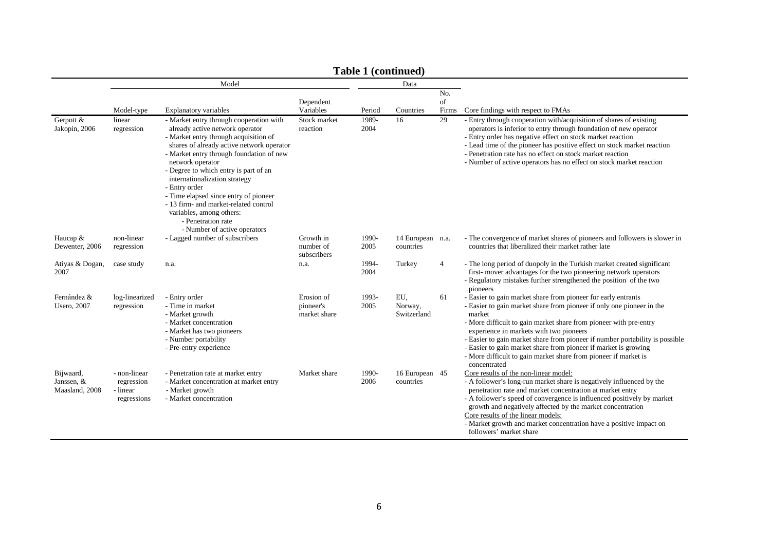**Table 1 (continued)**

| | Model | | | Data | | | |
|---|---|---|---|---|---|---|---|
| | Model-type | Explanatory variables | Dependent Variables | Period | Countries | No. of Firms | Core findings with respect to FMAs |
| Gerpott & Jakopin, 2006 | linear regression | - Market entry through cooperation with already active network operator<br>- Market entry through acquisition of shares of already active network operator<br>- Market entry through foundation of new network operator<br>- Degree to which entry is part of an internationalization strategy<br>- Entry order<br>- Time elapsed since entry of pioneer<br>- 13 firm- and market-related control variables, among others:<br>- Penetration rate<br>- Number of active operators | Stock market reaction | 1989-2004 | 16 | 29 | - Entry through cooperation with/acquisition of shares of existing operators is inferior to entry through foundation of new operator<br>- Entry order has negative effect on stock market reaction<br>- Lead time of the pioneer has positive effect on stock market reaction<br>- Penetration rate has no effect on stock market reaction<br>- Number of active operators has no effect on stock market reaction |
| Haucap & Dewenter, 2006 | non-linear regression | - Lagged number of subscribers | Growth in number of subscribers | 1990-2005 | 14 European countries | n.a. | - The convergence of market shares of pioneers and followers is slower in countries that liberalized their market rather late |
| Atiyas & Dogan, 2007 | case study | n.a. | n.a. | 1994-2004 | Turkey | 4 | - The long period of duopoly in the Turkish market created significant first- mover advantages for the two pioneering network operators<br>- Regulatory mistakes further strengthened the position of the two pioneers |
| Fernández & Usero, 2007 | log-linearized regression | - Entry order<br>- Time in market<br>- Market growth<br>- Market concentration<br>- Market has two pioneers<br>- Number portability<br>- Pre-entry experience | Erosion of pioneer's market share | 1993-2005 | EU, Norway, Switzerland | 61 | - Easier to gain market share from pioneer for early entrants<br>- Easier to gain market share from pioneer if only one pioneer in the market<br>- More difficult to gain market share from pioneer with pre-entry experience in markets with two pioneers<br>- Easier to gain market share from pioneer if number portability is possible<br>- Easier to gain market share from pioneer if market is growing<br>- More difficult to gain market share from pioneer if market is concentrated |
| Bijwaard, Janssen, & Maasland, 2008 | - non-linear regression<br>- linear regressions | - Penetration rate at market entry<br>- Market concentration at market entry<br>- Market growth<br>- Market concentration | Market share | 1990-2006 | 16 European countries | 45 | Core results of the non-linear model:<br>- A follower's long-run market share is negatively influenced by the penetration rate and market concentration at market entry<br>- A follower's speed of convergence is influenced positively by market growth and negatively affected by the market concentration<br>Core results of the linear models:<br>- Market growth and market concentration have a positive impact on followers' market share |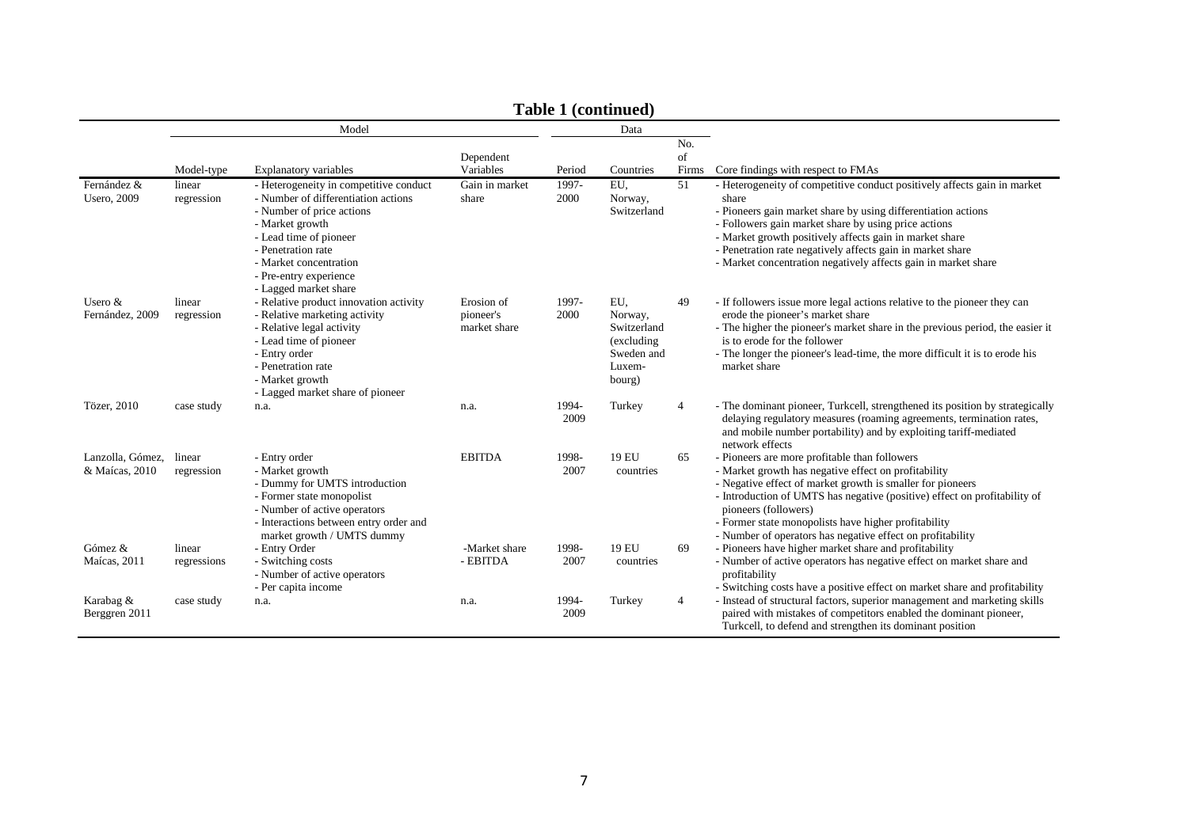**Table 1 (continued)**

| | Model | | | Data | | | |
|---|---|---|---|---|---|---|---|
| | Model-type | Explanatory variables | Dependent Variables | Period | Countries | No. of Firms | Core findings with respect to FMAs |
| Fernández & Usero, 2009 | linear regression | - Heterogeneity in competitive conduct<br>- Number of differentiation actions<br>- Number of price actions<br>- Market growth<br>- Lead time of pioneer<br>- Penetration rate<br>- Market concentration<br>- Pre-entry experience<br>- Lagged market share | Gain in market share | 1997-2000 | EU, Norway, Switzerland | 51 | - Heterogeneity of competitive conduct positively affects gain in market share<br>- Pioneers gain market share by using differentiation actions<br>- Followers gain market share by using price actions<br>- Market growth positively affects gain in market share<br>- Penetration rate negatively affects gain in market share<br>- Market concentration negatively affects gain in market share |
| Usero & Fernández, 2009 | linear regression | - Relative product innovation activity<br>- Relative marketing activity<br>- Relative legal activity<br>- Lead time of pioneer<br>- Entry order<br>- Penetration rate<br>- Market growth<br>- Lagged market share of pioneer | Erosion of pioneer's market share | 1997-2000 | EU, Norway, Switzerland (excluding Sweden and Luxembourg) | 49 | - If followers issue more legal actions relative to the pioneer they can erode the pioneer's market share<br>- The higher the pioneer's market share in the previous period, the easier it is to erode for the follower<br>- The longer the pioneer's lead-time, the more difficult it is to erode his market share |
| Tözer, 2010 | case study | n.a. | n.a. | 1994-2009 | Turkey | 4 | - The dominant pioneer, Turkcell, strengthened its position by strategically delaying regulatory measures (roaming agreements, termination rates, and mobile number portability) and by exploiting tariff-mediated network effects |
| Lanzolla, Gómez, & Maícas, 2010 | linear regression | - Entry order<br>- Market growth<br>- Dummy for UMTS introduction<br>- Former state monopolist<br>- Number of active operators<br>- Interactions between entry order and market growth / UMTS dummy | EBITDA | 1998-2007 | 19 EU countries | 65 | - Pioneers are more profitable than followers<br>- Market growth has negative effect on profitability<br>- Negative effect of market growth is smaller for pioneers<br>- Introduction of UMTS has negative (positive) effect on profitability of pioneers (followers)<br>- Former state monopolists have higher profitability<br>- Number of operators has negative effect on profitability |
| Gómez & Maícas, 2011 | linear regressions | - Entry Order<br>- Switching costs<br>- Number of active operators<br>- Per capita income | -Market share<br>- EBITDA | 1998-2007 | 19 EU countries | 69 | - Pioneers have higher market share and profitability<br>- Number of active operators has negative effect on market share and profitability<br>- Switching costs have a positive effect on market share and profitability |
| Karabag & Berggren 2011 | case study | n.a. | n.a. | 1994-2009 | Turkey | 4 | - Instead of structural factors, superior management and marketing skills paired with mistakes of competitors enabled the dominant pioneer, Turkcell, to defend and strengthen its dominant position |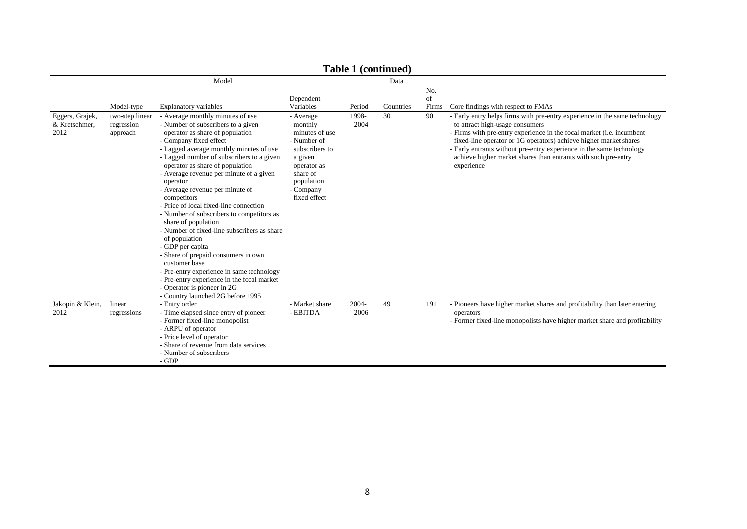**Table 1 (continued)**

| | Model | | | Data | | | |
|---|---|---|---|---|---|---|---|
| | Model-type | Explanatory variables | Dependent Variables | Period | Countries | No. of Firms | Core findings with respect to FMAs |
| Eggers, Grajek, & Kretschmer, 2012 | two-step linear regression approach | - Average monthly minutes of use<br>- Number of subscribers to a given operator as share of population<br>- Company fixed effect<br>- Lagged average monthly minutes of use<br>- Lagged number of subscribers to a given operator as share of population<br>- Average revenue per minute of a given operator<br>- Average revenue per minute of competitors<br>- Price of local fixed-line connection<br>- Number of subscribers to competitors as share of population<br>- Number of fixed-line subscribers as share of population<br>- GDP per capita<br>- Share of prepaid consumers in own customer base<br>- Pre-entry experience in same technology<br>- Pre-entry experience in the focal market<br>- Operator is pioneer in 2G<br>- Country launched 2G before 1995 | - Average monthly minutes of use<br>- Number of subscribers to a given operator as share of population<br>- Company fixed effect | 1998-2004 | 30 | 90 | - Early entry helps firms with pre-entry experience in the same technology to attract high-usage consumers<br>- Firms with pre-entry experience in the focal market (i.e. incumbent fixed-line operator or 1G operators) achieve higher market shares<br>- Early entrants without pre-entry experience in the same technology achieve higher market shares than entrants with such pre-entry experience |
| Jakopin & Klein, 2012 | linear regressions | - Entry order<br>- Time elapsed since entry of pioneer<br>- Former fixed-line monopolist<br>- ARPU of operator<br>- Price level of operator<br>- Share of revenue from data services<br>- Number of subscribers<br>- GDP | - Market share<br>- EBITDA | 2004-2006 | 49 | 191 | - Pioneers have higher market shares and profitability than later entering operators<br>- Former fixed-line monopolists have higher market share and profitability |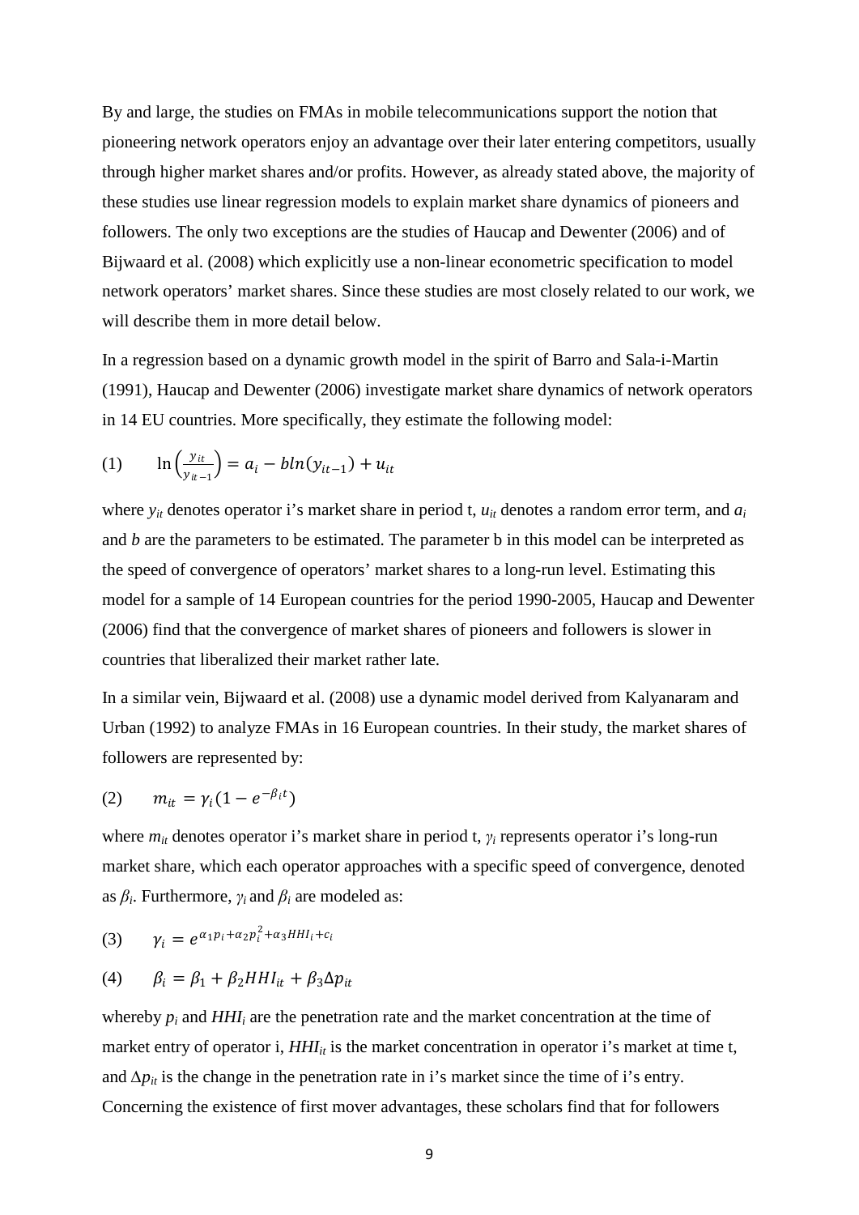By and large, the studies on FMAs in mobile telecommunications support the notion that pioneering network operators enjoy an advantage over their later entering competitors, usually through higher market shares and/or profits. However, as already stated above, the majority of these studies use linear regression models to explain market share dynamics of pioneers and followers. The only two exceptions are the studies of Haucap and Dewenter (2006) and of Bijwaard et al. (2008) which explicitly use a non-linear econometric specification to model network operators' market shares. Since these studies are most closely related to our work, we will describe them in more detail below.

In a regression based on a dynamic growth model in the spirit of Barro and Sala-i-Martin (1991), Haucap and Dewenter (2006) investigate market share dynamics of network operators in 14 EU countries. More specifically, they estimate the following model:

$$(1) \qquad \ln\left(\frac{y_{it}}{y_{it-1}}\right) = a_i - b\ln(y_{it-1}) + u_{it}$$

where $y_{it}$ denotes operator i's market share in period t, $u_{it}$ denotes a random error term, and $a_i$ and $b$ are the parameters to be estimated. The parameter b in this model can be interpreted as the speed of convergence of operators' market shares to a long-run level. Estimating this model for a sample of 14 European countries for the period 1990-2005, Haucap and Dewenter (2006) find that the convergence of market shares of pioneers and followers is slower in countries that liberalized their market rather late.

In a similar vein, Bijwaard et al. (2008) use a dynamic model derived from Kalyanaram and Urban (1992) to analyze FMAs in 16 European countries. In their study, the market shares of followers are represented by:

$$(2) \qquad m_{it} = \gamma_i(1 - e^{-\beta_i t})$$

where $m_{it}$ denotes operator i's market share in period t, $\gamma_i$ represents operator i's long-run market share, which each operator approaches with a specific speed of convergence, denoted as $\beta_i$. Furthermore, $\gamma_i$ and $\beta_i$ are modeled as:

$$(3) \qquad \gamma_i = e^{\alpha_1 p_i + \alpha_2 p_i^2 + \alpha_3 HHI_i + c_i}$$

$$(4) \qquad \beta_i = \beta_1 + \beta_2 HHI_{it} + \beta_3 \Delta p_{it}$$

whereby $p_i$ and $HHI_i$ are the penetration rate and the market concentration at the time of market entry of operator i, $HHI_{it}$ is the market concentration in operator i's market at time t, and $\Delta p_{it}$ is the change in the penetration rate in i's market since the time of i's entry. Concerning the existence of first mover advantages, these scholars find that for followers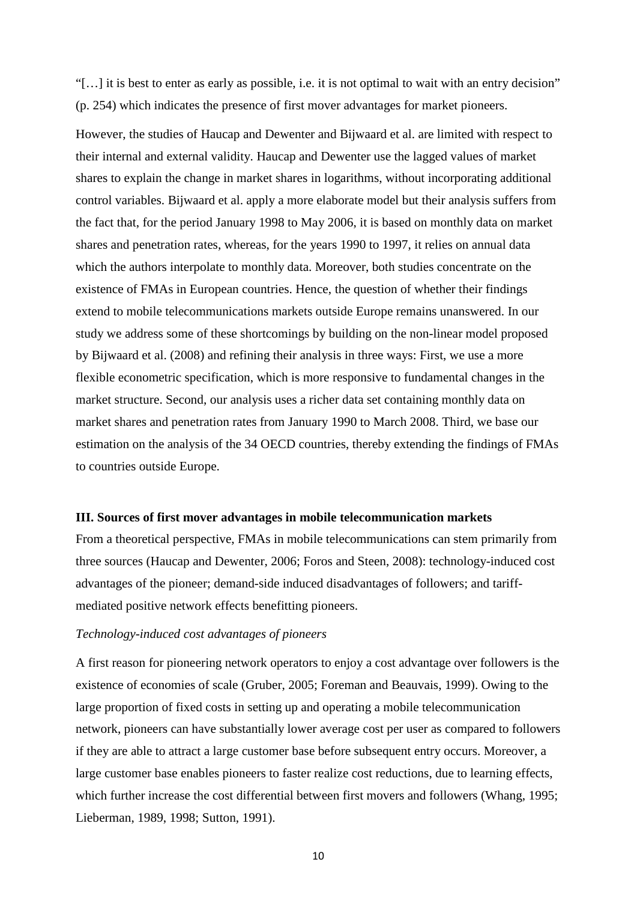"[…] it is best to enter as early as possible, i.e. it is not optimal to wait with an entry decision" (p. 254) which indicates the presence of first mover advantages for market pioneers.

However, the studies of Haucap and Dewenter and Bijwaard et al. are limited with respect to their internal and external validity. Haucap and Dewenter use the lagged values of market shares to explain the change in market shares in logarithms, without incorporating additional control variables. Bijwaard et al. apply a more elaborate model but their analysis suffers from the fact that, for the period January 1998 to May 2006, it is based on monthly data on market shares and penetration rates, whereas, for the years 1990 to 1997, it relies on annual data which the authors interpolate to monthly data. Moreover, both studies concentrate on the existence of FMAs in European countries. Hence, the question of whether their findings extend to mobile telecommunications markets outside Europe remains unanswered. In our study we address some of these shortcomings by building on the non-linear model proposed by Bijwaard et al. (2008) and refining their analysis in three ways: First, we use a more flexible econometric specification, which is more responsive to fundamental changes in the market structure. Second, our analysis uses a richer data set containing monthly data on market shares and penetration rates from January 1990 to March 2008. Third, we base our estimation on the analysis of the 34 OECD countries, thereby extending the findings of FMAs to countries outside Europe.

## III. Sources of first mover advantages in mobile telecommunication markets

From a theoretical perspective, FMAs in mobile telecommunications can stem primarily from three sources (Haucap and Dewenter, 2006; Foros and Steen, 2008): technology-induced cost advantages of the pioneer; demand-side induced disadvantages of followers; and tariff-mediated positive network effects benefitting pioneers.

*Technology-induced cost advantages of pioneers*

A first reason for pioneering network operators to enjoy a cost advantage over followers is the existence of economies of scale (Gruber, 2005; Foreman and Beauvais, 1999). Owing to the large proportion of fixed costs in setting up and operating a mobile telecommunication network, pioneers can have substantially lower average cost per user as compared to followers if they are able to attract a large customer base before subsequent entry occurs. Moreover, a large customer base enables pioneers to faster realize cost reductions, due to learning effects, which further increase the cost differential between first movers and followers (Whang, 1995; Lieberman, 1989, 1998; Sutton, 1991).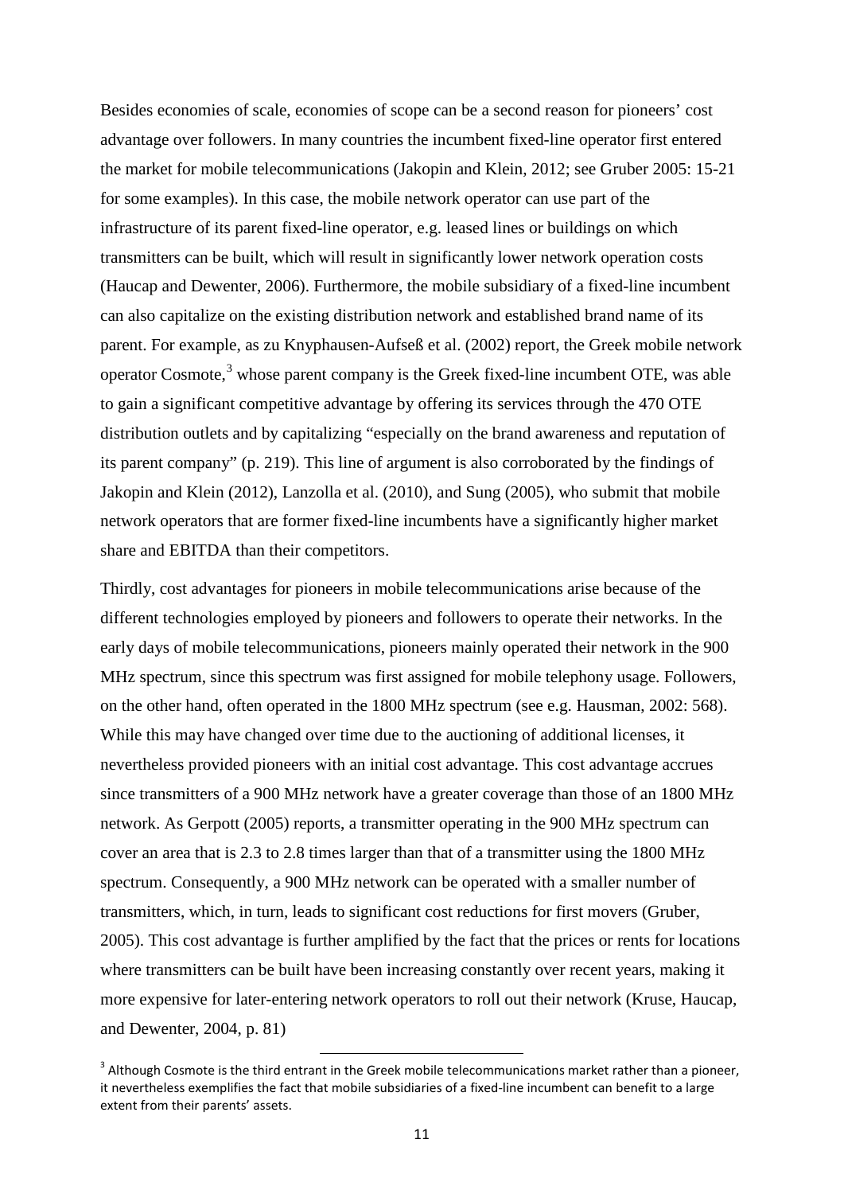Besides economies of scale, economies of scope can be a second reason for pioneers' cost advantage over followers. In many countries the incumbent fixed-line operator first entered the market for mobile telecommunications (Jakopin and Klein, 2012; see Gruber 2005: 15-21 for some examples). In this case, the mobile network operator can use part of the infrastructure of its parent fixed-line operator, e.g. leased lines or buildings on which transmitters can be built, which will result in significantly lower network operation costs (Haucap and Dewenter, 2006). Furthermore, the mobile subsidiary of a fixed-line incumbent can also capitalize on the existing distribution network and established brand name of its parent. For example, as zu Knyphausen-Aufseß et al. (2002) report, the Greek mobile network operator Cosmote,[3] whose parent company is the Greek fixed-line incumbent OTE, was able to gain a significant competitive advantage by offering its services through the 470 OTE distribution outlets and by capitalizing "especially on the brand awareness and reputation of its parent company" (p. 219). This line of argument is also corroborated by the findings of Jakopin and Klein (2012), Lanzolla et al. (2010), and Sung (2005), who submit that mobile network operators that are former fixed-line incumbents have a significantly higher market share and EBITDA than their competitors.

Thirdly, cost advantages for pioneers in mobile telecommunications arise because of the different technologies employed by pioneers and followers to operate their networks. In the early days of mobile telecommunications, pioneers mainly operated their network in the 900 MHz spectrum, since this spectrum was first assigned for mobile telephony usage. Followers, on the other hand, often operated in the 1800 MHz spectrum (see e.g. Hausman, 2002: 568). While this may have changed over time due to the auctioning of additional licenses, it nevertheless provided pioneers with an initial cost advantage. This cost advantage accrues since transmitters of a 900 MHz network have a greater coverage than those of an 1800 MHz network. As Gerpott (2005) reports, a transmitter operating in the 900 MHz spectrum can cover an area that is 2.3 to 2.8 times larger than that of a transmitter using the 1800 MHz spectrum. Consequently, a 900 MHz network can be operated with a smaller number of transmitters, which, in turn, leads to significant cost reductions for first movers (Gruber, 2005). This cost advantage is further amplified by the fact that the prices or rents for locations where transmitters can be built have been increasing constantly over recent years, making it more expensive for later-entering network operators to roll out their network (Kruse, Haucap, and Dewenter, 2004, p. 81)

---

[3] Although Cosmote is the third entrant in the Greek mobile telecommunications market rather than a pioneer, it nevertheless exemplifies the fact that mobile subsidiaries of a fixed-line incumbent can benefit to a large extent from their parents' assets.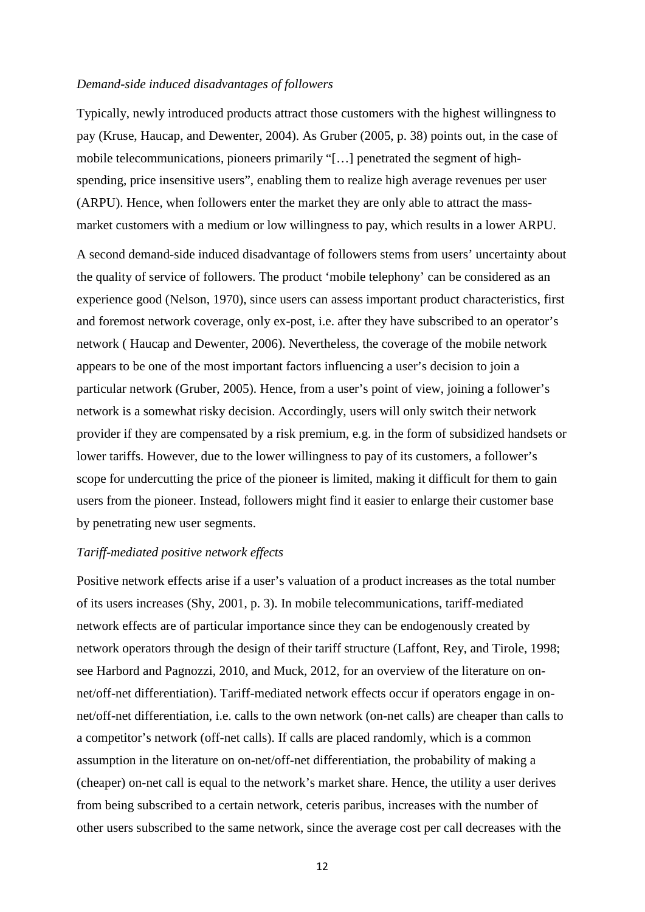*Demand-side induced disadvantages of followers*

Typically, newly introduced products attract those customers with the highest willingness to pay (Kruse, Haucap, and Dewenter, 2004). As Gruber (2005, p. 38) points out, in the case of mobile telecommunications, pioneers primarily "[…] penetrated the segment of high-spending, price insensitive users", enabling them to realize high average revenues per user (ARPU). Hence, when followers enter the market they are only able to attract the mass-market customers with a medium or low willingness to pay, which results in a lower ARPU.

A second demand-side induced disadvantage of followers stems from users' uncertainty about the quality of service of followers. The product 'mobile telephony' can be considered as an experience good (Nelson, 1970), since users can assess important product characteristics, first and foremost network coverage, only ex-post, i.e. after they have subscribed to an operator's network ( Haucap and Dewenter, 2006). Nevertheless, the coverage of the mobile network appears to be one of the most important factors influencing a user's decision to join a particular network (Gruber, 2005). Hence, from a user's point of view, joining a follower's network is a somewhat risky decision. Accordingly, users will only switch their network provider if they are compensated by a risk premium, e.g. in the form of subsidized handsets or lower tariffs. However, due to the lower willingness to pay of its customers, a follower's scope for undercutting the price of the pioneer is limited, making it difficult for them to gain users from the pioneer. Instead, followers might find it easier to enlarge their customer base by penetrating new user segments.

*Tariff-mediated positive network effects*

Positive network effects arise if a user's valuation of a product increases as the total number of its users increases (Shy, 2001, p. 3). In mobile telecommunications, tariff-mediated network effects are of particular importance since they can be endogenously created by network operators through the design of their tariff structure (Laffont, Rey, and Tirole, 1998; see Harbord and Pagnozzi, 2010, and Muck, 2012, for an overview of the literature on on-net/off-net differentiation). Tariff-mediated network effects occur if operators engage in on-net/off-net differentiation, i.e. calls to the own network (on-net calls) are cheaper than calls to a competitor's network (off-net calls). If calls are placed randomly, which is a common assumption in the literature on on-net/off-net differentiation, the probability of making a (cheaper) on-net call is equal to the network's market share. Hence, the utility a user derives from being subscribed to a certain network, ceteris paribus, increases with the number of other users subscribed to the same network, since the average cost per call decreases with the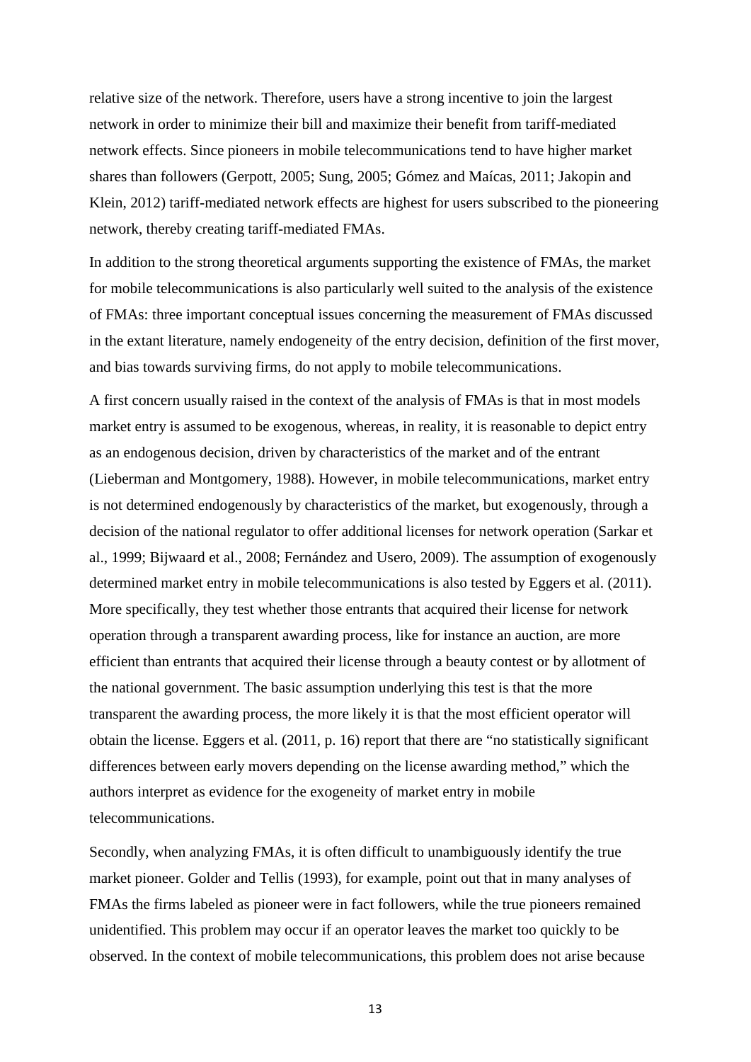relative size of the network. Therefore, users have a strong incentive to join the largest network in order to minimize their bill and maximize their benefit from tariff-mediated network effects. Since pioneers in mobile telecommunications tend to have higher market shares than followers (Gerpott, 2005; Sung, 2005; Gómez and Maícas, 2011; Jakopin and Klein, 2012) tariff-mediated network effects are highest for users subscribed to the pioneering network, thereby creating tariff-mediated FMAs.

In addition to the strong theoretical arguments supporting the existence of FMAs, the market for mobile telecommunications is also particularly well suited to the analysis of the existence of FMAs: three important conceptual issues concerning the measurement of FMAs discussed in the extant literature, namely endogeneity of the entry decision, definition of the first mover, and bias towards surviving firms, do not apply to mobile telecommunications.

A first concern usually raised in the context of the analysis of FMAs is that in most models market entry is assumed to be exogenous, whereas, in reality, it is reasonable to depict entry as an endogenous decision, driven by characteristics of the market and of the entrant (Lieberman and Montgomery, 1988). However, in mobile telecommunications, market entry is not determined endogenously by characteristics of the market, but exogenously, through a decision of the national regulator to offer additional licenses for network operation (Sarkar et al., 1999; Bijwaard et al., 2008; Fernández and Usero, 2009). The assumption of exogenously determined market entry in mobile telecommunications is also tested by Eggers et al. (2011). More specifically, they test whether those entrants that acquired their license for network operation through a transparent awarding process, like for instance an auction, are more efficient than entrants that acquired their license through a beauty contest or by allotment of the national government. The basic assumption underlying this test is that the more transparent the awarding process, the more likely it is that the most efficient operator will obtain the license. Eggers et al. (2011, p. 16) report that there are "no statistically significant differences between early movers depending on the license awarding method," which the authors interpret as evidence for the exogeneity of market entry in mobile telecommunications.

Secondly, when analyzing FMAs, it is often difficult to unambiguously identify the true market pioneer. Golder and Tellis (1993), for example, point out that in many analyses of FMAs the firms labeled as pioneer were in fact followers, while the true pioneers remained unidentified. This problem may occur if an operator leaves the market too quickly to be observed. In the context of mobile telecommunications, this problem does not arise because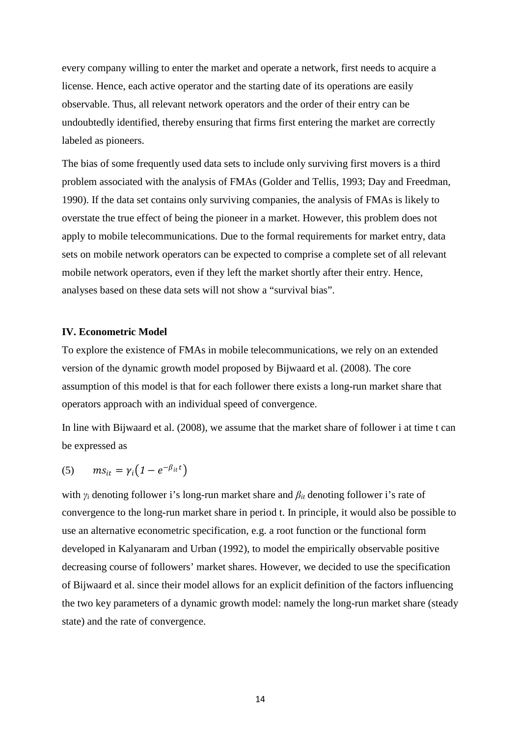every company willing to enter the market and operate a network, first needs to acquire a license. Hence, each active operator and the starting date of its operations are easily observable. Thus, all relevant network operators and the order of their entry can be undoubtedly identified, thereby ensuring that firms first entering the market are correctly labeled as pioneers.

The bias of some frequently used data sets to include only surviving first movers is a third problem associated with the analysis of FMAs (Golder and Tellis, 1993; Day and Freedman, 1990). If the data set contains only surviving companies, the analysis of FMAs is likely to overstate the true effect of being the pioneer in a market. However, this problem does not apply to mobile telecommunications. Due to the formal requirements for market entry, data sets on mobile network operators can be expected to comprise a complete set of all relevant mobile network operators, even if they left the market shortly after their entry. Hence, analyses based on these data sets will not show a "survival bias".

**IV. Econometric Model**

To explore the existence of FMAs in mobile telecommunications, we rely on an extended version of the dynamic growth model proposed by Bijwaard et al. (2008). The core assumption of this model is that for each follower there exists a long-run market share that operators approach with an individual speed of convergence.

In line with Bijwaard et al. (2008), we assume that the market share of follower i at time t can be expressed as

$$(5) \qquad ms_{it} = \gamma_i\left(1 - e^{-\beta_{it}t}\right)$$

with $\gamma_i$ denoting follower i's long-run market share and $\beta_{it}$ denoting follower i's rate of convergence to the long-run market share in period t. In principle, it would also be possible to use an alternative econometric specification, e.g. a root function or the functional form developed in Kalyanaram and Urban (1992), to model the empirically observable positive decreasing course of followers' market shares. However, we decided to use the specification of Bijwaard et al. since their model allows for an explicit definition of the factors influencing the two key parameters of a dynamic growth model: namely the long-run market share (steady state) and the rate of convergence.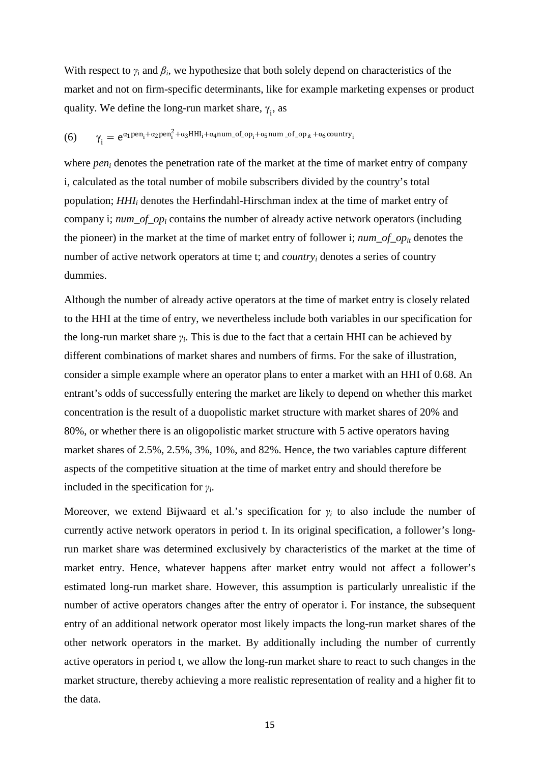With respect to $\gamma_i$ and $\beta_i$, we hypothesize that both solely depend on characteristics of the market and not on firm-specific determinants, like for example marketing expenses or product quality. We define the long-run market share, $\gamma_i$, as

$$(6) \qquad \gamma_i = e^{\alpha_1 \text{pen}_i + \alpha_2 \text{pen}_i^2 + \alpha_3 \text{HHI}_i + \alpha_4 \text{num\_of\_op}_i + \alpha_5 \text{num\_of\_op}_{it} + \alpha_6 \text{country}_i}$$

where $pen_i$ denotes the penetration rate of the market at the time of market entry of company i, calculated as the total number of mobile subscribers divided by the country's total population; $HHI_i$ denotes the Herfindahl-Hirschman index at the time of market entry of company i; $num\_of\_op_i$ contains the number of already active network operators (including the pioneer) in the market at the time of market entry of follower i; $num\_of\_op_{it}$ denotes the number of active network operators at time t; and $country_i$ denotes a series of country dummies.

Although the number of already active operators at the time of market entry is closely related to the HHI at the time of entry, we nevertheless include both variables in our specification for the long-run market share $\gamma_i$. This is due to the fact that a certain HHI can be achieved by different combinations of market shares and numbers of firms. For the sake of illustration, consider a simple example where an operator plans to enter a market with an HHI of 0.68. An entrant's odds of successfully entering the market are likely to depend on whether this market concentration is the result of a duopolistic market structure with market shares of 20% and 80%, or whether there is an oligopolistic market structure with 5 active operators having market shares of 2.5%, 2.5%, 3%, 10%, and 82%. Hence, the two variables capture different aspects of the competitive situation at the time of market entry and should therefore be included in the specification for $\gamma_i$.

Moreover, we extend Bijwaard et al.'s specification for $\gamma_i$ to also include the number of currently active network operators in period t. In its original specification, a follower's long-run market share was determined exclusively by characteristics of the market at the time of market entry. Hence, whatever happens after market entry would not affect a follower's estimated long-run market share. However, this assumption is particularly unrealistic if the number of active operators changes after the entry of operator i. For instance, the subsequent entry of an additional network operator most likely impacts the long-run market shares of the other network operators in the market. By additionally including the number of currently active operators in period t, we allow the long-run market share to react to such changes in the market structure, thereby achieving a more realistic representation of reality and a higher fit to the data.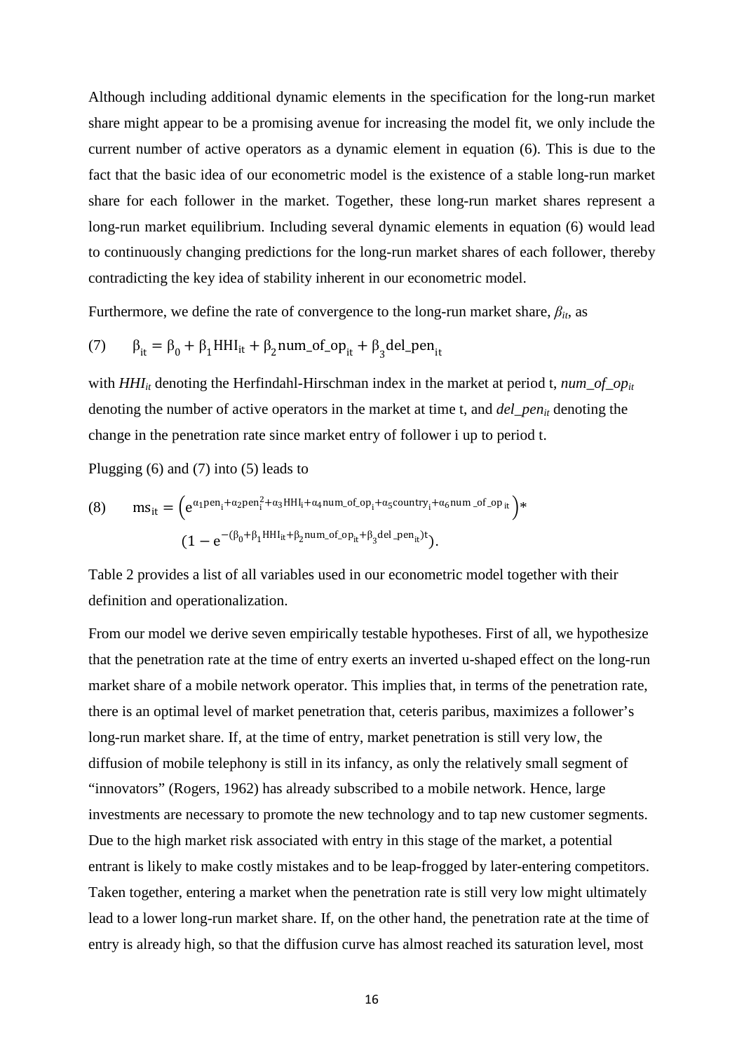Although including additional dynamic elements in the specification for the long-run market share might appear to be a promising avenue for increasing the model fit, we only include the current number of active operators as a dynamic element in equation (6). This is due to the fact that the basic idea of our econometric model is the existence of a stable long-run market share for each follower in the market. Together, these long-run market shares represent a long-run market equilibrium. Including several dynamic elements in equation (6) would lead to continuously changing predictions for the long-run market shares of each follower, thereby contradicting the key idea of stability inherent in our econometric model.

Furthermore, we define the rate of convergence to the long-run market share, $\beta_{it}$, as

$$(7) \qquad \beta_{it} = \beta_0 + \beta_1 \text{HHI}_{it} + \beta_2 \text{num\_of\_op}_{it} + \beta_3 \text{del\_pen}_{it}$$

with $HHI_{it}$ denoting the Herfindahl-Hirschman index in the market at period t, $num\_of\_op_{it}$ denoting the number of active operators in the market at time t, and $del\_pen_{it}$ denoting the change in the penetration rate since market entry of follower i up to period t.

Plugging (6) and (7) into (5) leads to

$$(8) \qquad \text{ms}_{it} = \left(e^{\alpha_1 \text{pen}_i + \alpha_2 \text{pen}_i^2 + \alpha_3 \text{HHI}_i + \alpha_4 \text{num\_of\_op}_i + \alpha_5 \text{country}_i + \alpha_6 \text{num\_of\_op}_{it}}\right) * \left(1 - e^{-(\beta_0 + \beta_1 \text{HHI}_{it} + \beta_2 \text{num\_of\_op}_{it} + \beta_3 \text{del\_pen}_{it}) t}\right).$$

Table 2 provides a list of all variables used in our econometric model together with their definition and operationalization.

From our model we derive seven empirically testable hypotheses. First of all, we hypothesize that the penetration rate at the time of entry exerts an inverted u-shaped effect on the long-run market share of a mobile network operator. This implies that, in terms of the penetration rate, there is an optimal level of market penetration that, ceteris paribus, maximizes a follower's long-run market share. If, at the time of entry, market penetration is still very low, the diffusion of mobile telephony is still in its infancy, as only the relatively small segment of "innovators" (Rogers, 1962) has already subscribed to a mobile network. Hence, large investments are necessary to promote the new technology and to tap new customer segments. Due to the high market risk associated with entry in this stage of the market, a potential entrant is likely to make costly mistakes and to be leap-frogged by later-entering competitors. Taken together, entering a market when the penetration rate is still very low might ultimately lead to a lower long-run market share. If, on the other hand, the penetration rate at the time of entry is already high, so that the diffusion curve has almost reached its saturation level, most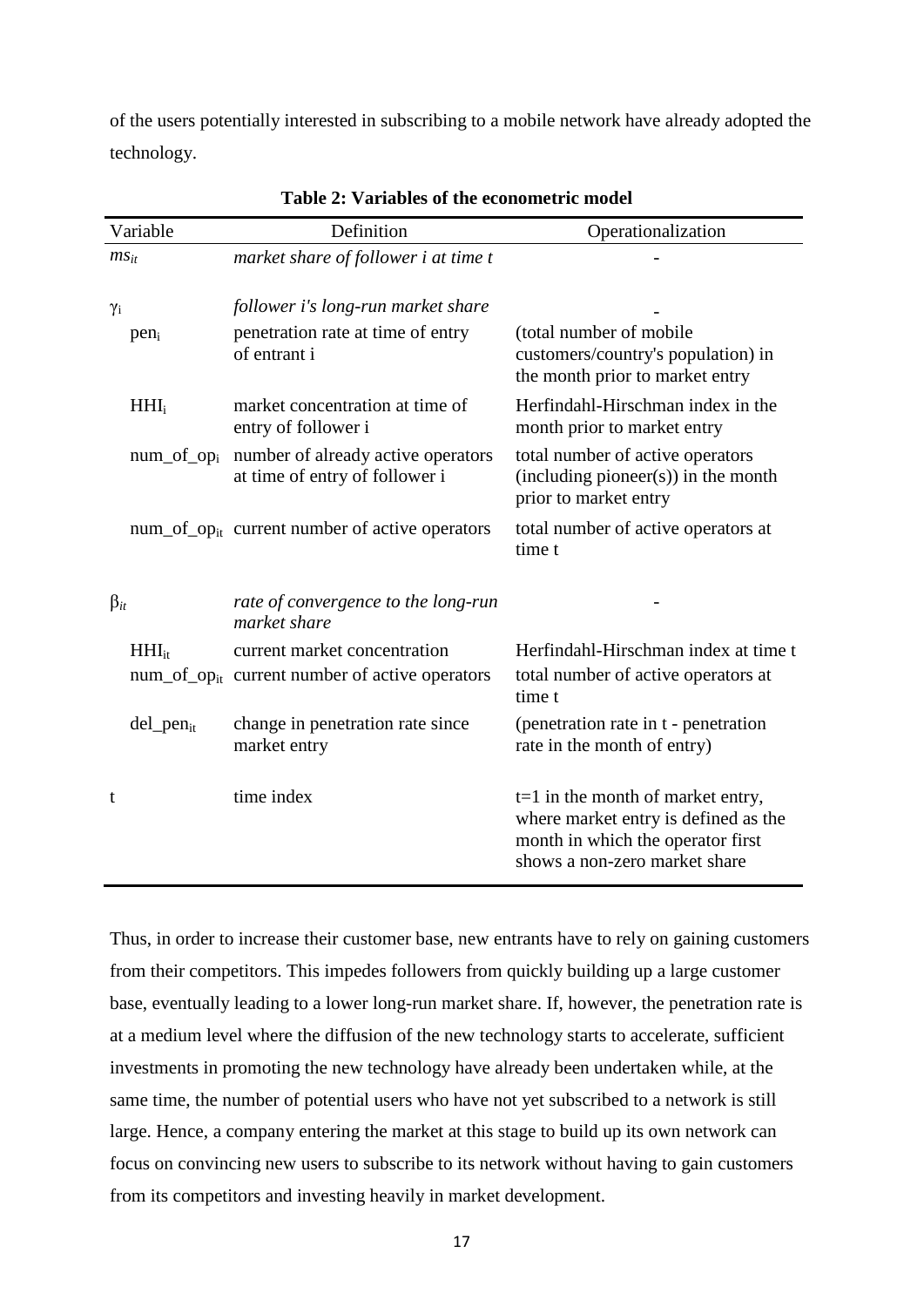of the users potentially interested in subscribing to a mobile network have already adopted the technology.

**Table 2: Variables of the econometric model**

| Variable | Definition | Operationalization |
|---|---|---|
| $ms_{it}$ | *market share of follower i at time t* | - |
| $\gamma_i$ | *follower i's long-run market share* | - |
| $pen_i$ | penetration rate at time of entry of entrant i | (total number of mobile customers/country's population) in the month prior to market entry |
| $HHI_i$ | market concentration at time of entry of follower i | Herfindahl-Hirschman index in the month prior to market entry |
| $num\_of\_op_i$ | number of already active operators at time of entry of follower i | total number of active operators (including pioneer(s)) in the month prior to market entry |
| $num\_of\_op_{it}$ | current number of active operators | total number of active operators at time t |
| $\beta_{it}$ | *rate of convergence to the long-run market share* | - |
| $HHI_{it}$ | current market concentration | Herfindahl-Hirschman index at time t |
| $num\_of\_op_{it}$ | current number of active operators | total number of active operators at time t |
| $del\_pen_{it}$ | change in penetration rate since market entry | (penetration rate in t - penetration rate in the month of entry) |
| t | time index | t=1 in the month of market entry, where market entry is defined as the month in which the operator first shows a non-zero market share |

Thus, in order to increase their customer base, new entrants have to rely on gaining customers from their competitors. This impedes followers from quickly building up a large customer base, eventually leading to a lower long-run market share. If, however, the penetration rate is at a medium level where the diffusion of the new technology starts to accelerate, sufficient investments in promoting the new technology have already been undertaken while, at the same time, the number of potential users who have not yet subscribed to a network is still large. Hence, a company entering the market at this stage to build up its own network can focus on convincing new users to subscribe to its network without having to gain customers from its competitors and investing heavily in market development.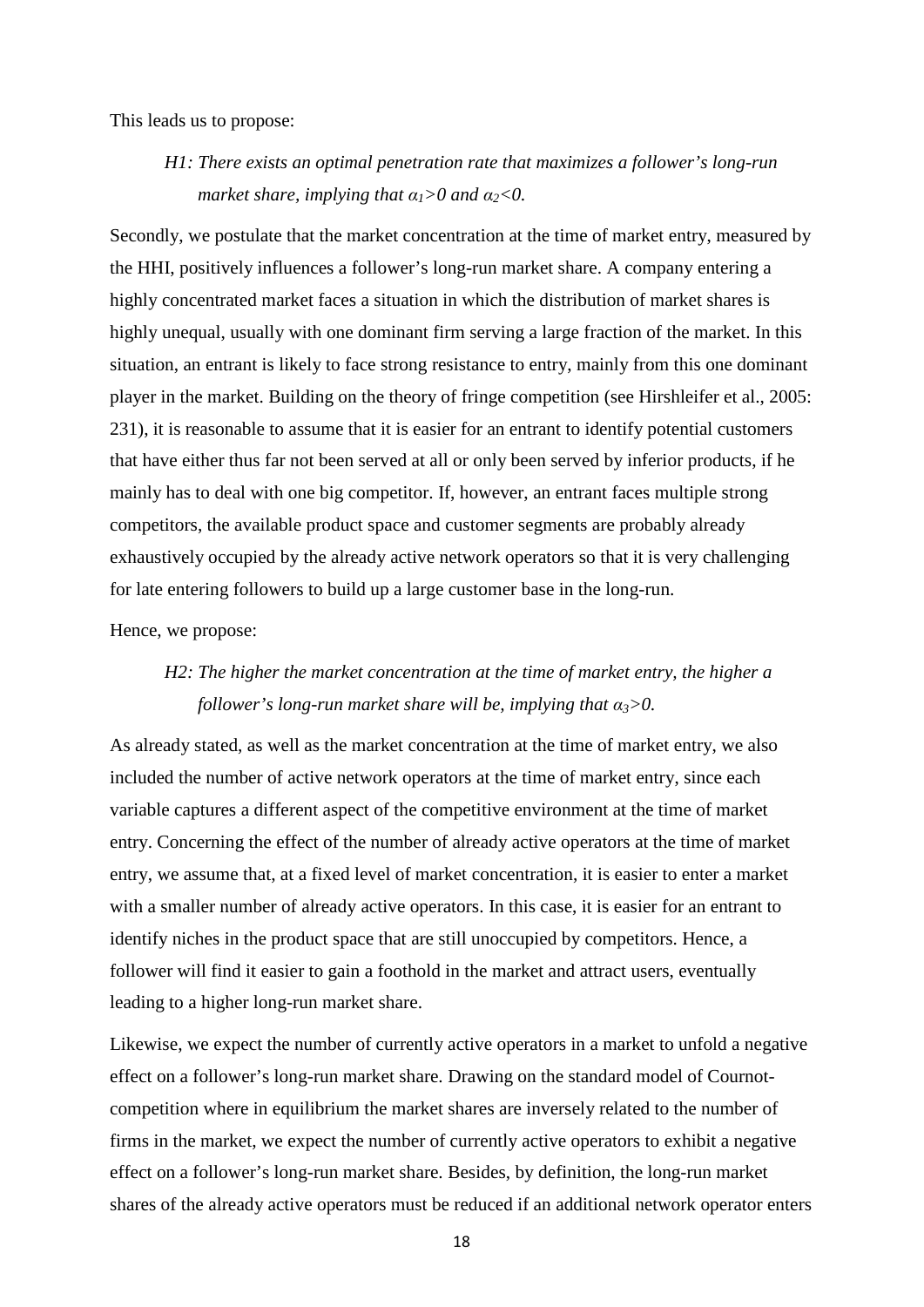This leads us to propose:

> *H1: There exists an optimal penetration rate that maximizes a follower's long-run market share, implying that $\alpha_1>0$ and $\alpha_2<0$.*

Secondly, we postulate that the market concentration at the time of market entry, measured by the HHI, positively influences a follower's long-run market share. A company entering a highly concentrated market faces a situation in which the distribution of market shares is highly unequal, usually with one dominant firm serving a large fraction of the market. In this situation, an entrant is likely to face strong resistance to entry, mainly from this one dominant player in the market. Building on the theory of fringe competition (see Hirshleifer et al., 2005: 231), it is reasonable to assume that it is easier for an entrant to identify potential customers that have either thus far not been served at all or only been served by inferior products, if he mainly has to deal with one big competitor. If, however, an entrant faces multiple strong competitors, the available product space and customer segments are probably already exhaustively occupied by the already active network operators so that it is very challenging for late entering followers to build up a large customer base in the long-run.

Hence, we propose:

> *H2: The higher the market concentration at the time of market entry, the higher a follower's long-run market share will be, implying that $\alpha_3>0$.*

As already stated, as well as the market concentration at the time of market entry, we also included the number of active network operators at the time of market entry, since each variable captures a different aspect of the competitive environment at the time of market entry. Concerning the effect of the number of already active operators at the time of market entry, we assume that, at a fixed level of market concentration, it is easier to enter a market with a smaller number of already active operators. In this case, it is easier for an entrant to identify niches in the product space that are still unoccupied by competitors. Hence, a follower will find it easier to gain a foothold in the market and attract users, eventually leading to a higher long-run market share.

Likewise, we expect the number of currently active operators in a market to unfold a negative effect on a follower's long-run market share. Drawing on the standard model of Cournot-competition where in equilibrium the market shares are inversely related to the number of firms in the market, we expect the number of currently active operators to exhibit a negative effect on a follower's long-run market share. Besides, by definition, the long-run market shares of the already active operators must be reduced if an additional network operator enters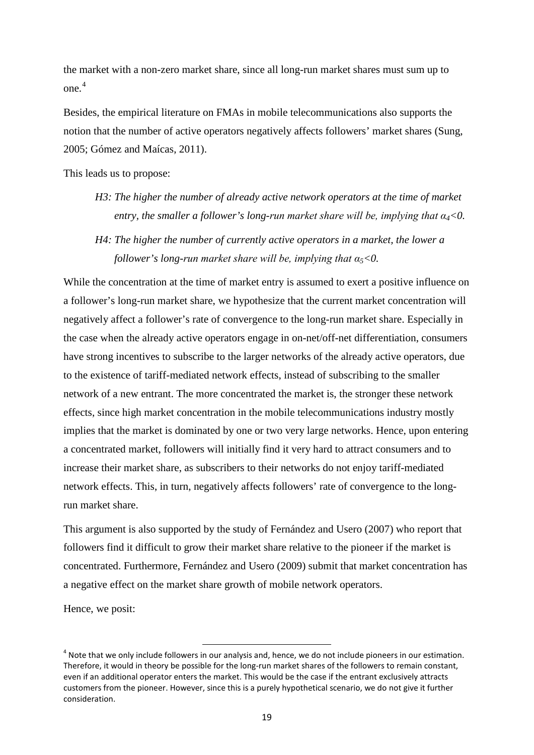the market with a non-zero market share, since all long-run market shares must sum up to one.[4]

Besides, the empirical literature on FMAs in mobile telecommunications also supports the notion that the number of active operators negatively affects followers' market shares (Sung, 2005; Gómez and Maícas, 2011).

This leads us to propose:

> *H3: The higher the number of already active network operators at the time of market entry, the smaller a follower's long-run market share will be, implying that $\alpha_4<0$.*
>
> *H4: The higher the number of currently active operators in a market, the lower a follower's long-run market share will be, implying that $\alpha_5<0$.*

While the concentration at the time of market entry is assumed to exert a positive influence on a follower's long-run market share, we hypothesize that the current market concentration will negatively affect a follower's rate of convergence to the long-run market share. Especially in the case when the already active operators engage in on-net/off-net differentiation, consumers have strong incentives to subscribe to the larger networks of the already active operators, due to the existence of tariff-mediated network effects, instead of subscribing to the smaller network of a new entrant. The more concentrated the market is, the stronger these network effects, since high market concentration in the mobile telecommunications industry mostly implies that the market is dominated by one or two very large networks. Hence, upon entering a concentrated market, followers will initially find it very hard to attract consumers and to increase their market share, as subscribers to their networks do not enjoy tariff-mediated network effects. This, in turn, negatively affects followers' rate of convergence to the long-run market share.

This argument is also supported by the study of Fernández and Usero (2007) who report that followers find it difficult to grow their market share relative to the pioneer if the market is concentrated. Furthermore, Fernández and Usero (2009) submit that market concentration has a negative effect on the market share growth of mobile network operators.

Hence, we posit:

---

[4] Note that we only include followers in our analysis and, hence, we do not include pioneers in our estimation. Therefore, it would in theory be possible for the long-run market shares of the followers to remain constant, even if an additional operator enters the market. This would be the case if the entrant exclusively attracts customers from the pioneer. However, since this is a purely hypothetical scenario, we do not give it further consideration.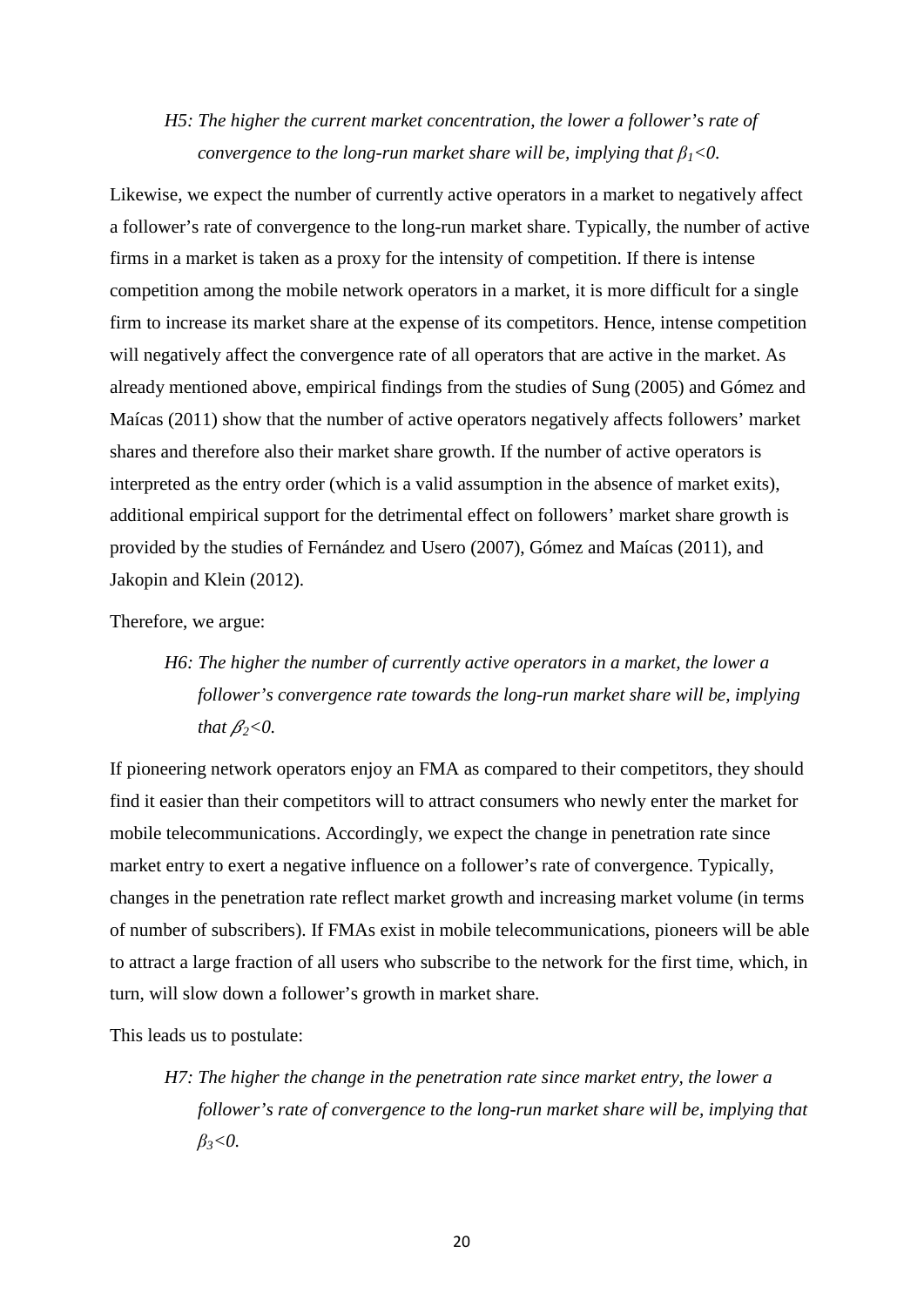*H5: The higher the current market concentration, the lower a follower's rate of convergence to the long-run market share will be, implying that $\beta_1<0$.*

Likewise, we expect the number of currently active operators in a market to negatively affect a follower's rate of convergence to the long-run market share. Typically, the number of active firms in a market is taken as a proxy for the intensity of competition. If there is intense competition among the mobile network operators in a market, it is more difficult for a single firm to increase its market share at the expense of its competitors. Hence, intense competition will negatively affect the convergence rate of all operators that are active in the market. As already mentioned above, empirical findings from the studies of Sung (2005) and Gómez and Maícas (2011) show that the number of active operators negatively affects followers' market shares and therefore also their market share growth. If the number of active operators is interpreted as the entry order (which is a valid assumption in the absence of market exits), additional empirical support for the detrimental effect on followers' market share growth is provided by the studies of Fernández and Usero (2007), Gómez and Maícas (2011), and Jakopin and Klein (2012).

Therefore, we argue:

*H6: The higher the number of currently active operators in a market, the lower a follower's convergence rate towards the long-run market share will be, implying that $\beta_2<0$.*

If pioneering network operators enjoy an FMA as compared to their competitors, they should find it easier than their competitors will to attract consumers who newly enter the market for mobile telecommunications. Accordingly, we expect the change in penetration rate since market entry to exert a negative influence on a follower's rate of convergence. Typically, changes in the penetration rate reflect market growth and increasing market volume (in terms of number of subscribers). If FMAs exist in mobile telecommunications, pioneers will be able to attract a large fraction of all users who subscribe to the network for the first time, which, in turn, will slow down a follower's growth in market share.

This leads us to postulate:

*H7: The higher the change in the penetration rate since market entry, the lower a follower's rate of convergence to the long-run market share will be, implying that $\beta_3<0$.*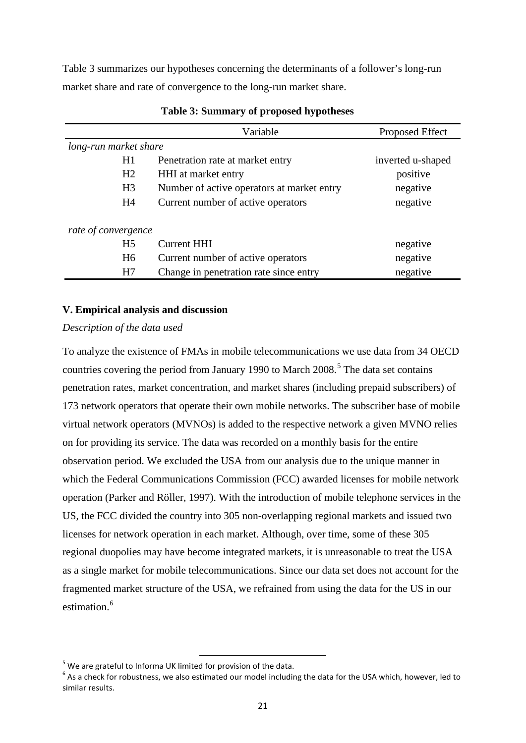Table 3 summarizes our hypotheses concerning the determinants of a follower's long-run market share and rate of convergence to the long-run market share.

**Table 3: Summary of proposed hypotheses**

| | Variable | Proposed Effect |
|---|---|---|
| *long-run market share* | | |
| H1 | Penetration rate at market entry | inverted u-shaped |
| H2 | HHI at market entry | positive |
| H3 | Number of active operators at market entry | negative |
| H4 | Current number of active operators | negative |
| *rate of convergence* | | |
| H5 | Current HHI | negative |
| H6 | Current number of active operators | negative |
| H7 | Change in penetration rate since entry | negative |

### V. Empirical analysis and discussion

*Description of the data used*

To analyze the existence of FMAs in mobile telecommunications we use data from 34 OECD countries covering the period from January 1990 to March 2008.[5] The data set contains penetration rates, market concentration, and market shares (including prepaid subscribers) of 173 network operators that operate their own mobile networks. The subscriber base of mobile virtual network operators (MVNOs) is added to the respective network a given MVNO relies on for providing its service. The data was recorded on a monthly basis for the entire observation period. We excluded the USA from our analysis due to the unique manner in which the Federal Communications Commission (FCC) awarded licenses for mobile network operation (Parker and Röller, 1997). With the introduction of mobile telephone services in the US, the FCC divided the country into 305 non-overlapping regional markets and issued two licenses for network operation in each market. Although, over time, some of these 305 regional duopolies may have become integrated markets, it is unreasonable to treat the USA as a single market for mobile telecommunications. Since our data set does not account for the fragmented market structure of the USA, we refrained from using the data for the US in our estimation.[6]

[5] We are grateful to Informa UK limited for provision of the data.

[6] As a check for robustness, we also estimated our model including the data for the USA which, however, led to similar results.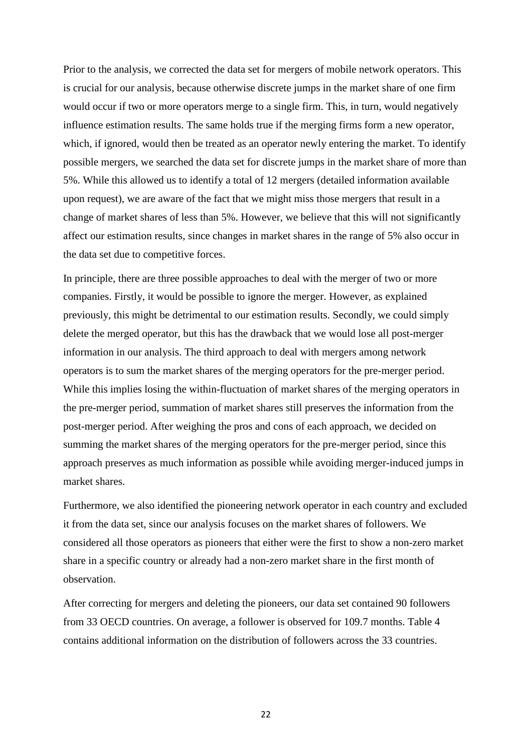Prior to the analysis, we corrected the data set for mergers of mobile network operators. This is crucial for our analysis, because otherwise discrete jumps in the market share of one firm would occur if two or more operators merge to a single firm. This, in turn, would negatively influence estimation results. The same holds true if the merging firms form a new operator, which, if ignored, would then be treated as an operator newly entering the market. To identify possible mergers, we searched the data set for discrete jumps in the market share of more than 5%. While this allowed us to identify a total of 12 mergers (detailed information available upon request), we are aware of the fact that we might miss those mergers that result in a change of market shares of less than 5%. However, we believe that this will not significantly affect our estimation results, since changes in market shares in the range of 5% also occur in the data set due to competitive forces.

In principle, there are three possible approaches to deal with the merger of two or more companies. Firstly, it would be possible to ignore the merger. However, as explained previously, this might be detrimental to our estimation results. Secondly, we could simply delete the merged operator, but this has the drawback that we would lose all post-merger information in our analysis. The third approach to deal with mergers among network operators is to sum the market shares of the merging operators for the pre-merger period. While this implies losing the within-fluctuation of market shares of the merging operators in the pre-merger period, summation of market shares still preserves the information from the post-merger period. After weighing the pros and cons of each approach, we decided on summing the market shares of the merging operators for the pre-merger period, since this approach preserves as much information as possible while avoiding merger-induced jumps in market shares.

Furthermore, we also identified the pioneering network operator in each country and excluded it from the data set, since our analysis focuses on the market shares of followers. We considered all those operators as pioneers that either were the first to show a non-zero market share in a specific country or already had a non-zero market share in the first month of observation.

After correcting for mergers and deleting the pioneers, our data set contained 90 followers from 33 OECD countries. On average, a follower is observed for 109.7 months. Table 4 contains additional information on the distribution of followers across the 33 countries.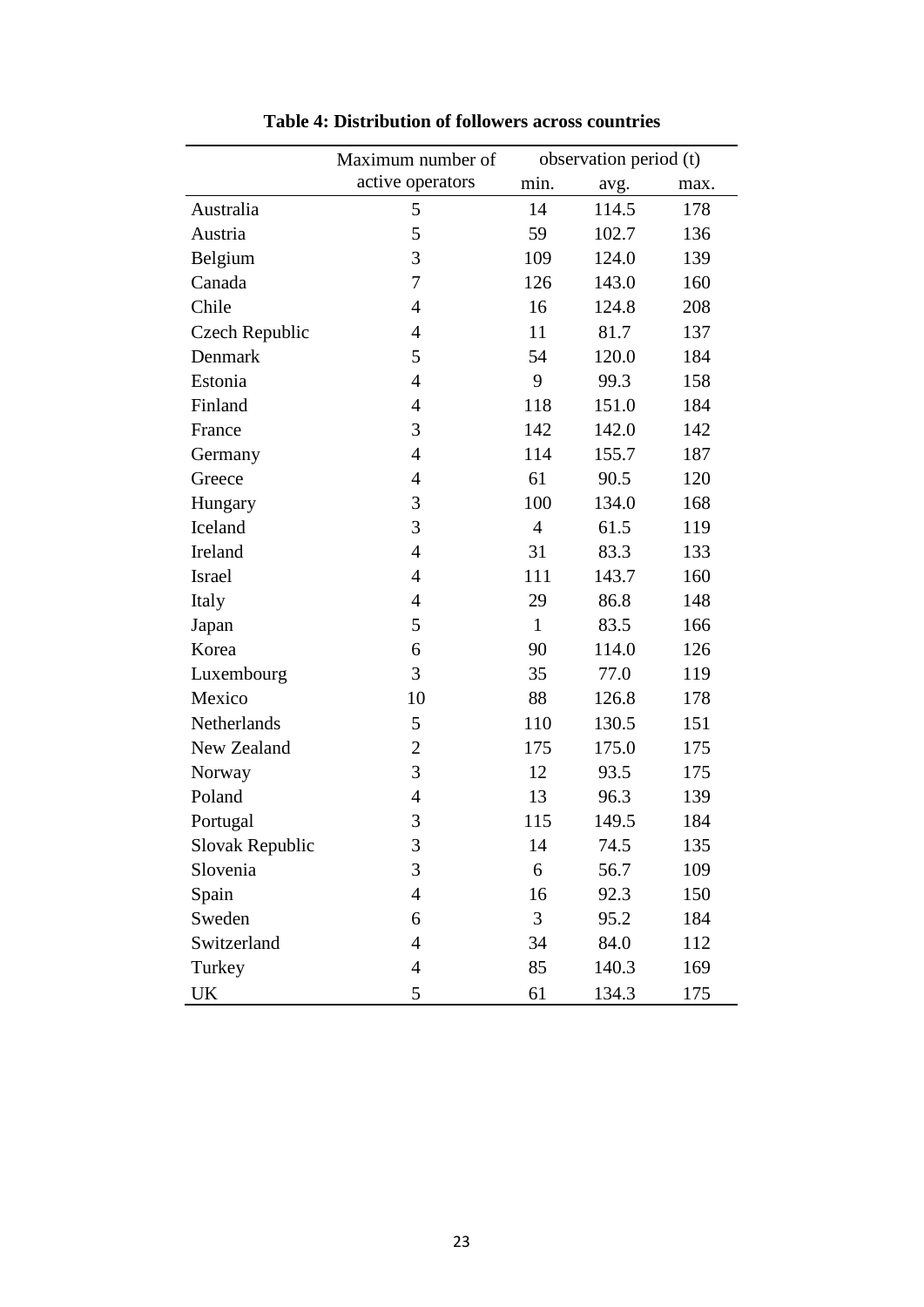**Table 4: Distribution of followers across countries**

| | Maximum number of active operators | observation period (t) | | |
|---|---|---|---|---|
| | | min. | avg. | max. |
| Australia | 5 | 14 | 114.5 | 178 |
| Austria | 5 | 59 | 102.7 | 136 |
| Belgium | 3 | 109 | 124.0 | 139 |
| Canada | 7 | 126 | 143.0 | 160 |
| Chile | 4 | 16 | 124.8 | 208 |
| Czech Republic | 4 | 11 | 81.7 | 137 |
| Denmark | 5 | 54 | 120.0 | 184 |
| Estonia | 4 | 9 | 99.3 | 158 |
| Finland | 4 | 118 | 151.0 | 184 |
| France | 3 | 142 | 142.0 | 142 |
| Germany | 4 | 114 | 155.7 | 187 |
| Greece | 4 | 61 | 90.5 | 120 |
| Hungary | 3 | 100 | 134.0 | 168 |
| Iceland | 3 | 4 | 61.5 | 119 |
| Ireland | 4 | 31 | 83.3 | 133 |
| Israel | 4 | 111 | 143.7 | 160 |
| Italy | 4 | 29 | 86.8 | 148 |
| Japan | 5 | 1 | 83.5 | 166 |
| Korea | 6 | 90 | 114.0 | 126 |
| Luxembourg | 3 | 35 | 77.0 | 119 |
| Mexico | 10 | 88 | 126.8 | 178 |
| Netherlands | 5 | 110 | 130.5 | 151 |
| New Zealand | 2 | 175 | 175.0 | 175 |
| Norway | 3 | 12 | 93.5 | 175 |
| Poland | 4 | 13 | 96.3 | 139 |
| Portugal | 3 | 115 | 149.5 | 184 |
| Slovak Republic | 3 | 14 | 74.5 | 135 |
| Slovenia | 3 | 6 | 56.7 | 109 |
| Spain | 4 | 16 | 92.3 | 150 |
| Sweden | 6 | 3 | 95.2 | 184 |
| Switzerland | 4 | 34 | 84.0 | 112 |
| Turkey | 4 | 85 | 140.3 | 169 |
| UK | 5 | 61 | 134.3 | 175 |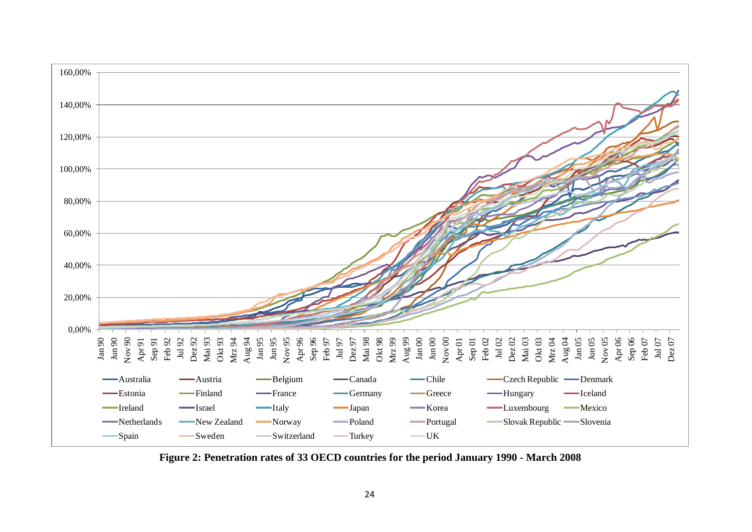**Figure 2: Penetration rates of 33 OECD countries for the period January 1990 - March 2008**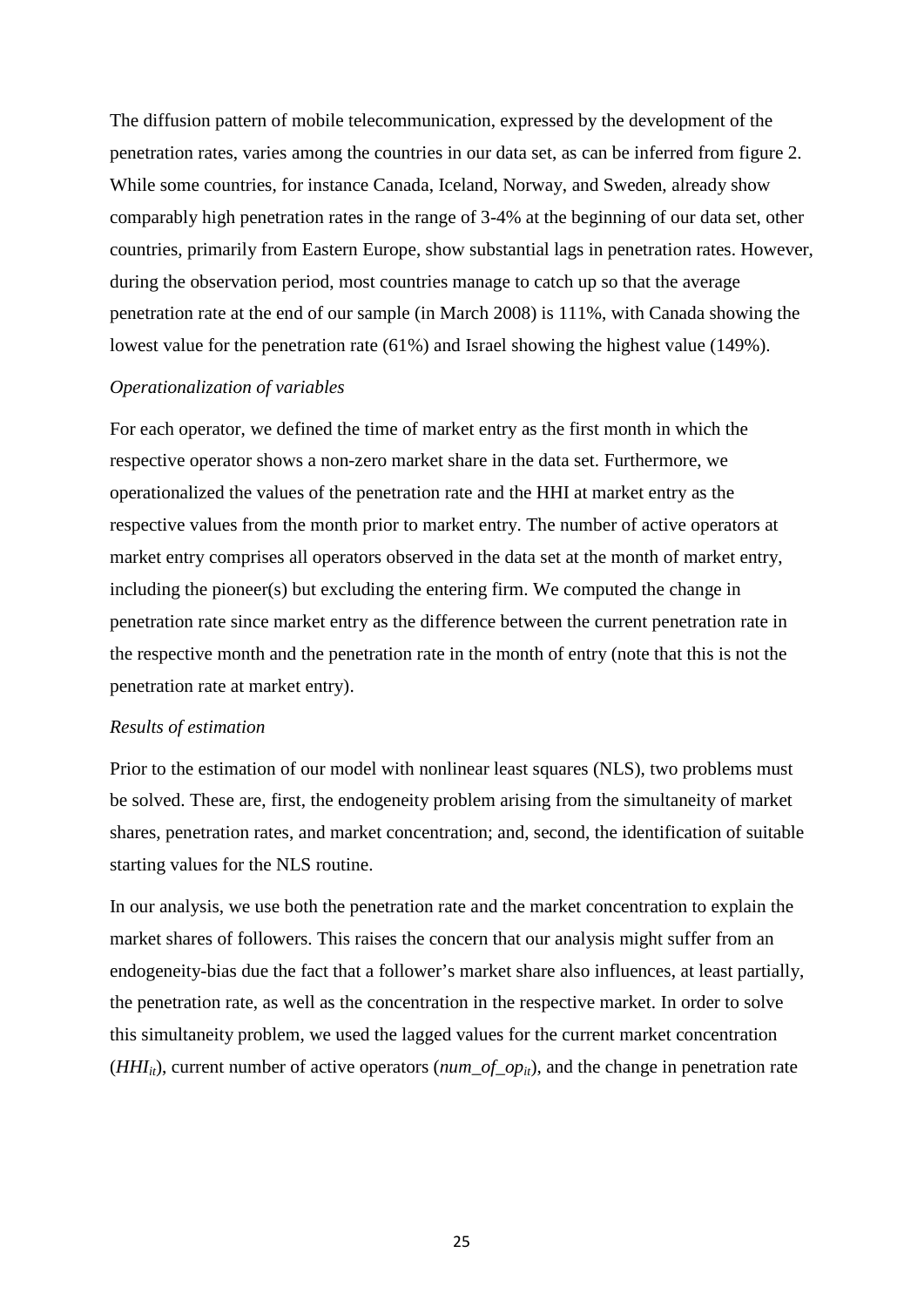The diffusion pattern of mobile telecommunication, expressed by the development of the penetration rates, varies among the countries in our data set, as can be inferred from figure 2. While some countries, for instance Canada, Iceland, Norway, and Sweden, already show comparably high penetration rates in the range of 3-4% at the beginning of our data set, other countries, primarily from Eastern Europe, show substantial lags in penetration rates. However, during the observation period, most countries manage to catch up so that the average penetration rate at the end of our sample (in March 2008) is 111%, with Canada showing the lowest value for the penetration rate (61%) and Israel showing the highest value (149%).

*Operationalization of variables*

For each operator, we defined the time of market entry as the first month in which the respective operator shows a non-zero market share in the data set. Furthermore, we operationalized the values of the penetration rate and the HHI at market entry as the respective values from the month prior to market entry. The number of active operators at market entry comprises all operators observed in the data set at the month of market entry, including the pioneer(s) but excluding the entering firm. We computed the change in penetration rate since market entry as the difference between the current penetration rate in the respective month and the penetration rate in the month of entry (note that this is not the penetration rate at market entry).

*Results of estimation*

Prior to the estimation of our model with nonlinear least squares (NLS), two problems must be solved. These are, first, the endogeneity problem arising from the simultaneity of market shares, penetration rates, and market concentration; and, second, the identification of suitable starting values for the NLS routine.

In our analysis, we use both the penetration rate and the market concentration to explain the market shares of followers. This raises the concern that our analysis might suffer from an endogeneity-bias due the fact that a follower's market share also influences, at least partially, the penetration rate, as well as the concentration in the respective market. In order to solve this simultaneity problem, we used the lagged values for the current market concentration ($HHI_{it}$), current number of active operators ($num\_of\_op_{it}$), and the change in penetration rate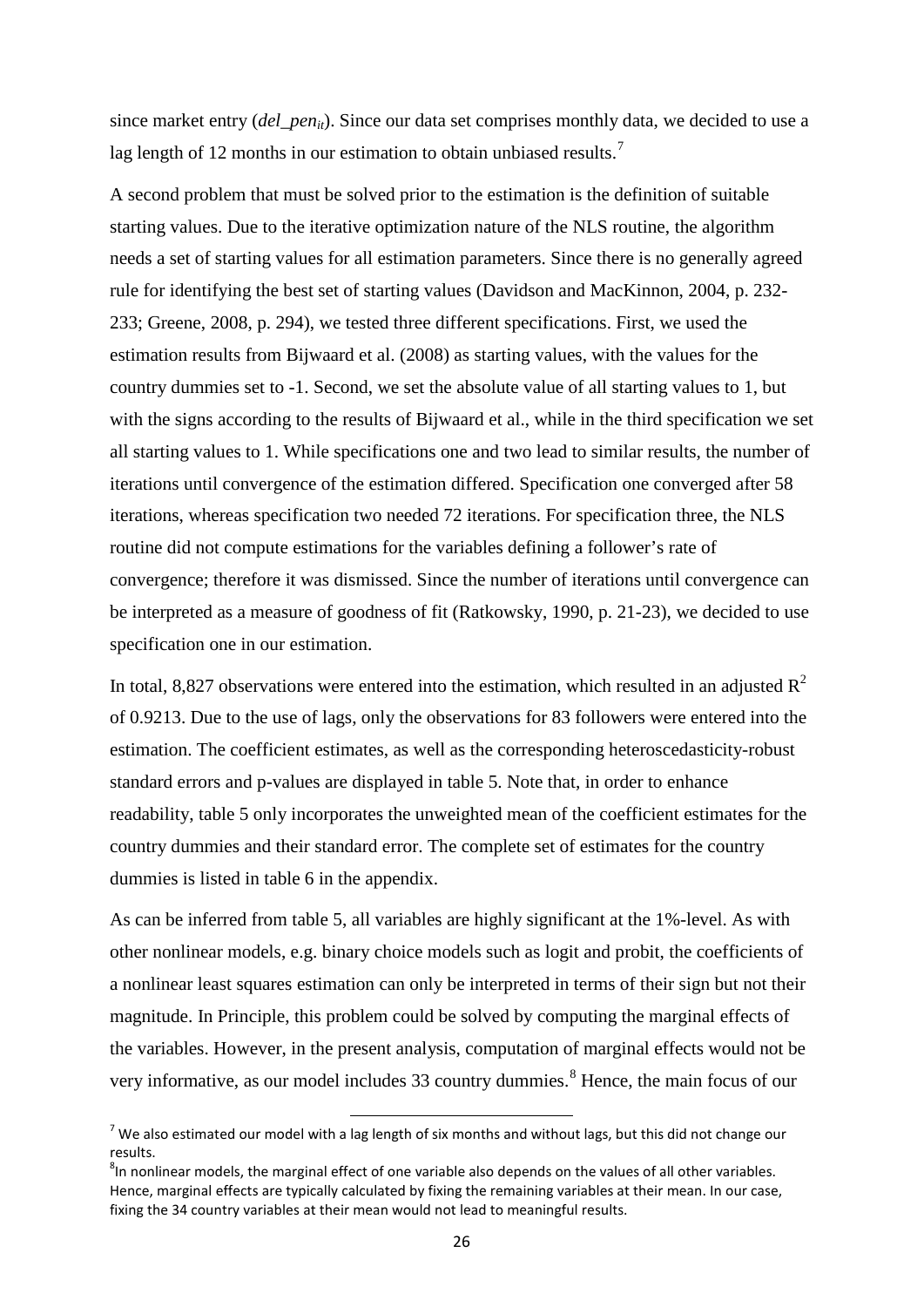since market entry (*del_pen*$_{it}$). Since our data set comprises monthly data, we decided to use a lag length of 12 months in our estimation to obtain unbiased results.[7]

A second problem that must be solved prior to the estimation is the definition of suitable starting values. Due to the iterative optimization nature of the NLS routine, the algorithm needs a set of starting values for all estimation parameters. Since there is no generally agreed rule for identifying the best set of starting values (Davidson and MacKinnon, 2004, p. 232-233; Greene, 2008, p. 294), we tested three different specifications. First, we used the estimation results from Bijwaard et al. (2008) as starting values, with the values for the country dummies set to -1. Second, we set the absolute value of all starting values to 1, but with the signs according to the results of Bijwaard et al., while in the third specification we set all starting values to 1. While specifications one and two lead to similar results, the number of iterations until convergence of the estimation differed. Specification one converged after 58 iterations, whereas specification two needed 72 iterations. For specification three, the NLS routine did not compute estimations for the variables defining a follower's rate of convergence; therefore it was dismissed. Since the number of iterations until convergence can be interpreted as a measure of goodness of fit (Ratkowsky, 1990, p. 21-23), we decided to use specification one in our estimation.

In total, 8,827 observations were entered into the estimation, which resulted in an adjusted $R^2$ of 0.9213. Due to the use of lags, only the observations for 83 followers were entered into the estimation. The coefficient estimates, as well as the corresponding heteroscedasticity-robust standard errors and p-values are displayed in table 5. Note that, in order to enhance readability, table 5 only incorporates the unweighted mean of the coefficient estimates for the country dummies and their standard error. The complete set of estimates for the country dummies is listed in table 6 in the appendix.

As can be inferred from table 5, all variables are highly significant at the 1%-level. As with other nonlinear models, e.g. binary choice models such as logit and probit, the coefficients of a nonlinear least squares estimation can only be interpreted in terms of their sign but not their magnitude. In Principle, this problem could be solved by computing the marginal effects of the variables. However, in the present analysis, computation of marginal effects would not be very informative, as our model includes 33 country dummies.[8] Hence, the main focus of our

---

[7] We also estimated our model with a lag length of six months and without lags, but this did not change our results.

[8] In nonlinear models, the marginal effect of one variable also depends on the values of all other variables. Hence, marginal effects are typically calculated by fixing the remaining variables at their mean. In our case, fixing the 34 country variables at their mean would not lead to meaningful results.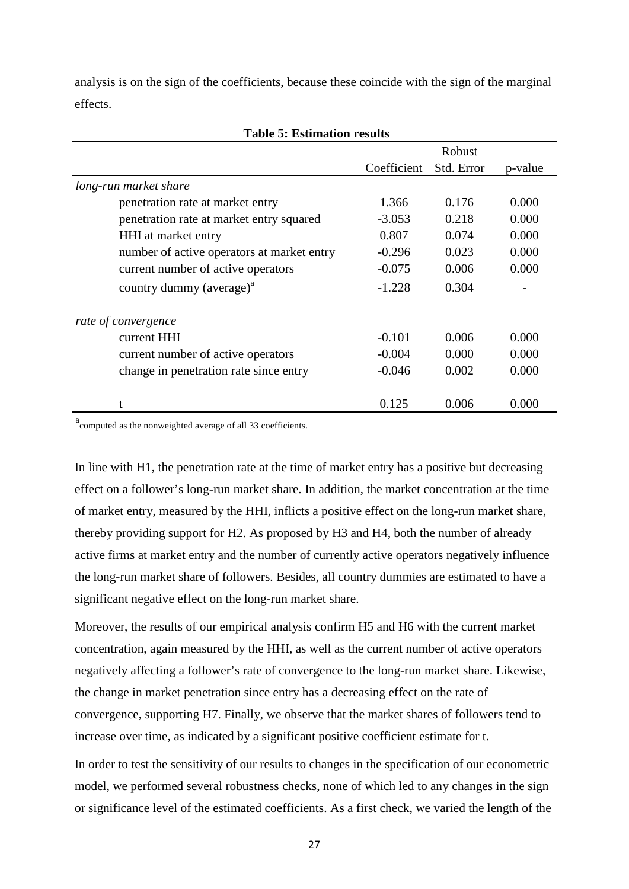analysis is on the sign of the coefficients, because these coincide with the sign of the marginal effects.

**Table 5: Estimation results**

| | Coefficient | Robust Std. Error | p-value |
|---|---|---|---|
| *long-run market share* | | | |
| penetration rate at market entry | 1.366 | 0.176 | 0.000 |
| penetration rate at market entry squared | -3.053 | 0.218 | 0.000 |
| HHI at market entry | 0.807 | 0.074 | 0.000 |
| number of active operators at market entry | -0.296 | 0.023 | 0.000 |
| current number of active operators | -0.075 | 0.006 | 0.000 |
| country dummy (average)[a] | -1.228 | 0.304 | - |
| *rate of convergence* | | | |
| current HHI | -0.101 | 0.006 | 0.000 |
| current number of active operators | -0.004 | 0.000 | 0.000 |
| change in penetration rate since entry | -0.046 | 0.002 | 0.000 |
| t | 0.125 | 0.006 | 0.000 |

[a] computed as the nonweighted average of all 33 coefficients.

In line with H1, the penetration rate at the time of market entry has a positive but decreasing effect on a follower's long-run market share. In addition, the market concentration at the time of market entry, measured by the HHI, inflicts a positive effect on the long-run market share, thereby providing support for H2. As proposed by H3 and H4, both the number of already active firms at market entry and the number of currently active operators negatively influence the long-run market share of followers. Besides, all country dummies are estimated to have a significant negative effect on the long-run market share.

Moreover, the results of our empirical analysis confirm H5 and H6 with the current market concentration, again measured by the HHI, as well as the current number of active operators negatively affecting a follower's rate of convergence to the long-run market share. Likewise, the change in market penetration since entry has a decreasing effect on the rate of convergence, supporting H7. Finally, we observe that the market shares of followers tend to increase over time, as indicated by a significant positive coefficient estimate for t.

In order to test the sensitivity of our results to changes in the specification of our econometric model, we performed several robustness checks, none of which led to any changes in the sign or significance level of the estimated coefficients. As a first check, we varied the length of the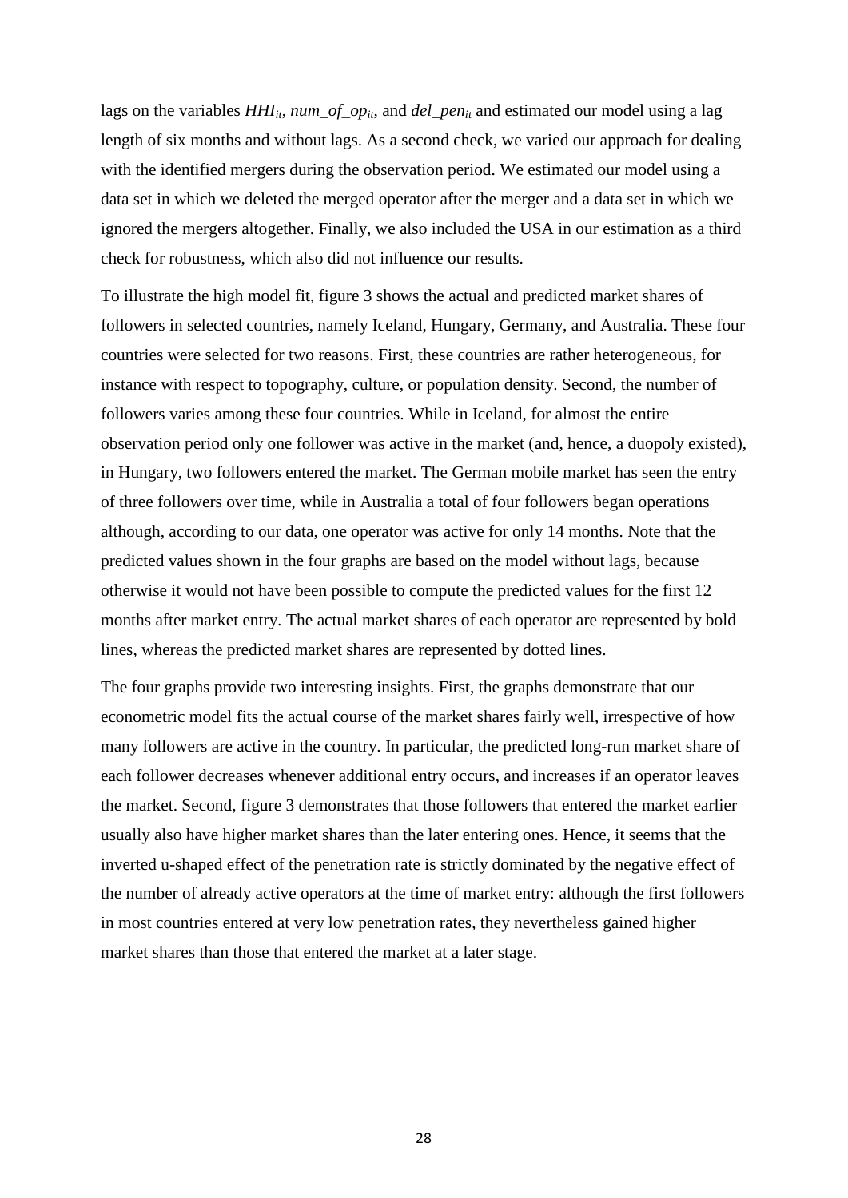lags on the variables $HHI_{it}$, $num\_of\_op_{it}$, and $del\_pen_{it}$ and estimated our model using a lag length of six months and without lags. As a second check, we varied our approach for dealing with the identified mergers during the observation period. We estimated our model using a data set in which we deleted the merged operator after the merger and a data set in which we ignored the mergers altogether. Finally, we also included the USA in our estimation as a third check for robustness, which also did not influence our results.

To illustrate the high model fit, figure 3 shows the actual and predicted market shares of followers in selected countries, namely Iceland, Hungary, Germany, and Australia. These four countries were selected for two reasons. First, these countries are rather heterogeneous, for instance with respect to topography, culture, or population density. Second, the number of followers varies among these four countries. While in Iceland, for almost the entire observation period only one follower was active in the market (and, hence, a duopoly existed), in Hungary, two followers entered the market. The German mobile market has seen the entry of three followers over time, while in Australia a total of four followers began operations although, according to our data, one operator was active for only 14 months. Note that the predicted values shown in the four graphs are based on the model without lags, because otherwise it would not have been possible to compute the predicted values for the first 12 months after market entry. The actual market shares of each operator are represented by bold lines, whereas the predicted market shares are represented by dotted lines.

The four graphs provide two interesting insights. First, the graphs demonstrate that our econometric model fits the actual course of the market shares fairly well, irrespective of how many followers are active in the country. In particular, the predicted long-run market share of each follower decreases whenever additional entry occurs, and increases if an operator leaves the market. Second, figure 3 demonstrates that those followers that entered the market earlier usually also have higher market shares than the later entering ones. Hence, it seems that the inverted u-shaped effect of the penetration rate is strictly dominated by the negative effect of the number of already active operators at the time of market entry: although the first followers in most countries entered at very low penetration rates, they nevertheless gained higher market shares than those that entered the market at a later stage.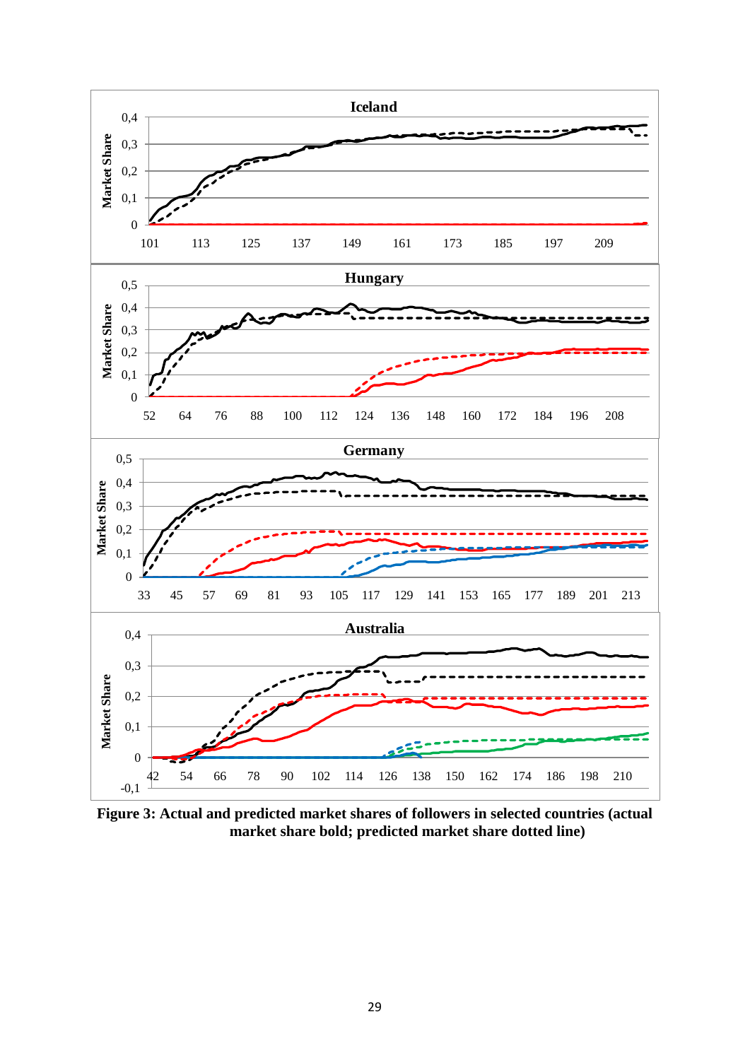**Figure 3: Actual and predicted market shares of followers in selected countries (actual market share bold; predicted market share dotted line)**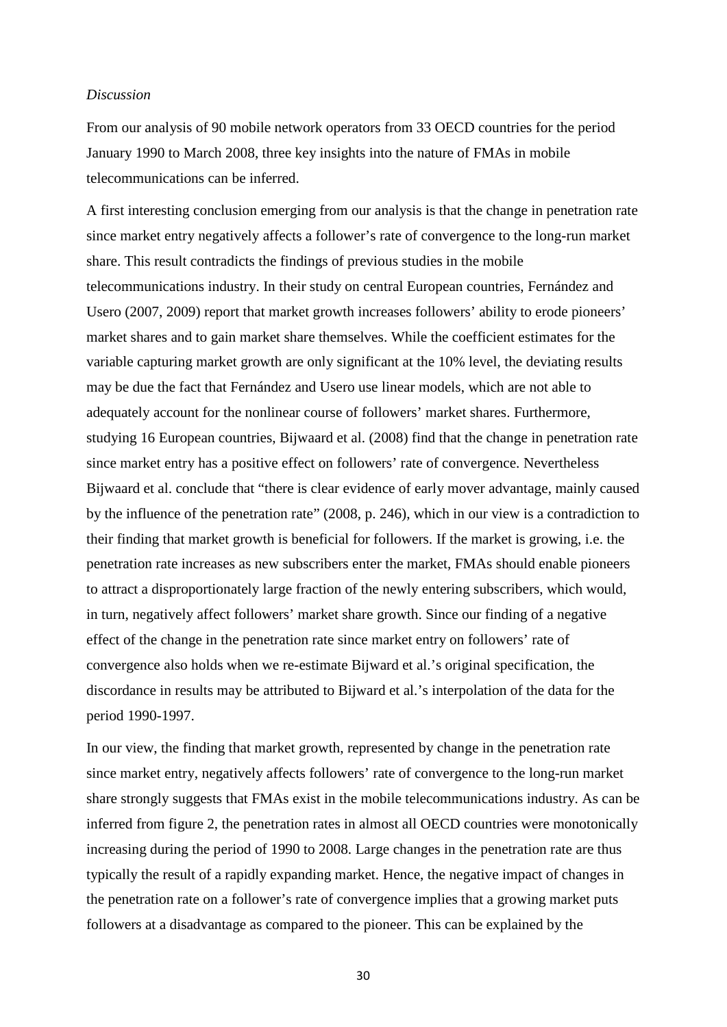*Discussion*

From our analysis of 90 mobile network operators from 33 OECD countries for the period January 1990 to March 2008, three key insights into the nature of FMAs in mobile telecommunications can be inferred.

A first interesting conclusion emerging from our analysis is that the change in penetration rate since market entry negatively affects a follower's rate of convergence to the long-run market share. This result contradicts the findings of previous studies in the mobile telecommunications industry. In their study on central European countries, Fernández and Usero (2007, 2009) report that market growth increases followers' ability to erode pioneers' market shares and to gain market share themselves. While the coefficient estimates for the variable capturing market growth are only significant at the 10% level, the deviating results may be due the fact that Fernández and Usero use linear models, which are not able to adequately account for the nonlinear course of followers' market shares. Furthermore, studying 16 European countries, Bijwaard et al. (2008) find that the change in penetration rate since market entry has a positive effect on followers' rate of convergence. Nevertheless Bijwaard et al. conclude that "there is clear evidence of early mover advantage, mainly caused by the influence of the penetration rate" (2008, p. 246), which in our view is a contradiction to their finding that market growth is beneficial for followers. If the market is growing, i.e. the penetration rate increases as new subscribers enter the market, FMAs should enable pioneers to attract a disproportionately large fraction of the newly entering subscribers, which would, in turn, negatively affect followers' market share growth. Since our finding of a negative effect of the change in the penetration rate since market entry on followers' rate of convergence also holds when we re-estimate Bijward et al.'s original specification, the discordance in results may be attributed to Bijward et al.'s interpolation of the data for the period 1990-1997.

In our view, the finding that market growth, represented by change in the penetration rate since market entry, negatively affects followers' rate of convergence to the long-run market share strongly suggests that FMAs exist in the mobile telecommunications industry. As can be inferred from figure 2, the penetration rates in almost all OECD countries were monotonically increasing during the period of 1990 to 2008. Large changes in the penetration rate are thus typically the result of a rapidly expanding market. Hence, the negative impact of changes in the penetration rate on a follower's rate of convergence implies that a growing market puts followers at a disadvantage as compared to the pioneer. This can be explained by the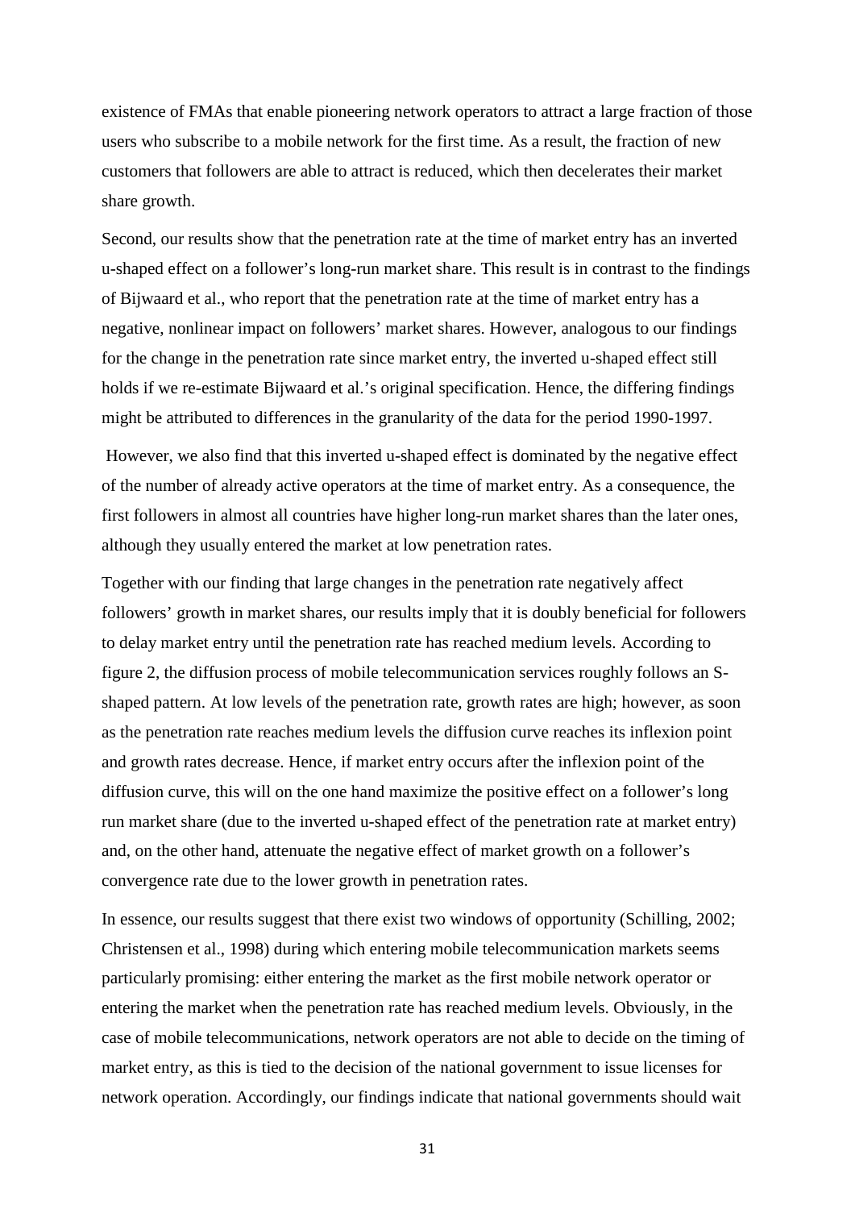existence of FMAs that enable pioneering network operators to attract a large fraction of those users who subscribe to a mobile network for the first time. As a result, the fraction of new customers that followers are able to attract is reduced, which then decelerates their market share growth.

Second, our results show that the penetration rate at the time of market entry has an inverted u-shaped effect on a follower's long-run market share. This result is in contrast to the findings of Bijwaard et al., who report that the penetration rate at the time of market entry has a negative, nonlinear impact on followers' market shares. However, analogous to our findings for the change in the penetration rate since market entry, the inverted u-shaped effect still holds if we re-estimate Bijwaard et al.'s original specification. Hence, the differing findings might be attributed to differences in the granularity of the data for the period 1990-1997.

However, we also find that this inverted u-shaped effect is dominated by the negative effect of the number of already active operators at the time of market entry. As a consequence, the first followers in almost all countries have higher long-run market shares than the later ones, although they usually entered the market at low penetration rates.

Together with our finding that large changes in the penetration rate negatively affect followers' growth in market shares, our results imply that it is doubly beneficial for followers to delay market entry until the penetration rate has reached medium levels. According to figure 2, the diffusion process of mobile telecommunication services roughly follows an S-shaped pattern. At low levels of the penetration rate, growth rates are high; however, as soon as the penetration rate reaches medium levels the diffusion curve reaches its inflexion point and growth rates decrease. Hence, if market entry occurs after the inflexion point of the diffusion curve, this will on the one hand maximize the positive effect on a follower's long run market share (due to the inverted u-shaped effect of the penetration rate at market entry) and, on the other hand, attenuate the negative effect of market growth on a follower's convergence rate due to the lower growth in penetration rates.

In essence, our results suggest that there exist two windows of opportunity (Schilling, 2002; Christensen et al., 1998) during which entering mobile telecommunication markets seems particularly promising: either entering the market as the first mobile network operator or entering the market when the penetration rate has reached medium levels. Obviously, in the case of mobile telecommunications, network operators are not able to decide on the timing of market entry, as this is tied to the decision of the national government to issue licenses for network operation. Accordingly, our findings indicate that national governments should wait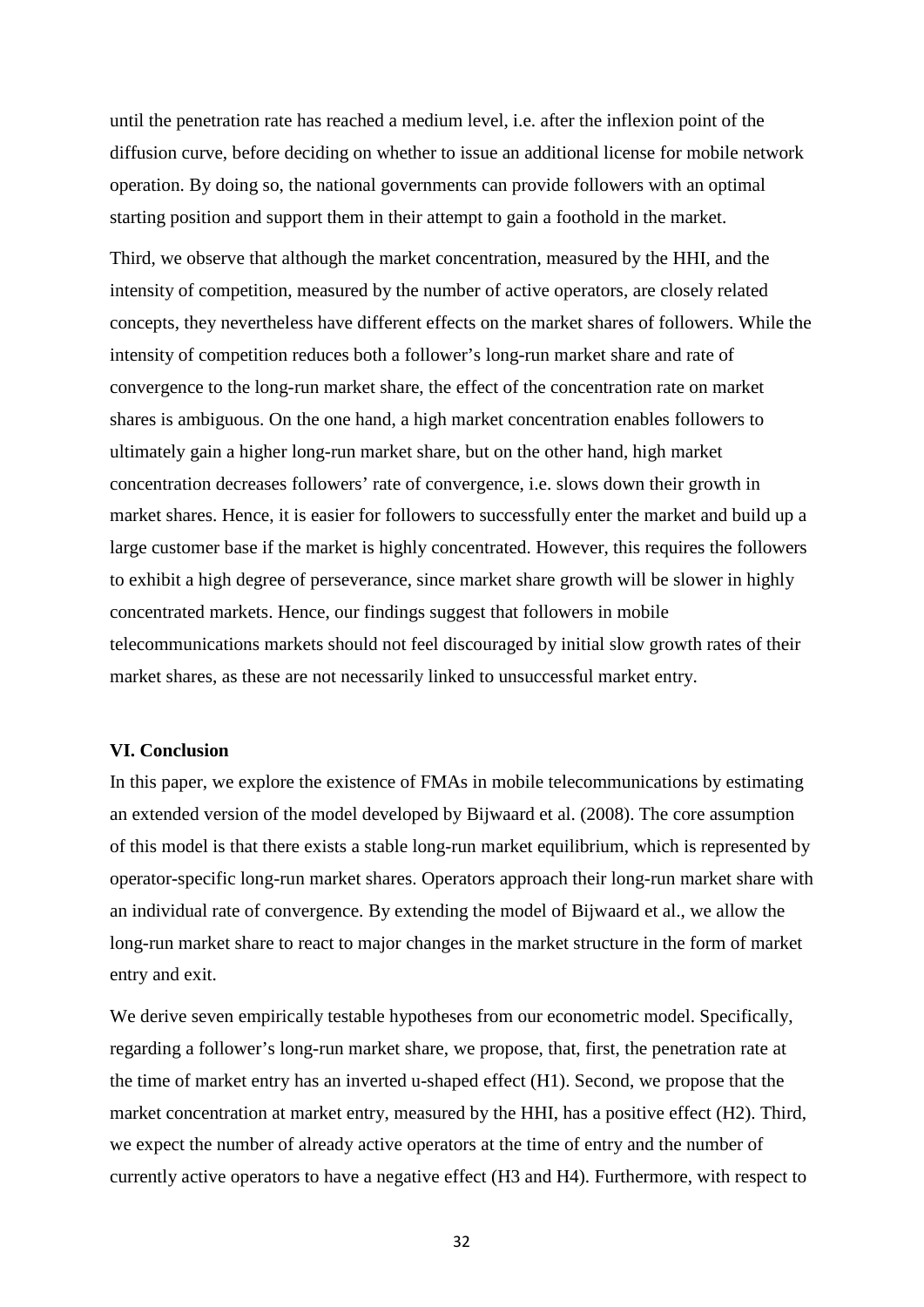until the penetration rate has reached a medium level, i.e. after the inflexion point of the diffusion curve, before deciding on whether to issue an additional license for mobile network operation. By doing so, the national governments can provide followers with an optimal starting position and support them in their attempt to gain a foothold in the market.

Third, we observe that although the market concentration, measured by the HHI, and the intensity of competition, measured by the number of active operators, are closely related concepts, they nevertheless have different effects on the market shares of followers. While the intensity of competition reduces both a follower's long-run market share and rate of convergence to the long-run market share, the effect of the concentration rate on market shares is ambiguous. On the one hand, a high market concentration enables followers to ultimately gain a higher long-run market share, but on the other hand, high market concentration decreases followers' rate of convergence, i.e. slows down their growth in market shares. Hence, it is easier for followers to successfully enter the market and build up a large customer base if the market is highly concentrated. However, this requires the followers to exhibit a high degree of perseverance, since market share growth will be slower in highly concentrated markets. Hence, our findings suggest that followers in mobile telecommunications markets should not feel discouraged by initial slow growth rates of their market shares, as these are not necessarily linked to unsuccessful market entry.

## VI. Conclusion

In this paper, we explore the existence of FMAs in mobile telecommunications by estimating an extended version of the model developed by Bijwaard et al. (2008). The core assumption of this model is that there exists a stable long-run market equilibrium, which is represented by operator-specific long-run market shares. Operators approach their long-run market share with an individual rate of convergence. By extending the model of Bijwaard et al., we allow the long-run market share to react to major changes in the market structure in the form of market entry and exit.

We derive seven empirically testable hypotheses from our econometric model. Specifically, regarding a follower's long-run market share, we propose, that, first, the penetration rate at the time of market entry has an inverted u-shaped effect (H1). Second, we propose that the market concentration at market entry, measured by the HHI, has a positive effect (H2). Third, we expect the number of already active operators at the time of entry and the number of currently active operators to have a negative effect (H3 and H4). Furthermore, with respect to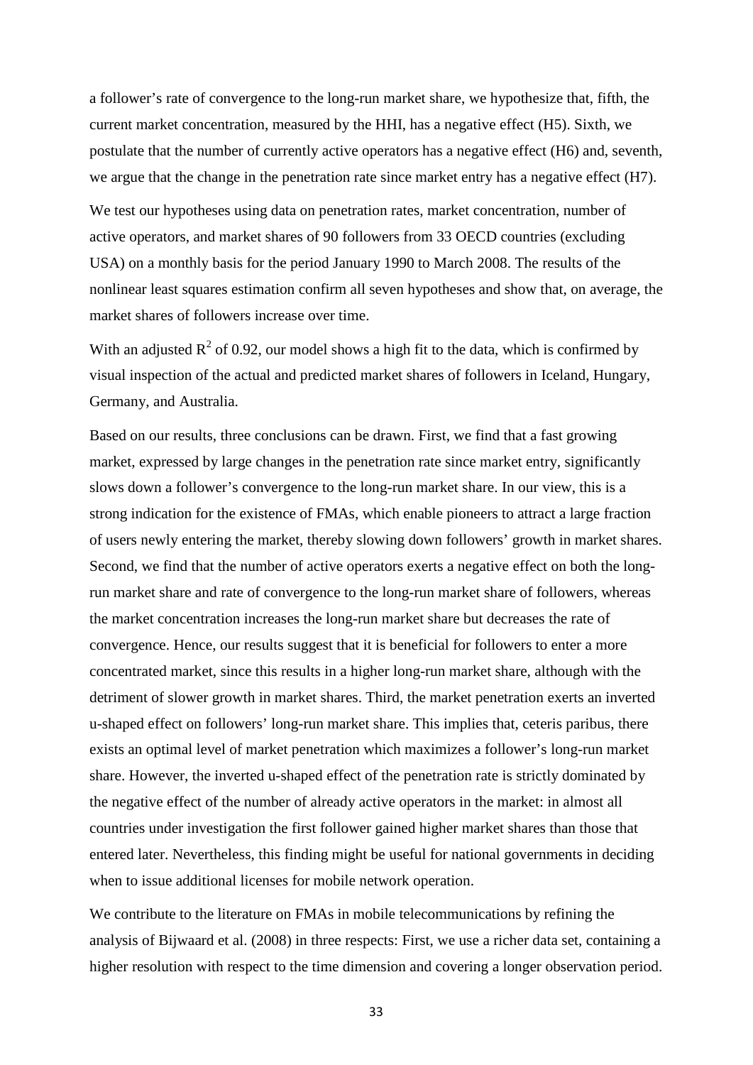a follower's rate of convergence to the long-run market share, we hypothesize that, fifth, the current market concentration, measured by the HHI, has a negative effect (H5). Sixth, we postulate that the number of currently active operators has a negative effect (H6) and, seventh, we argue that the change in the penetration rate since market entry has a negative effect (H7).

We test our hypotheses using data on penetration rates, market concentration, number of active operators, and market shares of 90 followers from 33 OECD countries (excluding USA) on a monthly basis for the period January 1990 to March 2008. The results of the nonlinear least squares estimation confirm all seven hypotheses and show that, on average, the market shares of followers increase over time.

With an adjusted $R^2$ of 0.92, our model shows a high fit to the data, which is confirmed by visual inspection of the actual and predicted market shares of followers in Iceland, Hungary, Germany, and Australia.

Based on our results, three conclusions can be drawn. First, we find that a fast growing market, expressed by large changes in the penetration rate since market entry, significantly slows down a follower's convergence to the long-run market share. In our view, this is a strong indication for the existence of FMAs, which enable pioneers to attract a large fraction of users newly entering the market, thereby slowing down followers' growth in market shares. Second, we find that the number of active operators exerts a negative effect on both the long-run market share and rate of convergence to the long-run market share of followers, whereas the market concentration increases the long-run market share but decreases the rate of convergence. Hence, our results suggest that it is beneficial for followers to enter a more concentrated market, since this results in a higher long-run market share, although with the detriment of slower growth in market shares. Third, the market penetration exerts an inverted u-shaped effect on followers' long-run market share. This implies that, ceteris paribus, there exists an optimal level of market penetration which maximizes a follower's long-run market share. However, the inverted u-shaped effect of the penetration rate is strictly dominated by the negative effect of the number of already active operators in the market: in almost all countries under investigation the first follower gained higher market shares than those that entered later. Nevertheless, this finding might be useful for national governments in deciding when to issue additional licenses for mobile network operation.

We contribute to the literature on FMAs in mobile telecommunications by refining the analysis of Bijwaard et al. (2008) in three respects: First, we use a richer data set, containing a higher resolution with respect to the time dimension and covering a longer observation period.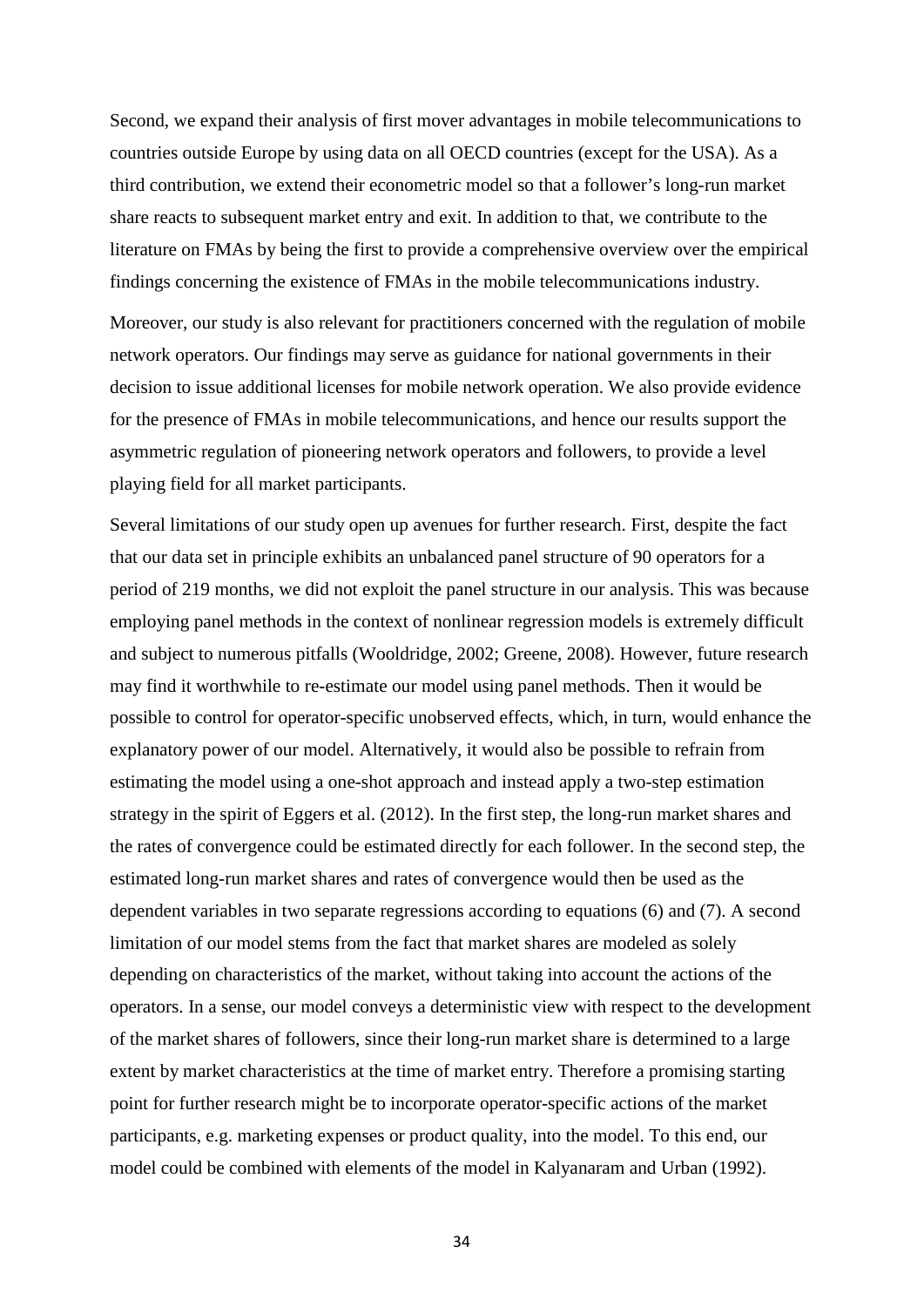Second, we expand their analysis of first mover advantages in mobile telecommunications to countries outside Europe by using data on all OECD countries (except for the USA). As a third contribution, we extend their econometric model so that a follower's long-run market share reacts to subsequent market entry and exit. In addition to that, we contribute to the literature on FMAs by being the first to provide a comprehensive overview over the empirical findings concerning the existence of FMAs in the mobile telecommunications industry.

Moreover, our study is also relevant for practitioners concerned with the regulation of mobile network operators. Our findings may serve as guidance for national governments in their decision to issue additional licenses for mobile network operation. We also provide evidence for the presence of FMAs in mobile telecommunications, and hence our results support the asymmetric regulation of pioneering network operators and followers, to provide a level playing field for all market participants.

Several limitations of our study open up avenues for further research. First, despite the fact that our data set in principle exhibits an unbalanced panel structure of 90 operators for a period of 219 months, we did not exploit the panel structure in our analysis. This was because employing panel methods in the context of nonlinear regression models is extremely difficult and subject to numerous pitfalls (Wooldridge, 2002; Greene, 2008). However, future research may find it worthwhile to re-estimate our model using panel methods. Then it would be possible to control for operator-specific unobserved effects, which, in turn, would enhance the explanatory power of our model. Alternatively, it would also be possible to refrain from estimating the model using a one-shot approach and instead apply a two-step estimation strategy in the spirit of Eggers et al. (2012). In the first step, the long-run market shares and the rates of convergence could be estimated directly for each follower. In the second step, the estimated long-run market shares and rates of convergence would then be used as the dependent variables in two separate regressions according to equations (6) and (7). A second limitation of our model stems from the fact that market shares are modeled as solely depending on characteristics of the market, without taking into account the actions of the operators. In a sense, our model conveys a deterministic view with respect to the development of the market shares of followers, since their long-run market share is determined to a large extent by market characteristics at the time of market entry. Therefore a promising starting point for further research might be to incorporate operator-specific actions of the market participants, e.g. marketing expenses or product quality, into the model. To this end, our model could be combined with elements of the model in Kalyanaram and Urban (1992).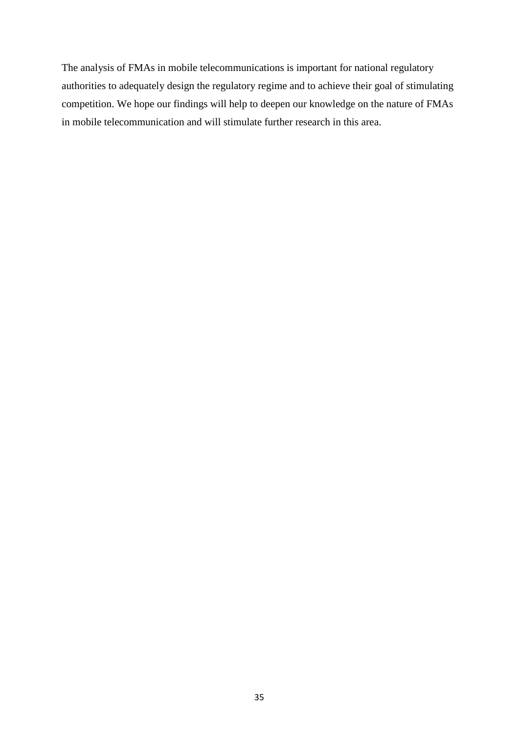The analysis of FMAs in mobile telecommunications is important for national regulatory authorities to adequately design the regulatory regime and to achieve their goal of stimulating competition. We hope our findings will help to deepen our knowledge on the nature of FMAs in mobile telecommunication and will stimulate further research in this area.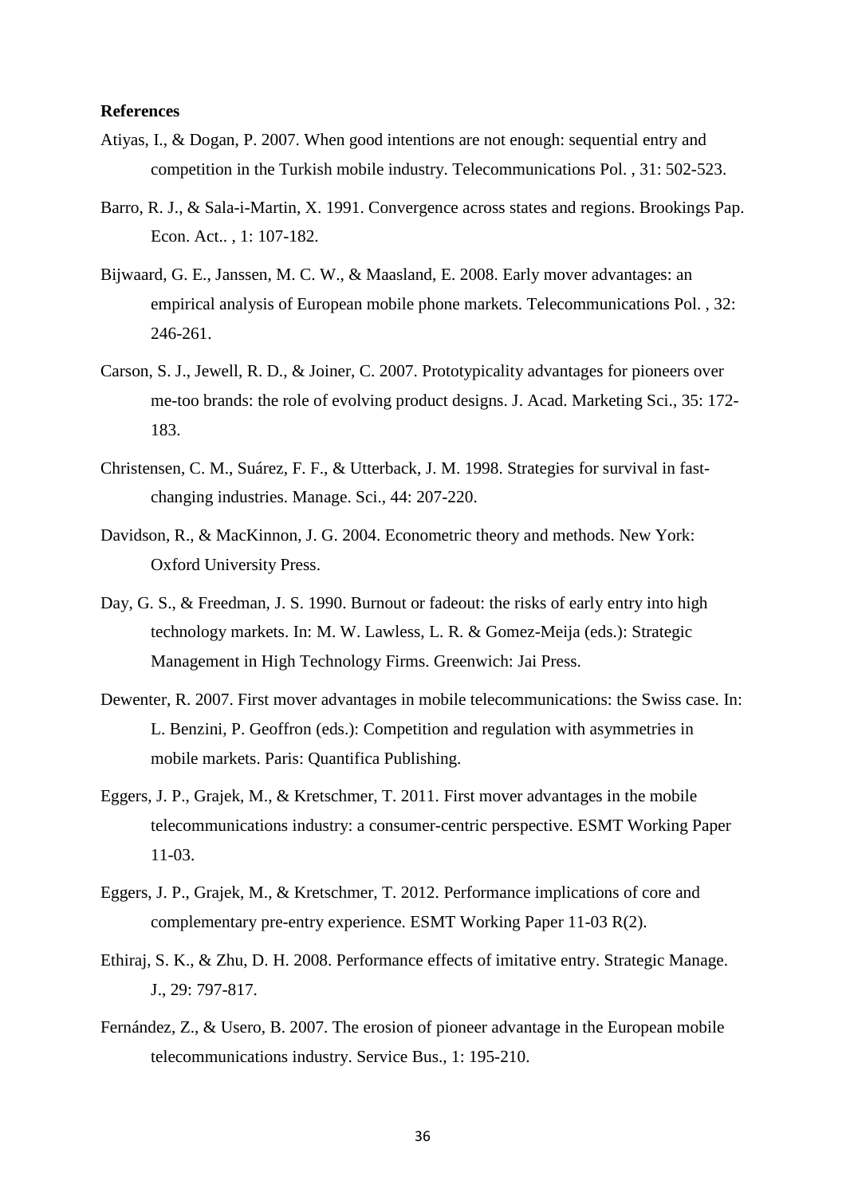**References**

Atiyas, I., & Dogan, P. 2007. When good intentions are not enough: sequential entry and competition in the Turkish mobile industry. Telecommunications Pol. , 31: 502-523.

Barro, R. J., & Sala-i-Martin, X. 1991. Convergence across states and regions. Brookings Pap. Econ. Act.. , 1: 107-182.

Bijwaard, G. E., Janssen, M. C. W., & Maasland, E. 2008. Early mover advantages: an empirical analysis of European mobile phone markets. Telecommunications Pol. , 32: 246-261.

Carson, S. J., Jewell, R. D., & Joiner, C. 2007. Prototypicality advantages for pioneers over me-too brands: the role of evolving product designs. J. Acad. Marketing Sci., 35: 172-183.

Christensen, C. M., Suárez, F. F., & Utterback, J. M. 1998. Strategies for survival in fast-changing industries. Manage. Sci., 44: 207-220.

Davidson, R., & MacKinnon, J. G. 2004. Econometric theory and methods. New York: Oxford University Press.

Day, G. S., & Freedman, J. S. 1990. Burnout or fadeout: the risks of early entry into high technology markets. In: M. W. Lawless, L. R. & Gomez-Meija (eds.): Strategic Management in High Technology Firms. Greenwich: Jai Press.

Dewenter, R. 2007. First mover advantages in mobile telecommunications: the Swiss case. In: L. Benzini, P. Geoffron (eds.): Competition and regulation with asymmetries in mobile markets. Paris: Quantifica Publishing.

Eggers, J. P., Grajek, M., & Kretschmer, T. 2011. First mover advantages in the mobile telecommunications industry: a consumer-centric perspective. ESMT Working Paper 11-03.

Eggers, J. P., Grajek, M., & Kretschmer, T. 2012. Performance implications of core and complementary pre-entry experience. ESMT Working Paper 11-03 R(2).

Ethiraj, S. K., & Zhu, D. H. 2008. Performance effects of imitative entry. Strategic Manage. J., 29: 797-817.

Fernández, Z., & Usero, B. 2007. The erosion of pioneer advantage in the European mobile telecommunications industry. Service Bus., 1: 195-210.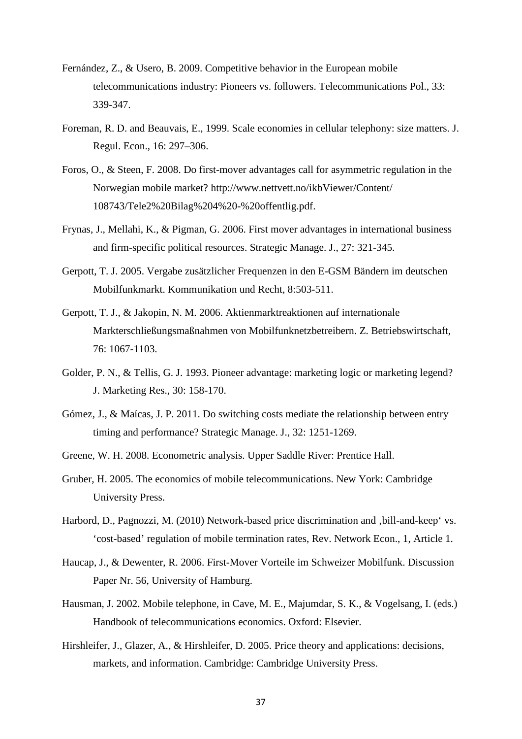Fernández, Z., & Usero, B. 2009. Competitive behavior in the European mobile telecommunications industry: Pioneers vs. followers. Telecommunications Pol., 33: 339-347.

Foreman, R. D. and Beauvais, E., 1999. Scale economies in cellular telephony: size matters. J. Regul. Econ., 16: 297–306.

Foros, O., & Steen, F. 2008. Do first-mover advantages call for asymmetric regulation in the Norwegian mobile market? http://www.nettvett.no/ikbViewer/Content/108743/Tele2%20Bilag%204%20-%20offentlig.pdf.

Frynas, J., Mellahi, K., & Pigman, G. 2006. First mover advantages in international business and firm-specific political resources. Strategic Manage. J., 27: 321-345.

Gerpott, T. J. 2005. Vergabe zusätzlicher Frequenzen in den E-GSM Bändern im deutschen Mobilfunkmarkt. Kommunikation und Recht, 8:503-511.

Gerpott, T. J., & Jakopin, N. M. 2006. Aktienmarktreaktionen auf internationale Markterschließungsmaßnahmen von Mobilfunknetzbetreibern. Z. Betriebswirtschaft, 76: 1067-1103.

Golder, P. N., & Tellis, G. J. 1993. Pioneer advantage: marketing logic or marketing legend? J. Marketing Res., 30: 158-170.

Gómez, J., & Maícas, J. P. 2011. Do switching costs mediate the relationship between entry timing and performance? Strategic Manage. J., 32: 1251-1269.

Greene, W. H. 2008. Econometric analysis. Upper Saddle River: Prentice Hall.

Gruber, H. 2005. The economics of mobile telecommunications. New York: Cambridge University Press.

Harbord, D., Pagnozzi, M. (2010) Network-based price discrimination and ‚bill-and-keep‘ vs. 'cost-based' regulation of mobile termination rates, Rev. Network Econ., 1, Article 1.

Haucap, J., & Dewenter, R. 2006. First-Mover Vorteile im Schweizer Mobilfunk. Discussion Paper Nr. 56, University of Hamburg.

Hausman, J. 2002. Mobile telephone, in Cave, M. E., Majumdar, S. K., & Vogelsang, I. (eds.) Handbook of telecommunications economics. Oxford: Elsevier.

Hirshleifer, J., Glazer, A., & Hirshleifer, D. 2005. Price theory and applications: decisions, markets, and information. Cambridge: Cambridge University Press.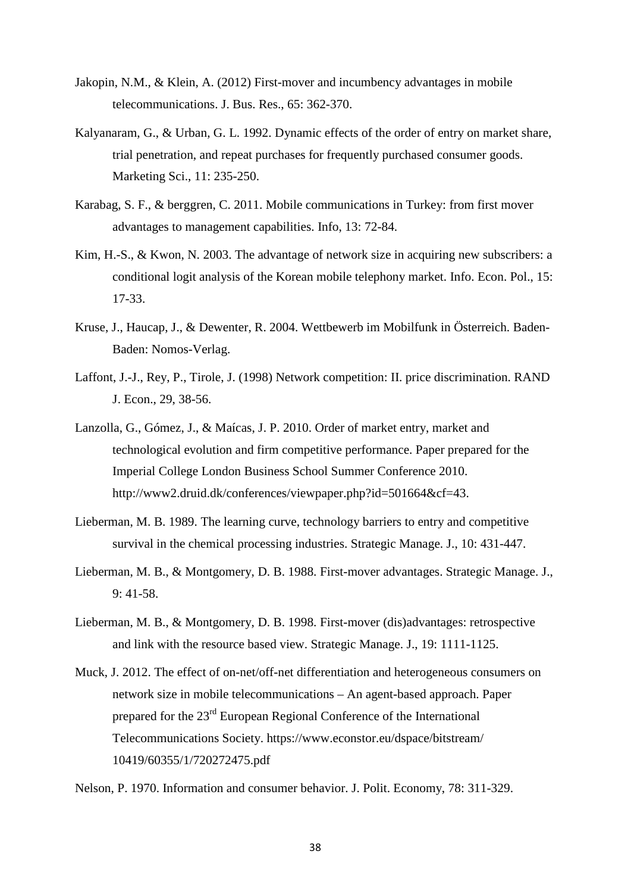Jakopin, N.M., & Klein, A. (2012) First-mover and incumbency advantages in mobile telecommunications. J. Bus. Res., 65: 362-370.

Kalyanaram, G., & Urban, G. L. 1992. Dynamic effects of the order of entry on market share, trial penetration, and repeat purchases for frequently purchased consumer goods. Marketing Sci., 11: 235-250.

Karabag, S. F., & berggren, C. 2011. Mobile communications in Turkey: from first mover advantages to management capabilities. Info, 13: 72-84.

Kim, H.-S., & Kwon, N. 2003. The advantage of network size in acquiring new subscribers: a conditional logit analysis of the Korean mobile telephony market. Info. Econ. Pol., 15: 17-33.

Kruse, J., Haucap, J., & Dewenter, R. 2004. Wettbewerb im Mobilfunk in Österreich. Baden-Baden: Nomos-Verlag.

Laffont, J.-J., Rey, P., Tirole, J. (1998) Network competition: II. price discrimination. RAND J. Econ., 29, 38-56.

Lanzolla, G., Gómez, J., & Maícas, J. P. 2010. Order of market entry, market and technological evolution and firm competitive performance. Paper prepared for the Imperial College London Business School Summer Conference 2010. http://www2.druid.dk/conferences/viewpaper.php?id=501664&cf=43.

Lieberman, M. B. 1989. The learning curve, technology barriers to entry and competitive survival in the chemical processing industries. Strategic Manage. J., 10: 431-447.

Lieberman, M. B., & Montgomery, D. B. 1988. First-mover advantages. Strategic Manage. J., 9: 41-58.

Lieberman, M. B., & Montgomery, D. B. 1998. First-mover (dis)advantages: retrospective and link with the resource based view. Strategic Manage. J., 19: 1111-1125.

Muck, J. 2012. The effect of on-net/off-net differentiation and heterogeneous consumers on network size in mobile telecommunications – An agent-based approach. Paper prepared for the 23rd European Regional Conference of the International Telecommunications Society. https://www.econstor.eu/dspace/bitstream/10419/60355/1/720272475.pdf

Nelson, P. 1970. Information and consumer behavior. J. Polit. Economy, 78: 311-329.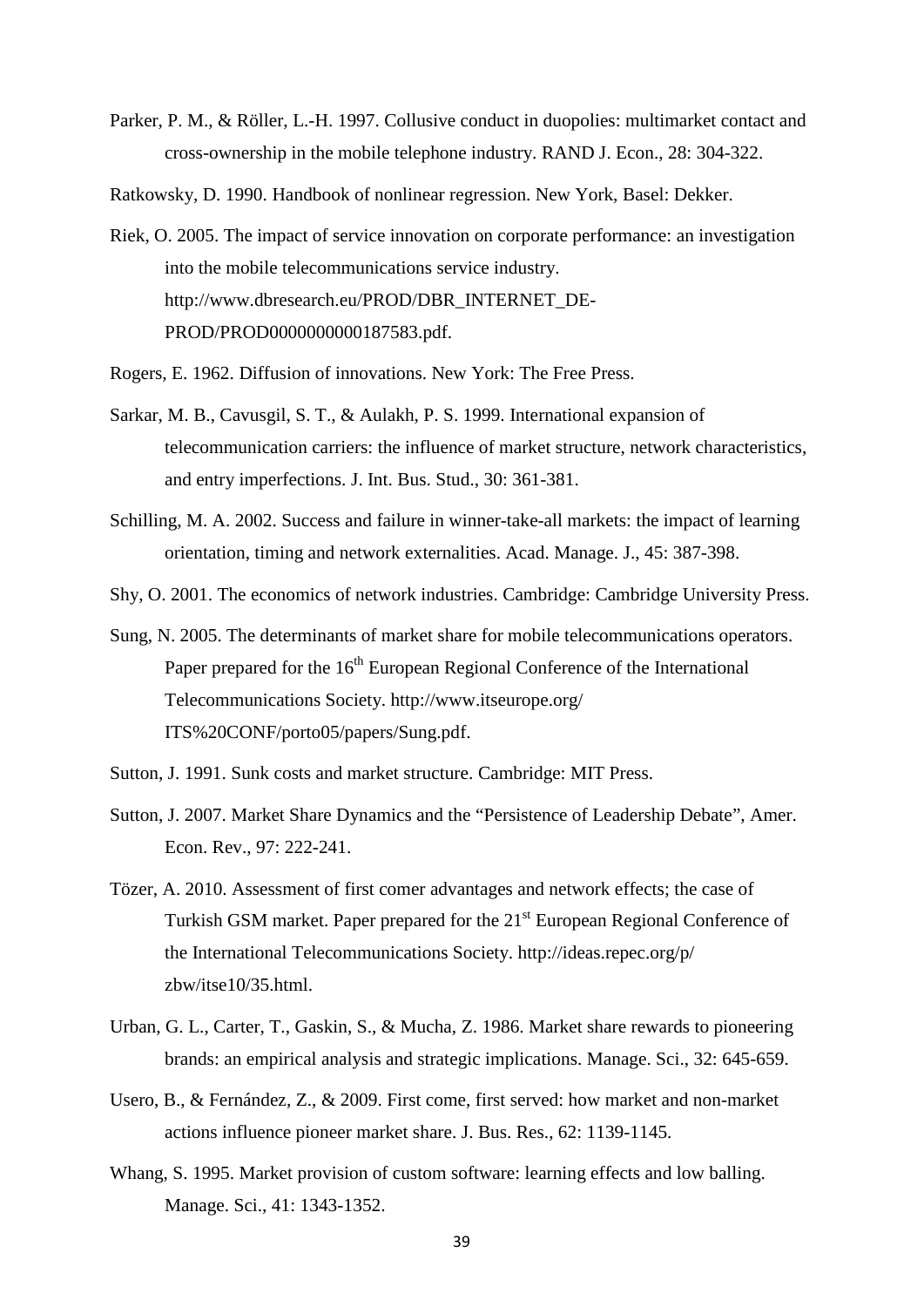Parker, P. M., & Röller, L.-H. 1997. Collusive conduct in duopolies: multimarket contact and cross-ownership in the mobile telephone industry. RAND J. Econ., 28: 304-322.

Ratkowsky, D. 1990. Handbook of nonlinear regression. New York, Basel: Dekker.

Riek, O. 2005. The impact of service innovation on corporate performance: an investigation into the mobile telecommunications service industry. http://www.dbresearch.eu/PROD/DBR_INTERNET_DE-PROD/PROD0000000000187583.pdf.

Rogers, E. 1962. Diffusion of innovations. New York: The Free Press.

Sarkar, M. B., Cavusgil, S. T., & Aulakh, P. S. 1999. International expansion of telecommunication carriers: the influence of market structure, network characteristics, and entry imperfections. J. Int. Bus. Stud., 30: 361-381.

Schilling, M. A. 2002. Success and failure in winner-take-all markets: the impact of learning orientation, timing and network externalities. Acad. Manage. J., 45: 387-398.

Shy, O. 2001. The economics of network industries. Cambridge: Cambridge University Press.

Sung, N. 2005. The determinants of market share for mobile telecommunications operators. Paper prepared for the 16th European Regional Conference of the International Telecommunications Society. http://www.itseurope.org/ITS%20CONF/porto05/papers/Sung.pdf.

Sutton, J. 1991. Sunk costs and market structure. Cambridge: MIT Press.

Sutton, J. 2007. Market Share Dynamics and the "Persistence of Leadership Debate", Amer. Econ. Rev., 97: 222-241.

Tözer, A. 2010. Assessment of first comer advantages and network effects; the case of Turkish GSM market. Paper prepared for the 21st European Regional Conference of the International Telecommunications Society. http://ideas.repec.org/p/zbw/itse10/35.html.

Urban, G. L., Carter, T., Gaskin, S., & Mucha, Z. 1986. Market share rewards to pioneering brands: an empirical analysis and strategic implications. Manage. Sci., 32: 645-659.

Usero, B., & Fernández, Z., & 2009. First come, first served: how market and non-market actions influence pioneer market share. J. Bus. Res., 62: 1139-1145.

Whang, S. 1995. Market provision of custom software: learning effects and low balling. Manage. Sci., 41: 1343-1352.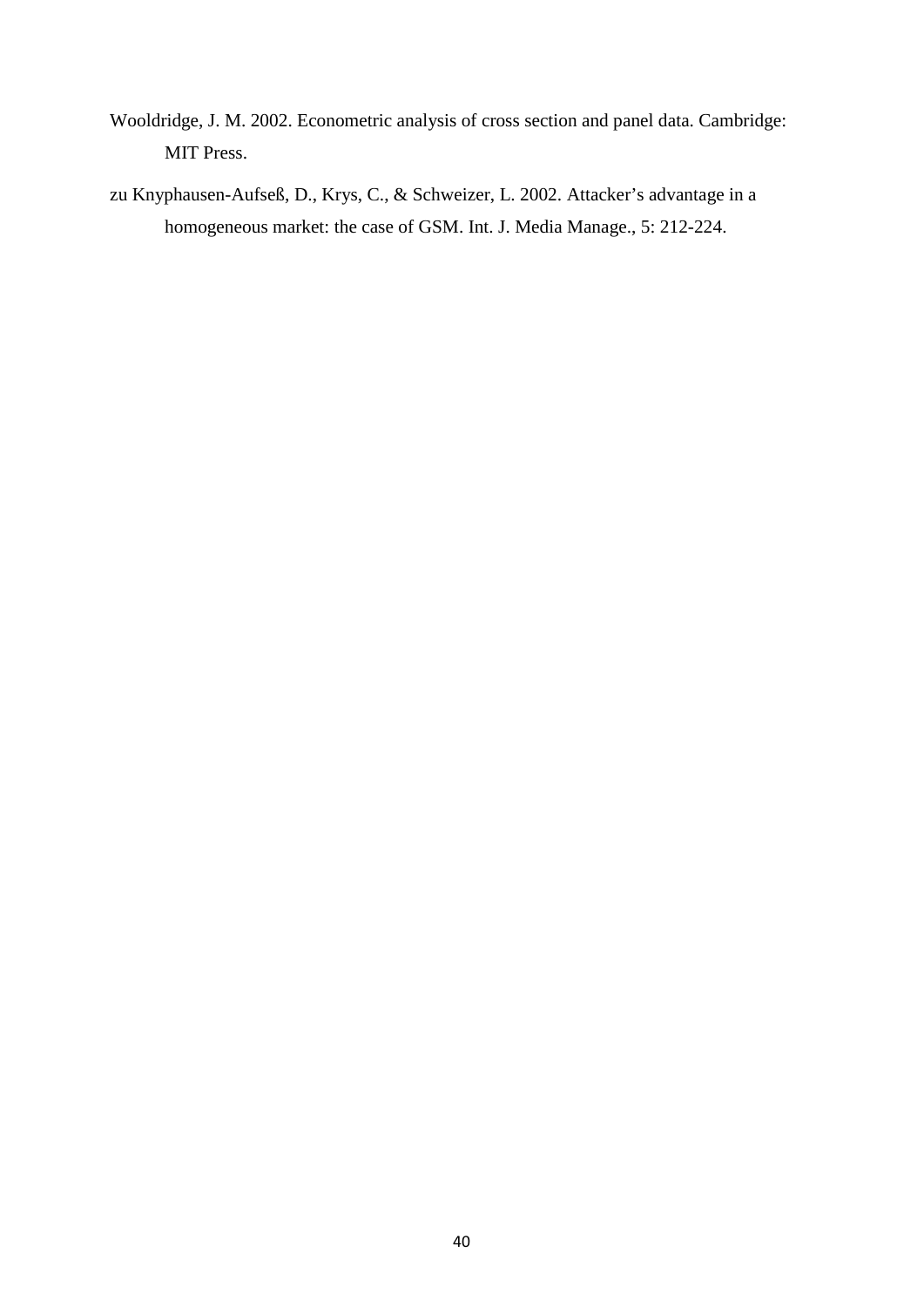Wooldridge, J. M. 2002. Econometric analysis of cross section and panel data. Cambridge: MIT Press.

zu Knyphausen-Aufseß, D., Krys, C., & Schweizer, L. 2002. Attacker's advantage in a homogeneous market: the case of GSM. Int. J. Media Manage., 5: 212-224.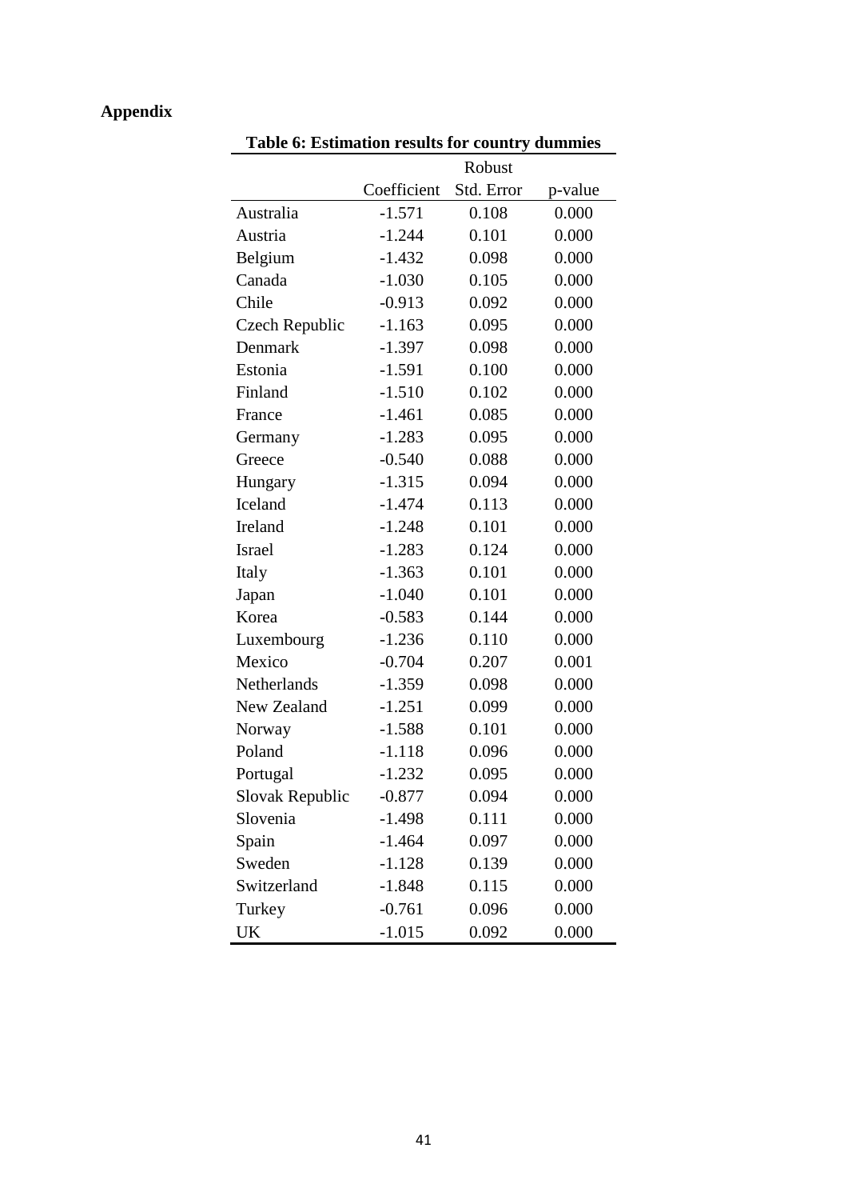**Appendix**

**Table 6: Estimation results for country dummies**

| | Coefficient | Robust Std. Error | p-value |
|---|---|---|---|
| Australia | -1.571 | 0.108 | 0.000 |
| Austria | -1.244 | 0.101 | 0.000 |
| Belgium | -1.432 | 0.098 | 0.000 |
| Canada | -1.030 | 0.105 | 0.000 |
| Chile | -0.913 | 0.092 | 0.000 |
| Czech Republic | -1.163 | 0.095 | 0.000 |
| Denmark | -1.397 | 0.098 | 0.000 |
| Estonia | -1.591 | 0.100 | 0.000 |
| Finland | -1.510 | 0.102 | 0.000 |
| France | -1.461 | 0.085 | 0.000 |
| Germany | -1.283 | 0.095 | 0.000 |
| Greece | -0.540 | 0.088 | 0.000 |
| Hungary | -1.315 | 0.094 | 0.000 |
| Iceland | -1.474 | 0.113 | 0.000 |
| Ireland | -1.248 | 0.101 | 0.000 |
| Israel | -1.283 | 0.124 | 0.000 |
| Italy | -1.363 | 0.101 | 0.000 |
| Japan | -1.040 | 0.101 | 0.000 |
| Korea | -0.583 | 0.144 | 0.000 |
| Luxembourg | -1.236 | 0.110 | 0.000 |
| Mexico | -0.704 | 0.207 | 0.001 |
| Netherlands | -1.359 | 0.098 | 0.000 |
| New Zealand | -1.251 | 0.099 | 0.000 |
| Norway | -1.588 | 0.101 | 0.000 |
| Poland | -1.118 | 0.096 | 0.000 |
| Portugal | -1.232 | 0.095 | 0.000 |
| Slovak Republic | -0.877 | 0.094 | 0.000 |
| Slovenia | -1.498 | 0.111 | 0.000 |
| Spain | -1.464 | 0.097 | 0.000 |
| Sweden | -1.128 | 0.139 | 0.000 |
| Switzerland | -1.848 | 0.115 | 0.000 |
| Turkey | -0.761 | 0.096 | 0.000 |
| UK | -1.015 | 0.092 | 0.000 |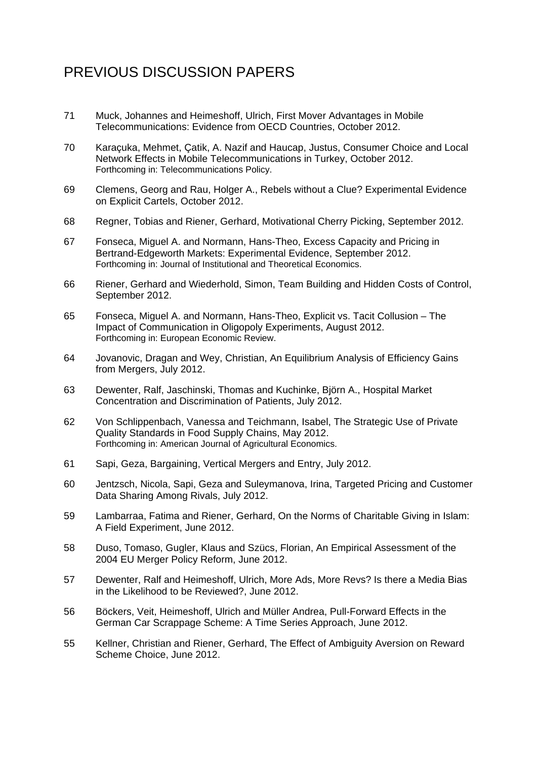# PREVIOUS DISCUSSION PAPERS

71 Muck, Johannes and Heimeshoff, Ulrich, First Mover Advantages in Mobile Telecommunications: Evidence from OECD Countries, October 2012.

70 Karaçuka, Mehmet, Çatik, A. Nazif and Haucap, Justus, Consumer Choice and Local Network Effects in Mobile Telecommunications in Turkey, October 2012.
Forthcoming in: Telecommunications Policy.

69 Clemens, Georg and Rau, Holger A., Rebels without a Clue? Experimental Evidence on Explicit Cartels, October 2012.

68 Regner, Tobias and Riener, Gerhard, Motivational Cherry Picking, September 2012.

67 Fonseca, Miguel A. and Normann, Hans-Theo, Excess Capacity and Pricing in Bertrand-Edgeworth Markets: Experimental Evidence, September 2012.
Forthcoming in: Journal of Institutional and Theoretical Economics.

66 Riener, Gerhard and Wiederhold, Simon, Team Building and Hidden Costs of Control, September 2012.

65 Fonseca, Miguel A. and Normann, Hans-Theo, Explicit vs. Tacit Collusion – The Impact of Communication in Oligopoly Experiments, August 2012.
Forthcoming in: European Economic Review.

64 Jovanovic, Dragan and Wey, Christian, An Equilibrium Analysis of Efficiency Gains from Mergers, July 2012.

63 Dewenter, Ralf, Jaschinski, Thomas and Kuchinke, Björn A., Hospital Market Concentration and Discrimination of Patients, July 2012.

62 Von Schlippenbach, Vanessa and Teichmann, Isabel, The Strategic Use of Private Quality Standards in Food Supply Chains, May 2012.
Forthcoming in: American Journal of Agricultural Economics.

61 Sapi, Geza, Bargaining, Vertical Mergers and Entry, July 2012.

60 Jentzsch, Nicola, Sapi, Geza and Suleymanova, Irina, Targeted Pricing and Customer Data Sharing Among Rivals, July 2012.

59 Lambarraa, Fatima and Riener, Gerhard, On the Norms of Charitable Giving in Islam: A Field Experiment, June 2012.

58 Duso, Tomaso, Gugler, Klaus and Szücs, Florian, An Empirical Assessment of the 2004 EU Merger Policy Reform, June 2012.

57 Dewenter, Ralf and Heimeshoff, Ulrich, More Ads, More Revs? Is there a Media Bias in the Likelihood to be Reviewed?, June 2012.

56 Böckers, Veit, Heimeshoff, Ulrich and Müller Andrea, Pull-Forward Effects in the German Car Scrappage Scheme: A Time Series Approach, June 2012.

55 Kellner, Christian and Riener, Gerhard, The Effect of Ambiguity Aversion on Reward Scheme Choice, June 2012.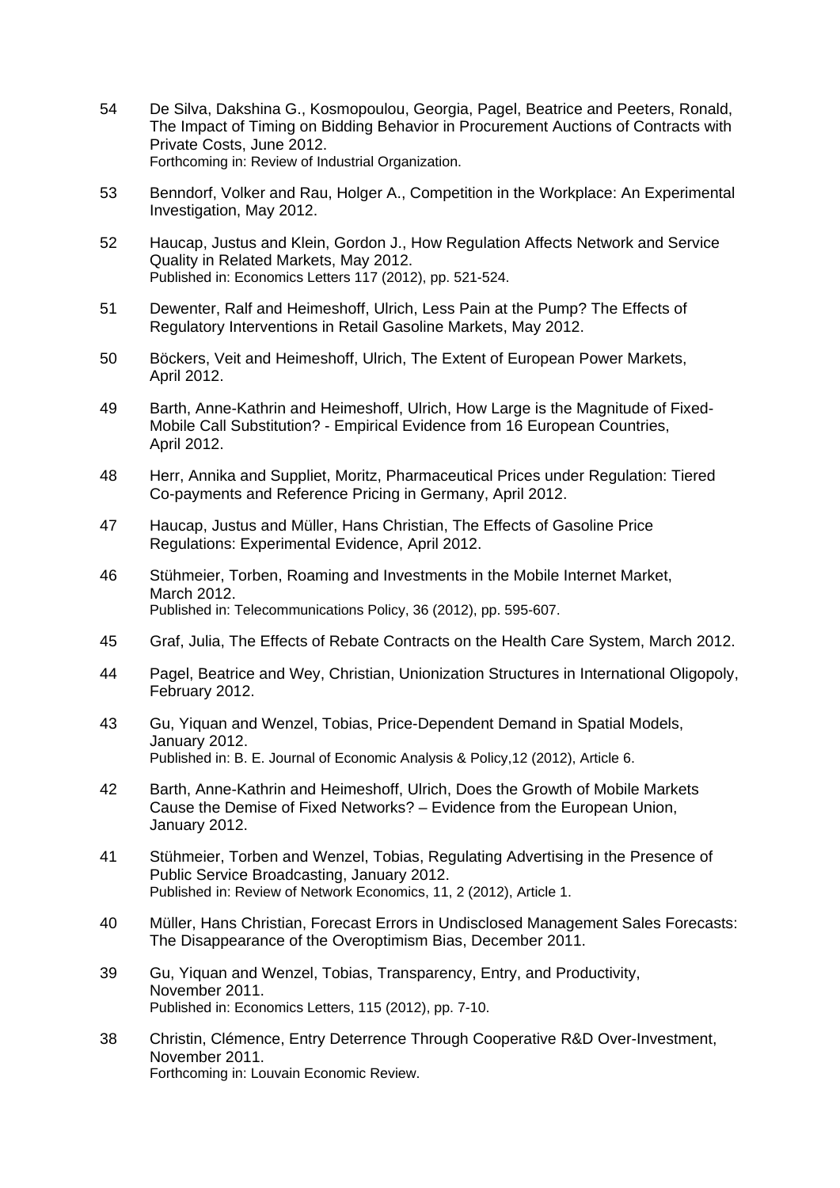54 De Silva, Dakshina G., Kosmopoulou, Georgia, Pagel, Beatrice and Peeters, Ronald, The Impact of Timing on Bidding Behavior in Procurement Auctions of Contracts with Private Costs, June 2012.
Forthcoming in: Review of Industrial Organization.

53 Benndorf, Volker and Rau, Holger A., Competition in the Workplace: An Experimental Investigation, May 2012.

52 Haucap, Justus and Klein, Gordon J., How Regulation Affects Network and Service Quality in Related Markets, May 2012.
Published in: Economics Letters 117 (2012), pp. 521-524.

51 Dewenter, Ralf and Heimeshoff, Ulrich, Less Pain at the Pump? The Effects of Regulatory Interventions in Retail Gasoline Markets, May 2012.

50 Böckers, Veit and Heimeshoff, Ulrich, The Extent of European Power Markets, April 2012.

49 Barth, Anne-Kathrin and Heimeshoff, Ulrich, How Large is the Magnitude of Fixed-Mobile Call Substitution? - Empirical Evidence from 16 European Countries, April 2012.

48 Herr, Annika and Suppliet, Moritz, Pharmaceutical Prices under Regulation: Tiered Co-payments and Reference Pricing in Germany, April 2012.

47 Haucap, Justus and Müller, Hans Christian, The Effects of Gasoline Price Regulations: Experimental Evidence, April 2012.

46 Stühmeier, Torben, Roaming and Investments in the Mobile Internet Market, March 2012.
Published in: Telecommunications Policy, 36 (2012), pp. 595-607.

45 Graf, Julia, The Effects of Rebate Contracts on the Health Care System, March 2012.

44 Pagel, Beatrice and Wey, Christian, Unionization Structures in International Oligopoly, February 2012.

43 Gu, Yiquan and Wenzel, Tobias, Price-Dependent Demand in Spatial Models, January 2012.
Published in: B. E. Journal of Economic Analysis & Policy,12 (2012), Article 6.

42 Barth, Anne-Kathrin and Heimeshoff, Ulrich, Does the Growth of Mobile Markets Cause the Demise of Fixed Networks? – Evidence from the European Union, January 2012.

41 Stühmeier, Torben and Wenzel, Tobias, Regulating Advertising in the Presence of Public Service Broadcasting, January 2012.
Published in: Review of Network Economics, 11, 2 (2012), Article 1.

40 Müller, Hans Christian, Forecast Errors in Undisclosed Management Sales Forecasts: The Disappearance of the Overoptimism Bias, December 2011.

39 Gu, Yiquan and Wenzel, Tobias, Transparency, Entry, and Productivity, November 2011.
Published in: Economics Letters, 115 (2012), pp. 7-10.

38 Christin, Clémence, Entry Deterrence Through Cooperative R&D Over-Investment, November 2011.
Forthcoming in: Louvain Economic Review.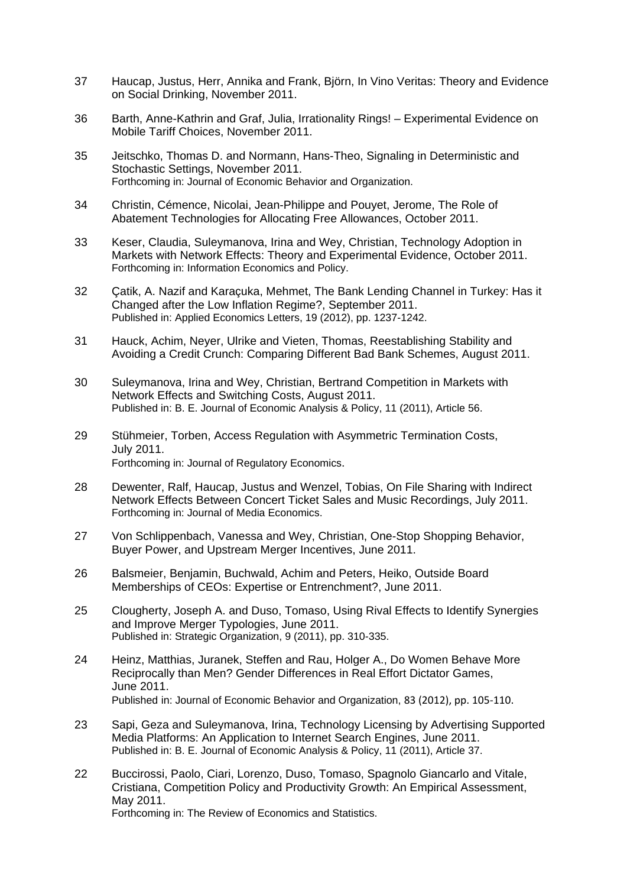37 Haucap, Justus, Herr, Annika and Frank, Björn, In Vino Veritas: Theory and Evidence on Social Drinking, November 2011.

36 Barth, Anne-Kathrin and Graf, Julia, Irrationality Rings! – Experimental Evidence on Mobile Tariff Choices, November 2011.

35 Jeitschko, Thomas D. and Normann, Hans-Theo, Signaling in Deterministic and Stochastic Settings, November 2011.
Forthcoming in: Journal of Economic Behavior and Organization.

34 Christin, Cémence, Nicolai, Jean-Philippe and Pouyet, Jerome, The Role of Abatement Technologies for Allocating Free Allowances, October 2011.

33 Keser, Claudia, Suleymanova, Irina and Wey, Christian, Technology Adoption in Markets with Network Effects: Theory and Experimental Evidence, October 2011.
Forthcoming in: Information Economics and Policy.

32 Çatik, A. Nazif and Karaçuka, Mehmet, The Bank Lending Channel in Turkey: Has it Changed after the Low Inflation Regime?, September 2011.
Published in: Applied Economics Letters, 19 (2012), pp. 1237-1242.

31 Hauck, Achim, Neyer, Ulrike and Vieten, Thomas, Reestablishing Stability and Avoiding a Credit Crunch: Comparing Different Bad Bank Schemes, August 2011.

30 Suleymanova, Irina and Wey, Christian, Bertrand Competition in Markets with Network Effects and Switching Costs, August 2011.
Published in: B. E. Journal of Economic Analysis & Policy, 11 (2011), Article 56.

29 Stühmeier, Torben, Access Regulation with Asymmetric Termination Costs, July 2011.
Forthcoming in: Journal of Regulatory Economics.

28 Dewenter, Ralf, Haucap, Justus and Wenzel, Tobias, On File Sharing with Indirect Network Effects Between Concert Ticket Sales and Music Recordings, July 2011.
Forthcoming in: Journal of Media Economics.

27 Von Schlippenbach, Vanessa and Wey, Christian, One-Stop Shopping Behavior, Buyer Power, and Upstream Merger Incentives, June 2011.

26 Balsmeier, Benjamin, Buchwald, Achim and Peters, Heiko, Outside Board Memberships of CEOs: Expertise or Entrenchment?, June 2011.

25 Clougherty, Joseph A. and Duso, Tomaso, Using Rival Effects to Identify Synergies and Improve Merger Typologies, June 2011.
Published in: Strategic Organization, 9 (2011), pp. 310-335.

24 Heinz, Matthias, Juranek, Steffen and Rau, Holger A., Do Women Behave More Reciprocally than Men? Gender Differences in Real Effort Dictator Games, June 2011.
Published in: Journal of Economic Behavior and Organization, 83 (2012), pp. 105-110.

23 Sapi, Geza and Suleymanova, Irina, Technology Licensing by Advertising Supported Media Platforms: An Application to Internet Search Engines, June 2011.
Published in: B. E. Journal of Economic Analysis & Policy, 11 (2011), Article 37.

22 Buccirossi, Paolo, Ciari, Lorenzo, Duso, Tomaso, Spagnolo Giancarlo and Vitale, Cristiana, Competition Policy and Productivity Growth: An Empirical Assessment, May 2011.
Forthcoming in: The Review of Economics and Statistics.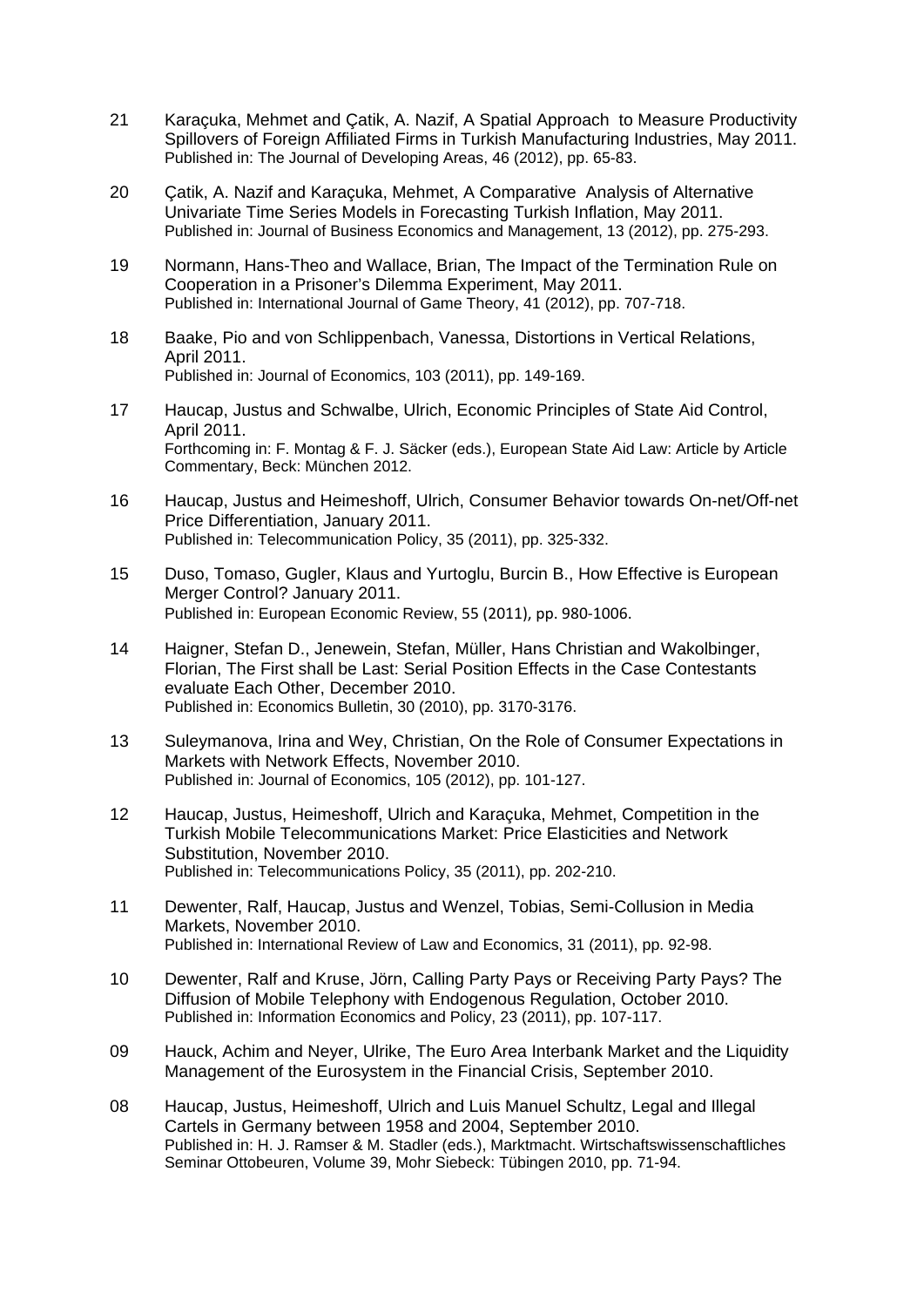21 Karaçuka, Mehmet and Çatik, A. Nazif, A Spatial Approach to Measure Productivity Spillovers of Foreign Affiliated Firms in Turkish Manufacturing Industries, May 2011.
Published in: The Journal of Developing Areas, 46 (2012), pp. 65-83.

20 Çatik, A. Nazif and Karaçuka, Mehmet, A Comparative Analysis of Alternative Univariate Time Series Models in Forecasting Turkish Inflation, May 2011.
Published in: Journal of Business Economics and Management, 13 (2012), pp. 275-293.

19 Normann, Hans-Theo and Wallace, Brian, The Impact of the Termination Rule on Cooperation in a Prisoner's Dilemma Experiment, May 2011.
Published in: International Journal of Game Theory, 41 (2012), pp. 707-718.

18 Baake, Pio and von Schlippenbach, Vanessa, Distortions in Vertical Relations, April 2011.
Published in: Journal of Economics, 103 (2011), pp. 149-169.

17 Haucap, Justus and Schwalbe, Ulrich, Economic Principles of State Aid Control, April 2011.
Forthcoming in: F. Montag & F. J. Säcker (eds.), European State Aid Law: Article by Article Commentary, Beck: München 2012.

16 Haucap, Justus and Heimeshoff, Ulrich, Consumer Behavior towards On-net/Off-net Price Differentiation, January 2011.
Published in: Telecommunication Policy, 35 (2011), pp. 325-332.

15 Duso, Tomaso, Gugler, Klaus and Yurtoglu, Burcin B., How Effective is European Merger Control? January 2011.
Published in: European Economic Review, 55 (2011), pp. 980-1006.

14 Haigner, Stefan D., Jenewein, Stefan, Müller, Hans Christian and Wakolbinger, Florian, The First shall be Last: Serial Position Effects in the Case Contestants evaluate Each Other, December 2010.
Published in: Economics Bulletin, 30 (2010), pp. 3170-3176.

13 Suleymanova, Irina and Wey, Christian, On the Role of Consumer Expectations in Markets with Network Effects, November 2010.
Published in: Journal of Economics, 105 (2012), pp. 101-127.

12 Haucap, Justus, Heimeshoff, Ulrich and Karaçuka, Mehmet, Competition in the Turkish Mobile Telecommunications Market: Price Elasticities and Network Substitution, November 2010.
Published in: Telecommunications Policy, 35 (2011), pp. 202-210.

11 Dewenter, Ralf, Haucap, Justus and Wenzel, Tobias, Semi-Collusion in Media Markets, November 2010.
Published in: International Review of Law and Economics, 31 (2011), pp. 92-98.

10 Dewenter, Ralf and Kruse, Jörn, Calling Party Pays or Receiving Party Pays? The Diffusion of Mobile Telephony with Endogenous Regulation, October 2010.
Published in: Information Economics and Policy, 23 (2011), pp. 107-117.

09 Hauck, Achim and Neyer, Ulrike, The Euro Area Interbank Market and the Liquidity Management of the Eurosystem in the Financial Crisis, September 2010.

08 Haucap, Justus, Heimeshoff, Ulrich and Luis Manuel Schultz, Legal and Illegal Cartels in Germany between 1958 and 2004, September 2010.
Published in: H. J. Ramser & M. Stadler (eds.), Marktmacht. Wirtschaftswissenschaftliches Seminar Ottobeuren, Volume 39, Mohr Siebeck: Tübingen 2010, pp. 71-94.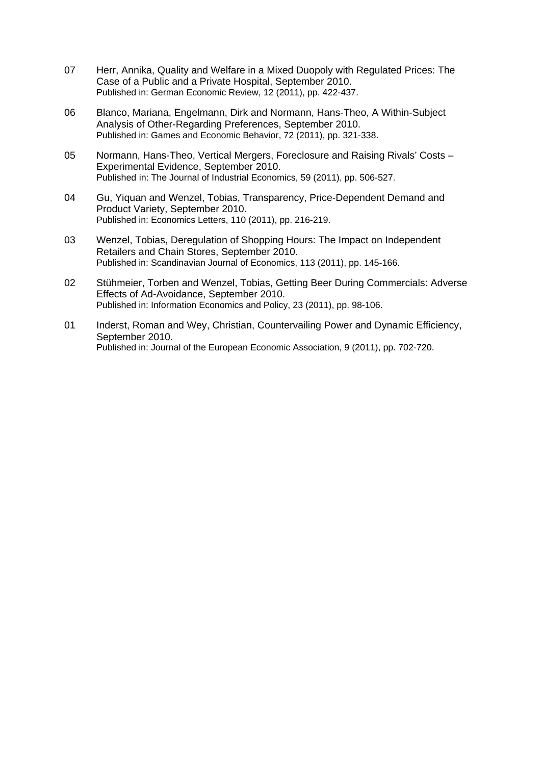07 Herr, Annika, Quality and Welfare in a Mixed Duopoly with Regulated Prices: The Case of a Public and a Private Hospital, September 2010.
Published in: German Economic Review, 12 (2011), pp. 422-437.

06 Blanco, Mariana, Engelmann, Dirk and Normann, Hans-Theo, A Within-Subject Analysis of Other-Regarding Preferences, September 2010.
Published in: Games and Economic Behavior, 72 (2011), pp. 321-338.

05 Normann, Hans-Theo, Vertical Mergers, Foreclosure and Raising Rivals' Costs – Experimental Evidence, September 2010.
Published in: The Journal of Industrial Economics, 59 (2011), pp. 506-527.

04 Gu, Yiquan and Wenzel, Tobias, Transparency, Price-Dependent Demand and Product Variety, September 2010.
Published in: Economics Letters, 110 (2011), pp. 216-219.

03 Wenzel, Tobias, Deregulation of Shopping Hours: The Impact on Independent Retailers and Chain Stores, September 2010.
Published in: Scandinavian Journal of Economics, 113 (2011), pp. 145-166.

02 Stühmeier, Torben and Wenzel, Tobias, Getting Beer During Commercials: Adverse Effects of Ad-Avoidance, September 2010.
Published in: Information Economics and Policy, 23 (2011), pp. 98-106.

01 Inderst, Roman and Wey, Christian, Countervailing Power and Dynamic Efficiency, September 2010.
Published in: Journal of the European Economic Association, 9 (2011), pp. 702-720.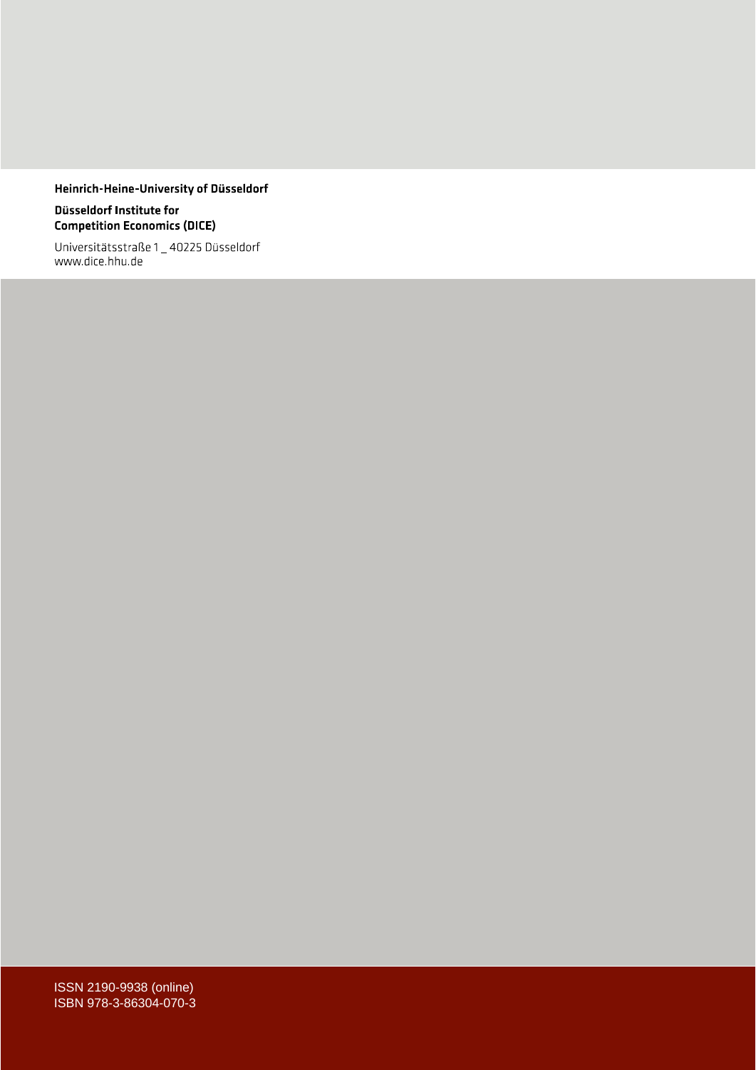**Heinrich-Heine-University of Düsseldorf**

**Düsseldorf Institute for Competition Economics (DICE)**

Universitätsstraße 1 _ 40225 Düsseldorf
www.dice.hhu.de

ISSN 2190-9938 (online)
ISBN 978-3-86304-070-3